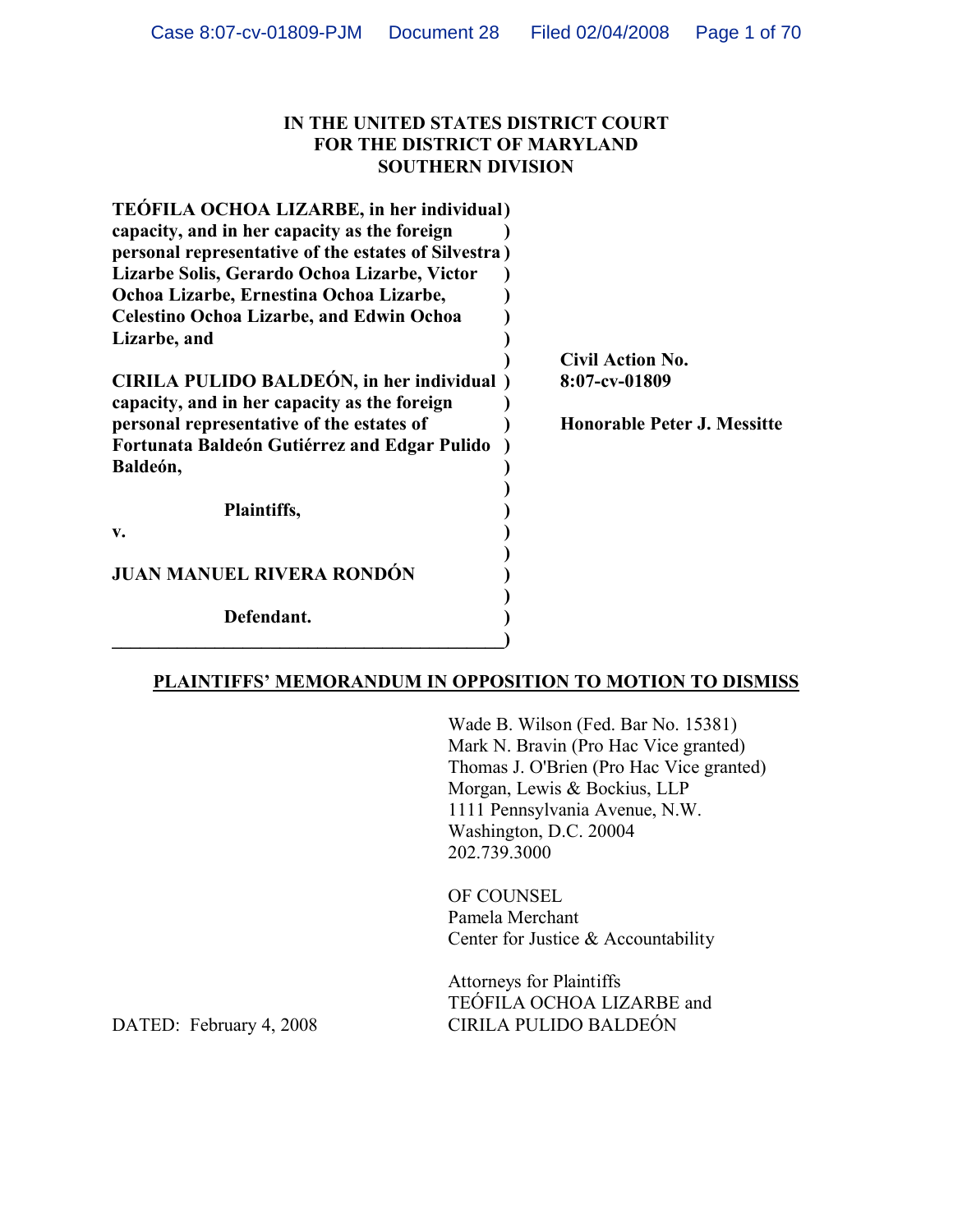**IN THE UNITED STATES DISTRICT COURT**
**FOR THE DISTRICT OF MARYLAND**
**SOUTHERN DIVISION**

**TEÓFILA OCHOA LIZARBE, in her individual capacity, and in her capacity as the foreign personal representative of the estates of Silvestra Lizarbe Solis, Gerardo Ochoa Lizarbe, Victor Ochoa Lizarbe, Ernestina Ochoa Lizarbe, Celestino Ochoa Lizarbe, and Edwin Ochoa Lizarbe, and**

**CIRILA PULIDO BALDEÓN, in her individual capacity, and in her capacity as the foreign personal representative of the estates of Fortunata Baldeón Gutiérrez and Edgar Pulido Baldeón,**

**Plaintiffs,**

**v.**

**JUAN MANUEL RIVERA RONDÓN**

**Defendant.**

**Civil Action No. 8:07-cv-01809**

**Honorable Peter J. Messitte**

**PLAINTIFFS' MEMORANDUM IN OPPOSITION TO MOTION TO DISMISS**

Wade B. Wilson (Fed. Bar No. 15381)
Mark N. Bravin (Pro Hac Vice granted)
Thomas J. O'Brien (Pro Hac Vice granted)
Morgan, Lewis & Bockius, LLP
1111 Pennsylvania Avenue, N.W.
Washington, D.C. 20004
202.739.3000

OF COUNSEL
Pamela Merchant
Center for Justice & Accountability

Attorneys for Plaintiffs
TEÓFILA OCHOA LIZARBE and
CIRILA PULIDO BALDEÓN

DATED: February 4, 2008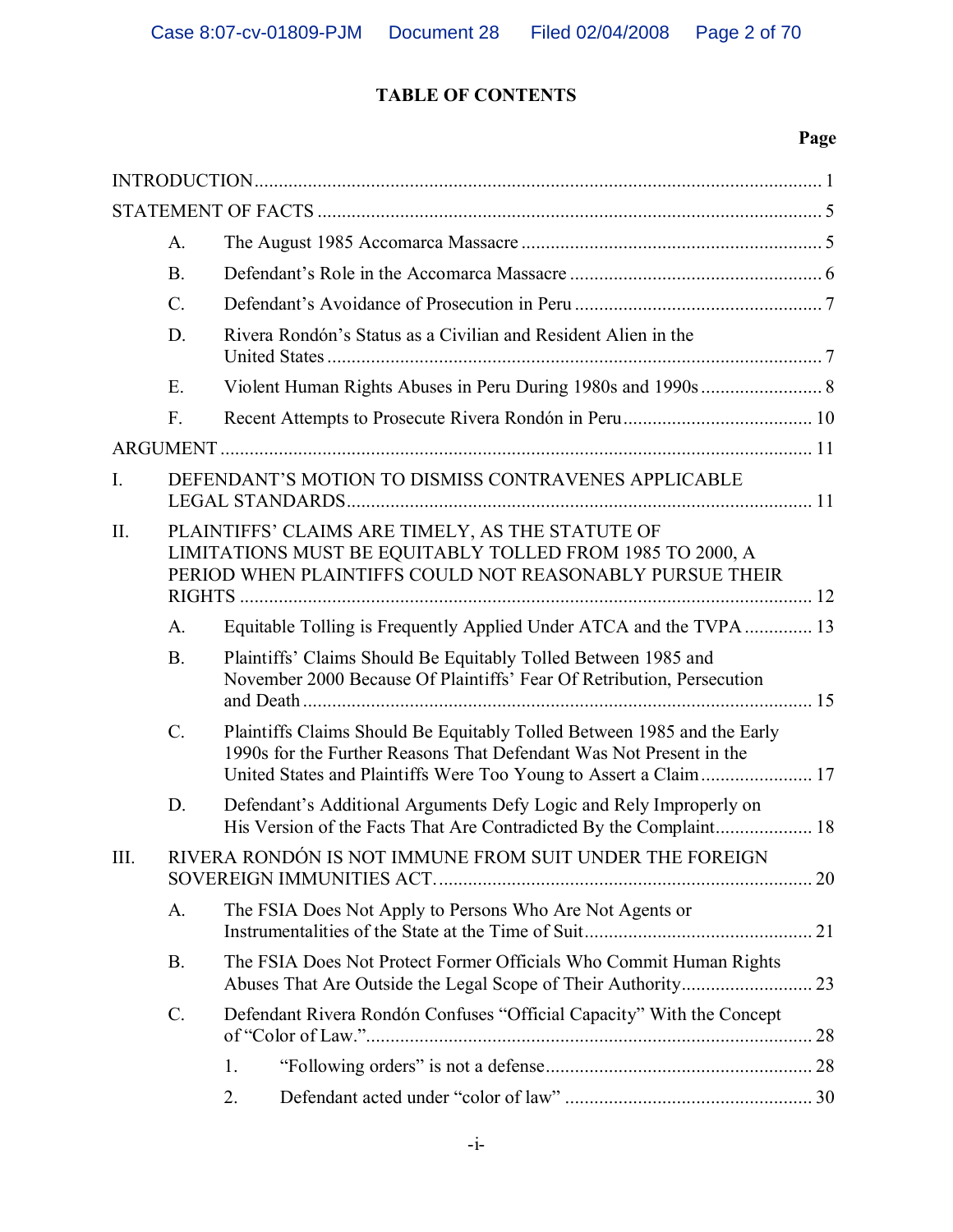# TABLE OF CONTENTS

| | | | Page |
|---|---|---|---|
| INTRODUCTION | | | 1 |
| STATEMENT OF FACTS | | | 5 |
| | A. | The August 1985 Accomarca Massacre | 5 |
| | B. | Defendant's Role in the Accomarca Massacre | 6 |
| | C. | Defendant's Avoidance of Prosecution in Peru | 7 |
| | D. | Rivera Rondón's Status as a Civilian and Resident Alien in the United States | 7 |
| | E. | Violent Human Rights Abuses in Peru During 1980s and 1990s | 8 |
| | F. | Recent Attempts to Prosecute Rivera Rondón in Peru | 10 |
| ARGUMENT | | | 11 |
| I. | DEFENDANT'S MOTION TO DISMISS CONTRAVENES APPLICABLE LEGAL STANDARDS | | 11 |
| II. | PLAINTIFFS' CLAIMS ARE TIMELY, AS THE STATUTE OF LIMITATIONS MUST BE EQUITABLY TOLLED FROM 1985 TO 2000, A PERIOD WHEN PLAINTIFFS COULD NOT REASONABLY PURSUE THEIR RIGHTS | | 12 |
| | A. | Equitable Tolling is Frequently Applied Under ATCA and the TVPA | 13 |
| | B. | Plaintiffs' Claims Should Be Equitably Tolled Between 1985 and November 2000 Because Of Plaintiffs' Fear Of Retribution, Persecution and Death | 15 |
| | C. | Plaintiffs Claims Should Be Equitably Tolled Between 1985 and the Early 1990s for the Further Reasons That Defendant Was Not Present in the United States and Plaintiffs Were Too Young to Assert a Claim | 17 |
| | D. | Defendant's Additional Arguments Defy Logic and Rely Improperly on His Version of the Facts That Are Contradicted By the Complaint | 18 |
| III. | RIVERA RONDÓN IS NOT IMMUNE FROM SUIT UNDER THE FOREIGN SOVEREIGN IMMUNITIES ACT. | | 20 |
| | A. | The FSIA Does Not Apply to Persons Who Are Not Agents or Instrumentalities of the State at the Time of Suit | 21 |
| | B. | The FSIA Does Not Protect Former Officials Who Commit Human Rights Abuses That Are Outside the Legal Scope of Their Authority | 23 |
| | C. | Defendant Rivera Rondón Confuses "Official Capacity" With the Concept of "Color of Law." | 28 |
| | | 1. "Following orders" is not a defense | 28 |
| | | 2. Defendant acted under "color of law" | 30 |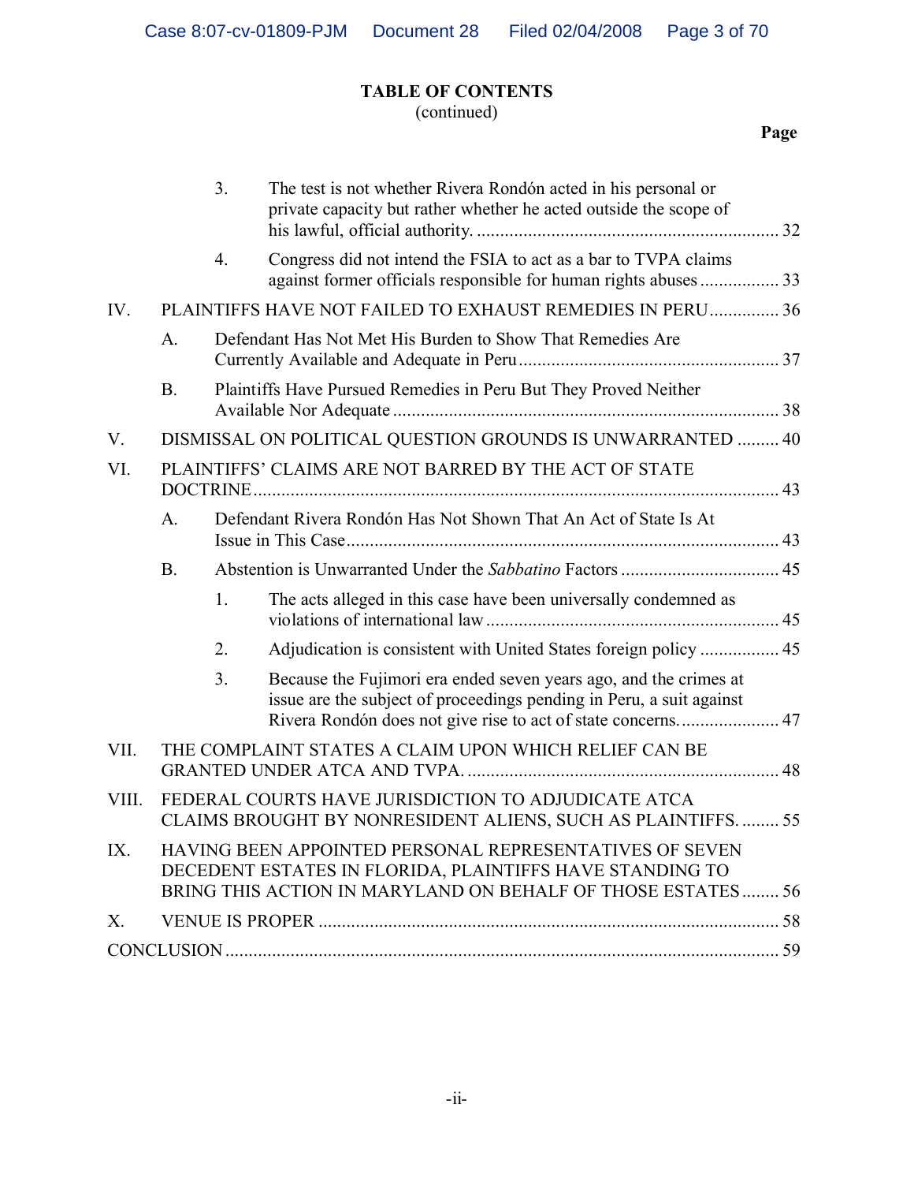**TABLE OF CONTENTS**
(continued)

**Page**

3. The test is not whether Rivera Rondón acted in his personal or private capacity but rather whether he acted outside the scope of his lawful, official authority. ..... 32

4. Congress did not intend the FSIA to act as a bar to TVPA claims against former officials responsible for human rights abuses ..... 33

IV. PLAINTIFFS HAVE NOT FAILED TO EXHAUST REMEDIES IN PERU ..... 36

A. Defendant Has Not Met His Burden to Show That Remedies Are Currently Available and Adequate in Peru ..... 37

B. Plaintiffs Have Pursued Remedies in Peru But They Proved Neither Available Nor Adequate ..... 38

V. DISMISSAL ON POLITICAL QUESTION GROUNDS IS UNWARRANTED ..... 40

VI. PLAINTIFFS' CLAIMS ARE NOT BARRED BY THE ACT OF STATE DOCTRINE ..... 43

A. Defendant Rivera Rondón Has Not Shown That An Act of State Is At Issue in This Case ..... 43

B. Abstention is Unwarranted Under the *Sabbatino* Factors ..... 45

1. The acts alleged in this case have been universally condemned as violations of international law ..... 45

2. Adjudication is consistent with United States foreign policy ..... 45

3. Because the Fujimori era ended seven years ago, and the crimes at issue are the subject of proceedings pending in Peru, a suit against Rivera Rondón does not give rise to act of state concerns. ..... 47

VII. THE COMPLAINT STATES A CLAIM UPON WHICH RELIEF CAN BE GRANTED UNDER ATCA AND TVPA. ..... 48

VIII. FEDERAL COURTS HAVE JURISDICTION TO ADJUDICATE ATCA CLAIMS BROUGHT BY NONRESIDENT ALIENS, SUCH AS PLAINTIFFS. ..... 55

IX. HAVING BEEN APPOINTED PERSONAL REPRESENTATIVES OF SEVEN DECEDENT ESTATES IN FLORIDA, PLAINTIFFS HAVE STANDING TO BRING THIS ACTION IN MARYLAND ON BEHALF OF THOSE ESTATES ..... 56

X. VENUE IS PROPER ..... 58

CONCLUSION ..... 59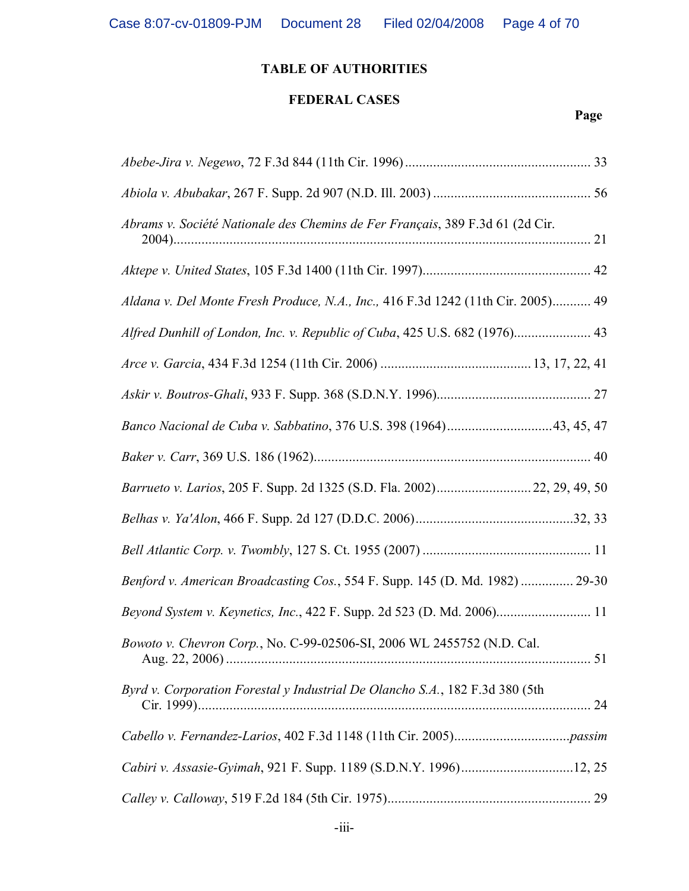## TABLE OF AUTHORITIES

### FEDERAL CASES

**Page**

*Abebe-Jira v. Negewo*, 72 F.3d 844 (11th Cir. 1996) .................................................... 33

*Abiola v. Abubakar*, 267 F. Supp. 2d 907 (N.D. Ill. 2003) ............................................ 56

*Abrams v. Société Nationale des Chemins de Fer Français*, 389 F.3d 61 (2d Cir. 2004)...................................................................................................................... 21

*Aktepe v. United States*, 105 F.3d 1400 (11th Cir. 1997)................................................ 42

*Aldana v. Del Monte Fresh Produce, N.A., Inc.,* 416 F.3d 1242 (11th Cir. 2005)........... 49

*Alfred Dunhill of London, Inc. v. Republic of Cuba*, 425 U.S. 682 (1976)...................... 43

*Arce v. Garcia*, 434 F.3d 1254 (11th Cir. 2006) ........................................... 13, 17, 22, 41

*Askir v. Boutros-Ghali*, 933 F. Supp. 368 (S.D.N.Y. 1996)............................................ 27

*Banco Nacional de Cuba v. Sabbatino*, 376 U.S. 398 (1964)..............................43, 45, 47

*Baker v. Carr*, 369 U.S. 186 (1962)............................................................................... 40

*Barrueto v. Larios*, 205 F. Supp. 2d 1325 (S.D. Fla. 2002)...........................22, 29, 49, 50

*Belhas v. Ya'Alon*, 466 F. Supp. 2d 127 (D.D.C. 2006).............................................32, 33

*Bell Atlantic Corp. v. Twombly*, 127 S. Ct. 1955 (2007) ................................................ 11

*Benford v. American Broadcasting Cos.*, 554 F. Supp. 145 (D. Md. 1982) ............... 29-30

*Beyond System v. Keynetics, Inc.*, 422 F. Supp. 2d 523 (D. Md. 2006)........................... 11

*Bowoto v. Chevron Corp.*, No. C-99-02506-SI, 2006 WL 2455752 (N.D. Cal. Aug. 22, 2006) ......................................................................................................... 51

*Byrd v. Corporation Forestal y Industrial De Olancho S.A.*, 182 F.3d 380 (5th Cir. 1999)................................................................................................................ 24

*Cabello v. Fernandez-Larios*, 402 F.3d 1148 (11th Cir. 2005)................................*passim*

*Cabiri v. Assasie-Gyimah*, 921 F. Supp. 1189 (S.D.N.Y. 1996)................................12, 25

*Calley v. Calloway*, 519 F.2d 184 (5th Cir. 1975).......................................................... 29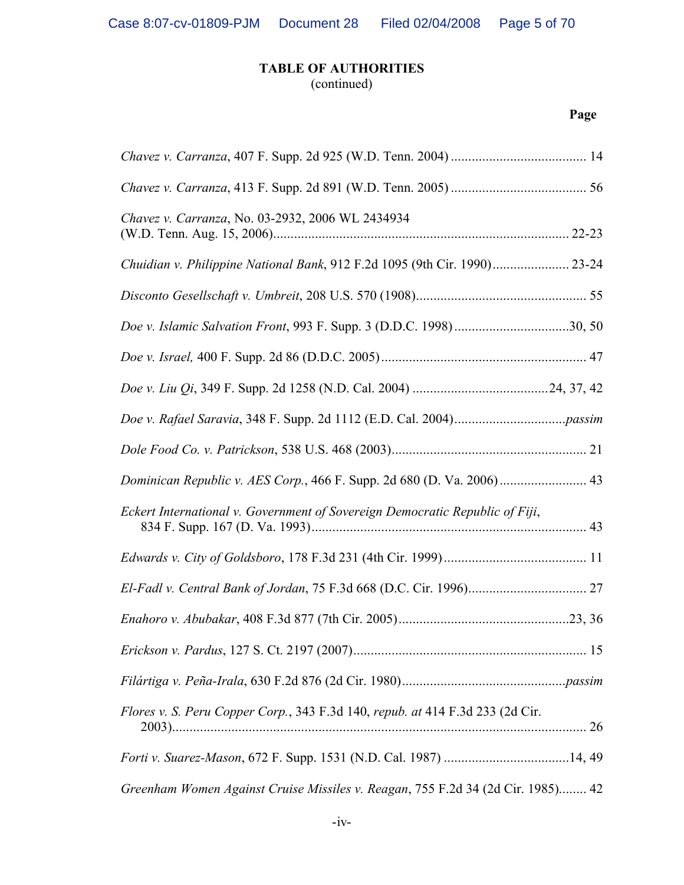**TABLE OF AUTHORITIES**
(continued)

**Page**

*Chavez v. Carranza*, 407 F. Supp. 2d 925 (W.D. Tenn. 2004) .......................................... 14

*Chavez v. Carranza*, 413 F. Supp. 2d 891 (W.D. Tenn. 2005) .......................................... 56

*Chavez v. Carranza*, No. 03-2932, 2006 WL 2434934 (W.D. Tenn. Aug. 15, 2006)........................................................................................ 22-23

*Chuidian v. Philippine National Bank*, 912 F.2d 1095 (9th Cir. 1990)...................... 23-24

*Disconto Gesellschaft v. Umbreit*, 208 U.S. 570 (1908)................................................. 55

*Doe v. Islamic Salvation Front*, 993 F. Supp. 3 (D.D.C. 1998).................................30, 50

*Doe v. Israel,* 400 F. Supp. 2d 86 (D.D.C. 2005)........................................................... 47

*Doe v. Liu Qi*, 349 F. Supp. 2d 1258 (N.D. Cal. 2004) .......................................24, 37, 42

*Doe v. Rafael Saravia*, 348 F. Supp. 2d 1112 (E.D. Cal. 2004)................................*passim*

*Dole Food Co. v. Patrickson*, 538 U.S. 468 (2003)........................................................ 21

*Dominican Republic v. AES Corp.*, 466 F. Supp. 2d 680 (D. Va. 2006)......................... 43

*Eckert International v. Government of Sovereign Democratic Republic of Fiji*, 834 F. Supp. 167 (D. Va. 1993)............................................................................... 43

*Edwards v. City of Goldsboro*, 178 F.3d 231 (4th Cir. 1999)......................................... 11

*El-Fadl v. Central Bank of Jordan*, 75 F.3d 668 (D.C. Cir. 1996).................................. 27

*Enahoro v. Abubakar*, 408 F.3d 877 (7th Cir. 2005).................................................23, 36

*Erickson v. Pardus*, 127 S. Ct. 2197 (2007)................................................................... 15

*Filártiga v. Peña-Irala*, 630 F.2d 876 (2d Cir. 1980)..............................................*passim*

*Flores v. S. Peru Copper Corp.*, 343 F.3d 140, *repub. at* 414 F.3d 233 (2d Cir. 2003)......................................................................................................................... 26

*Forti v. Suarez-Mason*, 672 F. Supp. 1531 (N.D. Cal. 1987) ....................................14, 49

*Greenham Women Against Cruise Missiles v. Reagan*, 755 F.2d 34 (2d Cir. 1985)........ 42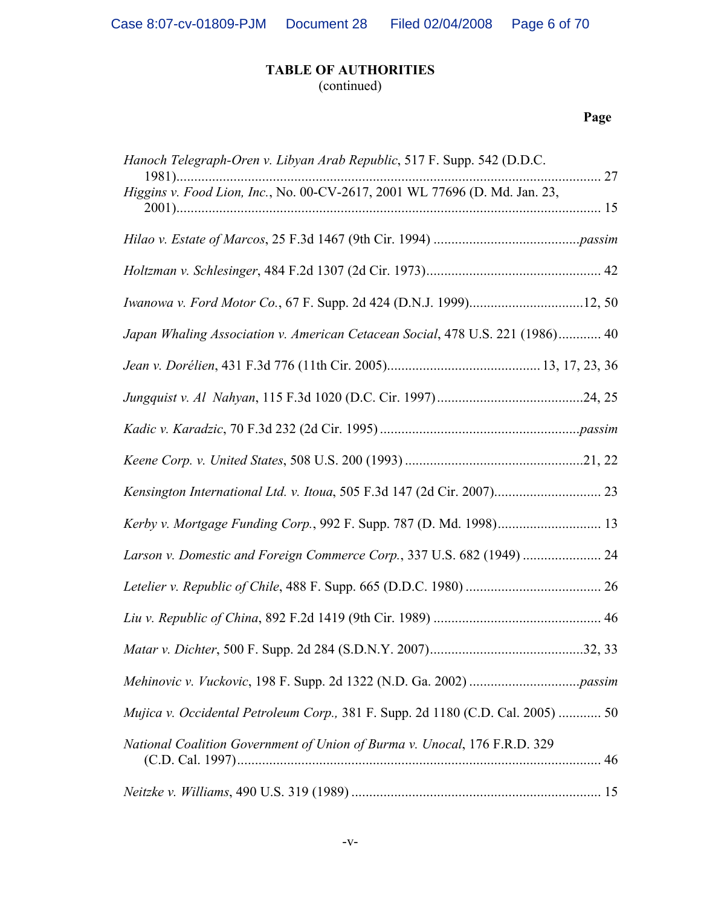**TABLE OF AUTHORITIES**
(continued)

**Page**

*Hanoch Telegraph-Oren v. Libyan Arab Republic*, 517 F. Supp. 542 (D.D.C. 1981)........................................................................................................................ 27

*Higgins v. Food Lion, Inc.*, No. 00-CV-2617, 2001 WL 77696 (D. Md. Jan. 23, 2001)........................................................................................................................ 15

*Hilao v. Estate of Marcos*, 25 F.3d 1467 (9th Cir. 1994) ........................................*passim*

*Holtzman v. Schlesinger*, 484 F.2d 1307 (2d Cir. 1973)................................................. 42

*Iwanowa v. Ford Motor Co.*, 67 F. Supp. 2d 424 (D.N.J. 1999)................................12, 50

*Japan Whaling Association v. American Cetacean Social*, 478 U.S. 221 (1986)............ 40

*Jean v. Dorélien*, 431 F.3d 776 (11th Cir. 2005)........................................... 13, 17, 23, 36

*Jungquist v. Al Nahyan*, 115 F.3d 1020 (D.C. Cir. 1997).........................................24, 25

*Kadic v. Karadzic*, 70 F.3d 232 (2d Cir. 1995) .......................................................*passim*

*Keene Corp. v. United States*, 508 U.S. 200 (1993) .................................................21, 22

*Kensington International Ltd. v. Itoua*, 505 F.3d 147 (2d Cir. 2007).............................. 23

*Kerby v. Mortgage Funding Corp.*, 992 F. Supp. 787 (D. Md. 1998)............................. 13

*Larson v. Domestic and Foreign Commerce Corp.*, 337 U.S. 682 (1949) ...................... 24

*Letelier v. Republic of Chile*, 488 F. Supp. 665 (D.D.C. 1980) ...................................... 26

*Liu v. Republic of China*, 892 F.2d 1419 (9th Cir. 1989) ............................................... 46

*Matar v. Dichter*, 500 F. Supp. 2d 284 (S.D.N.Y. 2007)...........................................32, 33

*Mehinovic v. Vuckovic*, 198 F. Supp. 2d 1322 (N.D. Ga. 2002) ..............................*passim*

*Mujica v. Occidental Petroleum Corp.,* 381 F. Supp. 2d 1180 (C.D. Cal. 2005) ............ 50

*National Coalition Government of Union of Burma v. Unocal*, 176 F.R.D. 329 (C.D. Cal. 1997)...................................................................................................... 46

*Neitzke v. Williams*, 490 U.S. 319 (1989) ...................................................................... 15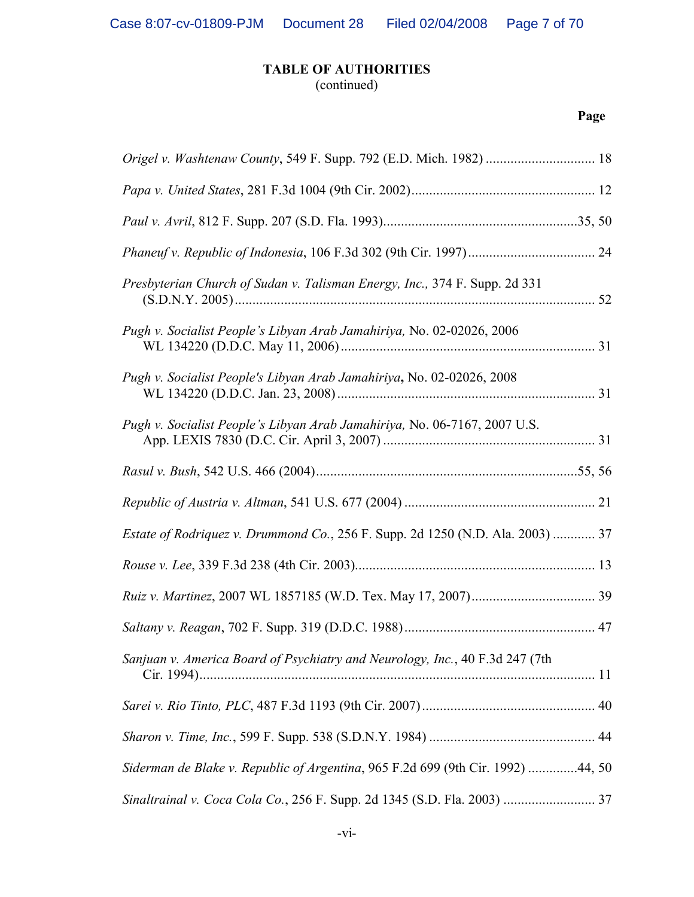**TABLE OF AUTHORITIES**
(continued)

**Page**

*Origel v. Washtenaw County*, 549 F. Supp. 792 (E.D. Mich. 1982) ............................... 18

*Papa v. United States*, 281 F.3d 1004 (9th Cir. 2002)................................................... 12

*Paul v. Avril*, 812 F. Supp. 207 (S.D. Fla. 1993)......................................................35, 50

*Phaneuf v. Republic of Indonesia*, 106 F.3d 302 (9th Cir. 1997).................................... 24

*Presbyterian Church of Sudan v. Talisman Energy, Inc.,* 374 F. Supp. 2d 331 (S.D.N.Y. 2005)..................................................................................................... 52

*Pugh v. Socialist People's Libyan Arab Jamahiriya,* No. 02-02026, 2006 WL 134220 (D.D.C. May 11, 2006)........................................................................ 31

*Pugh v. Socialist People's Libyan Arab Jamahiriya*, No. 02-02026, 2008 WL 134220 (D.D.C. Jan. 23, 2008)......................................................................... 31

*Pugh v. Socialist People's Libyan Arab Jamahiriya,* No. 06-7167, 2007 U.S. App. LEXIS 7830 (D.C. Cir. April 3, 2007) ............................................................ 31

*Rasul v. Bush*, 542 U.S. 466 (2004)..........................................................................55, 56

*Republic of Austria v. Altman*, 541 U.S. 677 (2004) ...................................................... 21

*Estate of Rodriquez v. Drummond Co.*, 256 F. Supp. 2d 1250 (N.D. Ala. 2003) ............ 37

*Rouse v. Lee*, 339 F.3d 238 (4th Cir. 2003).................................................................... 13

*Ruiz v. Martinez*, 2007 WL 1857185 (W.D. Tex. May 17, 2007)................................... 39

*Saltany v. Reagan*, 702 F. Supp. 319 (D.D.C. 1988)...................................................... 47

*Sanjuan v. America Board of Psychiatry and Neurology, Inc.*, 40 F.3d 247 (7th Cir. 1994)................................................................................................................. 11

*Sarei v. Rio Tinto, PLC*, 487 F.3d 1193 (9th Cir. 2007)................................................. 40

*Sharon v. Time, Inc.*, 599 F. Supp. 538 (S.D.N.Y. 1984) ............................................... 44

*Siderman de Blake v. Republic of Argentina*, 965 F.2d 699 (9th Cir. 1992) .............44, 50

*Sinaltrainal v. Coca Cola Co.*, 256 F. Supp. 2d 1345 (S.D. Fla. 2003) .......................... 37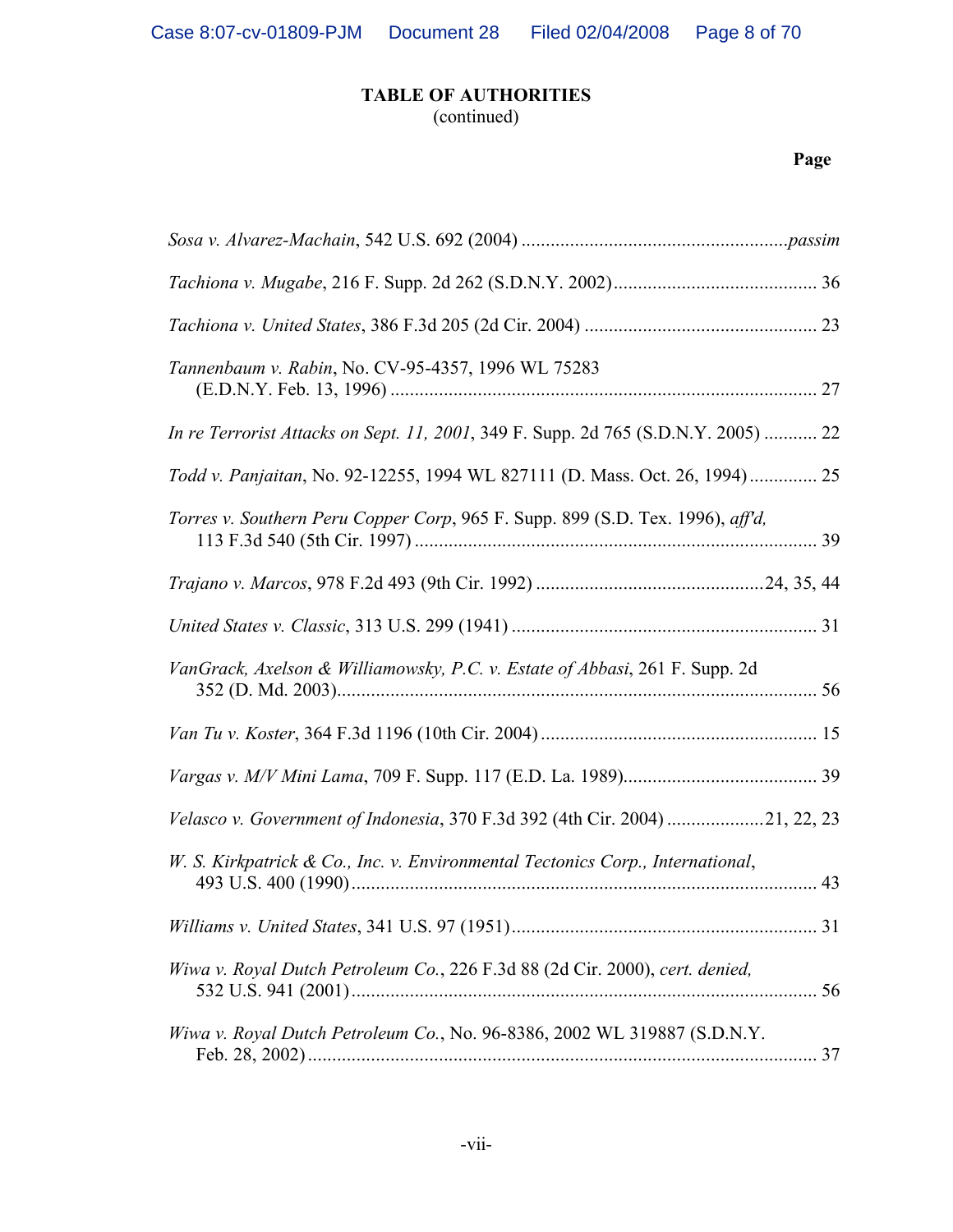**TABLE OF AUTHORITIES**
(continued)

**Page**

*Sosa v. Alvarez-Machain*, 542 U.S. 692 (2004) ....................................................... *passim*

*Tachiona v. Mugabe*, 216 F. Supp. 2d 262 (S.D.N.Y. 2002)........................................... 36

*Tachiona v. United States*, 386 F.3d 205 (2d Cir. 2004) ................................................ 23

*Tannenbaum v. Rabin*, No. CV-95-4357, 1996 WL 75283 (E.D.N.Y. Feb. 13, 1996) ......................................................................................... 27

*In re Terrorist Attacks on Sept. 11, 2001*, 349 F. Supp. 2d 765 (S.D.N.Y. 2005) ........... 22

*Todd v. Panjaitan*, No. 92-12255, 1994 WL 827111 (D. Mass. Oct. 26, 1994).............. 25

*Torres v. Southern Peru Copper Corp*, 965 F. Supp. 899 (S.D. Tex. 1996), *aff'd,* 113 F.3d 540 (5th Cir. 1997) ................................................................................... 39

*Trajano v. Marcos*, 978 F.2d 493 (9th Cir. 1992) ...............................................24, 35, 44

*United States v. Classic*, 313 U.S. 299 (1941) ............................................................... 31

*VanGrack, Axelson & Williamowsky, P.C. v. Estate of Abbasi*, 261 F. Supp. 2d 352 (D. Md. 2003)................................................................................................... 56

*Van Tu v. Koster*, 364 F.3d 1196 (10th Cir. 2004) ......................................................... 15

*Vargas v. M/V Mini Lama*, 709 F. Supp. 117 (E.D. La. 1989)........................................ 39

*Velasco v. Government of Indonesia*, 370 F.3d 392 (4th Cir. 2004) ....................21, 22, 23

*W. S. Kirkpatrick & Co., Inc. v. Environmental Tectonics Corp., International*, 493 U.S. 400 (1990)................................................................................................ 43

*Williams v. United States*, 341 U.S. 97 (1951)................................................................ 31

*Wiwa v. Royal Dutch Petroleum Co.*, 226 F.3d 88 (2d Cir. 2000), *cert. denied,* 532 U.S. 941 (2001)................................................................................................ 56

*Wiwa v. Royal Dutch Petroleum Co.*, No. 96-8386, 2002 WL 319887 (S.D.N.Y. Feb. 28, 2002)......................................................................................................... 37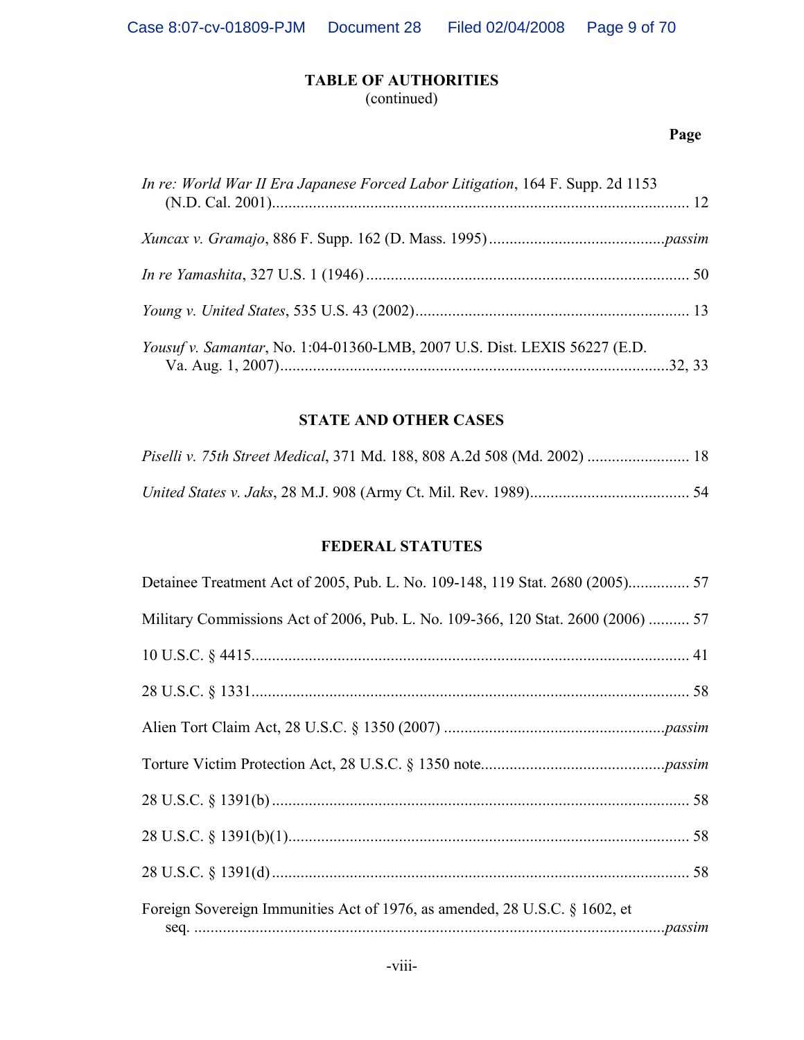## TABLE OF AUTHORITIES
(continued)

**Page**

*In re: World War II Era Japanese Forced Labor Litigation*, 164 F. Supp. 2d 1153 (N.D. Cal. 2001)........................................................................................................ 12

*Xuncax v. Gramajo*, 886 F. Supp. 162 (D. Mass. 1995)...........................................*passim*

*In re Yamashita*, 327 U.S. 1 (1946) .............................................................................. 50

*Young v. United States*, 535 U.S. 43 (2002)................................................................... 13

*Yousuf v. Samantar*, No. 1:04-01360-LMB, 2007 U.S. Dist. LEXIS 56227 (E.D. Va. Aug. 1, 2007)..............................................................................................32, 33

### STATE AND OTHER CASES

*Piselli v. 75th Street Medical*, 371 Md. 188, 808 A.2d 508 (Md. 2002) ......................... 18

*United States v. Jaks*, 28 M.J. 908 (Army Ct. Mil. Rev. 1989)....................................... 54

### FEDERAL STATUTES

Detainee Treatment Act of 2005, Pub. L. No. 109-148, 119 Stat. 2680 (2005)............... 57

Military Commissions Act of 2006, Pub. L. No. 109-366, 120 Stat. 2600 (2006) .......... 57

10 U.S.C. § 4415.......................................................................................................... 41

28 U.S.C. § 1331.......................................................................................................... 58

Alien Tort Claim Act, 28 U.S.C. § 1350 (2007) ......................................................*passim*

Torture Victim Protection Act, 28 U.S.C. § 1350 note............................................*passim*

28 U.S.C. § 1391(b) ..................................................................................................... 58

28 U.S.C. § 1391(b)(1)................................................................................................. 58

28 U.S.C. § 1391(d) ..................................................................................................... 58

Foreign Sovereign Immunities Act of 1976, as amended, 28 U.S.C. § 1602, et seq. ...................................................................................................................*passim*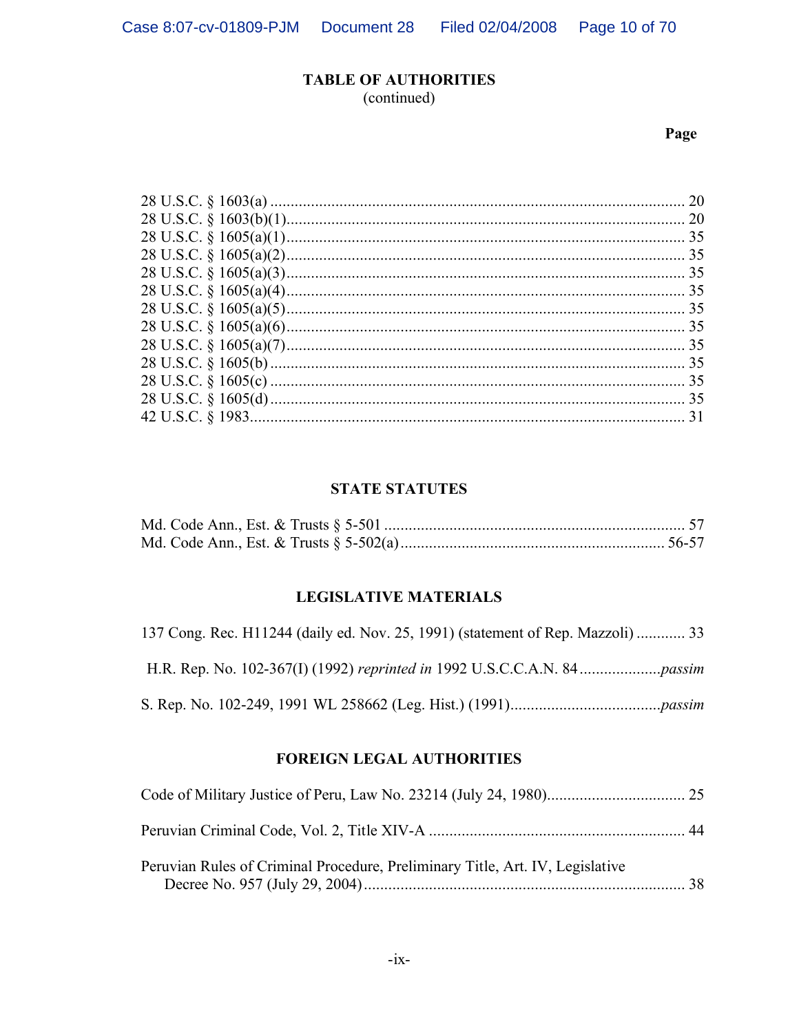## TABLE OF AUTHORITIES
(continued)

**Page**

28 U.S.C. § 1603(a) ........................................................................................................ 20
28 U.S.C. § 1603(b)(1)..................................................................................................... 20
28 U.S.C. § 1605(a)(1)..................................................................................................... 35
28 U.S.C. § 1605(a)(2)..................................................................................................... 35
28 U.S.C. § 1605(a)(3)..................................................................................................... 35
28 U.S.C. § 1605(a)(4)..................................................................................................... 35
28 U.S.C. § 1605(a)(5)..................................................................................................... 35
28 U.S.C. § 1605(a)(6)..................................................................................................... 35
28 U.S.C. § 1605(a)(7)..................................................................................................... 35
28 U.S.C. § 1605(b) ........................................................................................................ 35
28 U.S.C. § 1605(c) ........................................................................................................ 35
28 U.S.C. § 1605(d) ........................................................................................................ 35
42 U.S.C. § 1983.............................................................................................................. 31

### STATE STATUTES

Md. Code Ann., Est. & Trusts § 5-501 .......................................................................... 57
Md. Code Ann., Est. & Trusts § 5-502(a)................................................................. 56-57

### LEGISLATIVE MATERIALS

137 Cong. Rec. H11244 (daily ed. Nov. 25, 1991) (statement of Rep. Mazzoli) ............ 33

H.R. Rep. No. 102-367(I) (1992) *reprinted in* 1992 U.S.C.C.A.N. 84 ...................*passim*

S. Rep. No. 102-249, 1991 WL 258662 (Leg. Hist.) (1991).....................................*passim*

### FOREIGN LEGAL AUTHORITIES

Code of Military Justice of Peru, Law No. 23214 (July 24, 1980)................................. 25

Peruvian Criminal Code, Vol. 2, Title XIV-A ............................................................... 44

Peruvian Rules of Criminal Procedure, Preliminary Title, Art. IV, Legislative Decree No. 957 (July 29, 2004) .............................................................................. 38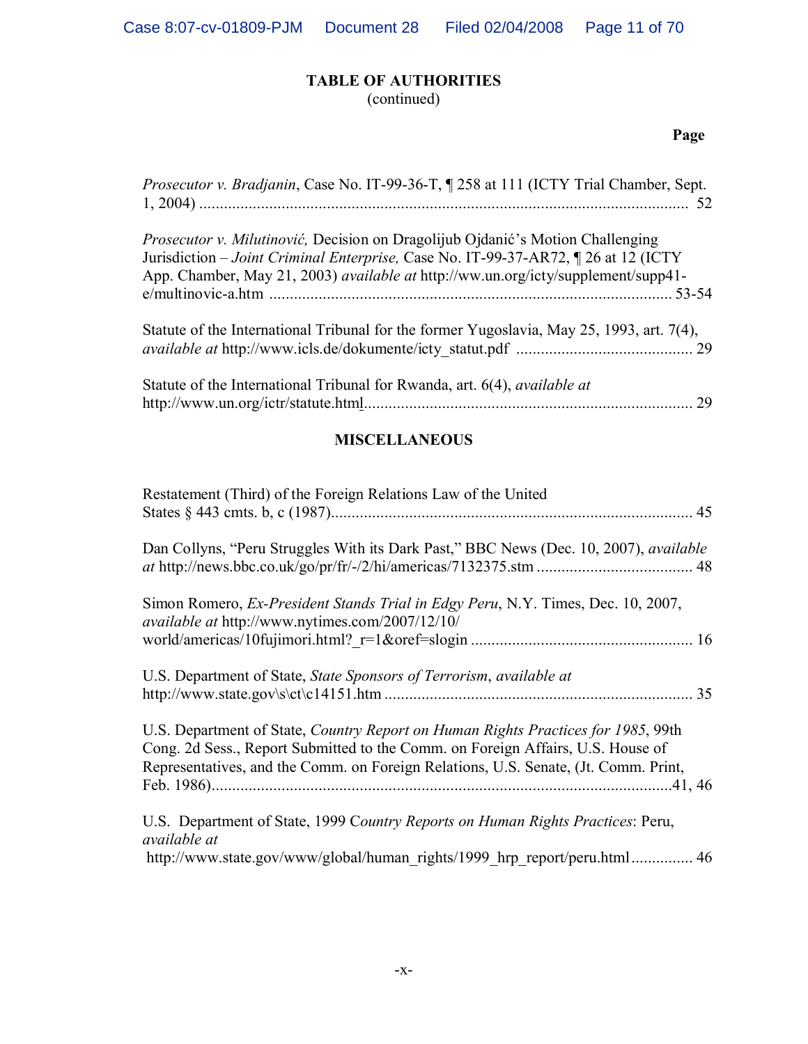## TABLE OF AUTHORITIES
(continued)

**Page**

*Prosecutor v. Bradjanin*, Case No. IT-99-36-T, ¶ 258 at 111 (ICTY Trial Chamber, Sept. 1, 2004) .......... 52

*Prosecutor v. Milutinović,* Decision on Dragolijub Ojdanić's Motion Challenging Jurisdiction – *Joint Criminal Enterprise,* Case No. IT-99-37-AR72, ¶ 26 at 12 (ICTY App. Chamber, May 21, 2003) *available at* http://ww.un.org/icty/supplement/supp41-e/multinovic-a.htm .......... 53-54

Statute of the International Tribunal for the former Yugoslavia, May 25, 1993, art. 7(4), *available at* http://www.icls.de/dokumente/icty_statut.pdf .......... 29

Statute of the International Tribunal for Rwanda, art. 6(4), *available at* http://www.un.org/ictr/statute.html .......... 29

## MISCELLANEOUS

Restatement (Third) of the Foreign Relations Law of the United States § 443 cmts. b, c (1987) .......... 45

Dan Collyns, "Peru Struggles With its Dark Past," BBC News (Dec. 10, 2007), *available at* http://news.bbc.co.uk/go/pr/fr/-/2/hi/americas/7132375.stm .......... 48

Simon Romero, *Ex-President Stands Trial in Edgy Peru*, N.Y. Times, Dec. 10, 2007, *available at* http://www.nytimes.com/2007/12/10/world/americas/10fujimori.html?_r=1&oref=slogin .......... 16

U.S. Department of State, *State Sponsors of Terrorism*, *available at* http://www.state.gov\s\ct\c14151.htm .......... 35

U.S. Department of State, *Country Report on Human Rights Practices for 1985*, 99th Cong. 2d Sess., Report Submitted to the Comm. on Foreign Affairs, U.S. House of Representatives, and the Comm. on Foreign Relations, U.S. Senate, (Jt. Comm. Print, Feb. 1986) .......... 41, 46

U.S. Department of State, 1999 C*ountry Reports on Human Rights Practices*: Peru, *available at* http://www.state.gov/www/global/human_rights/1999_hrp_report/peru.html .......... 46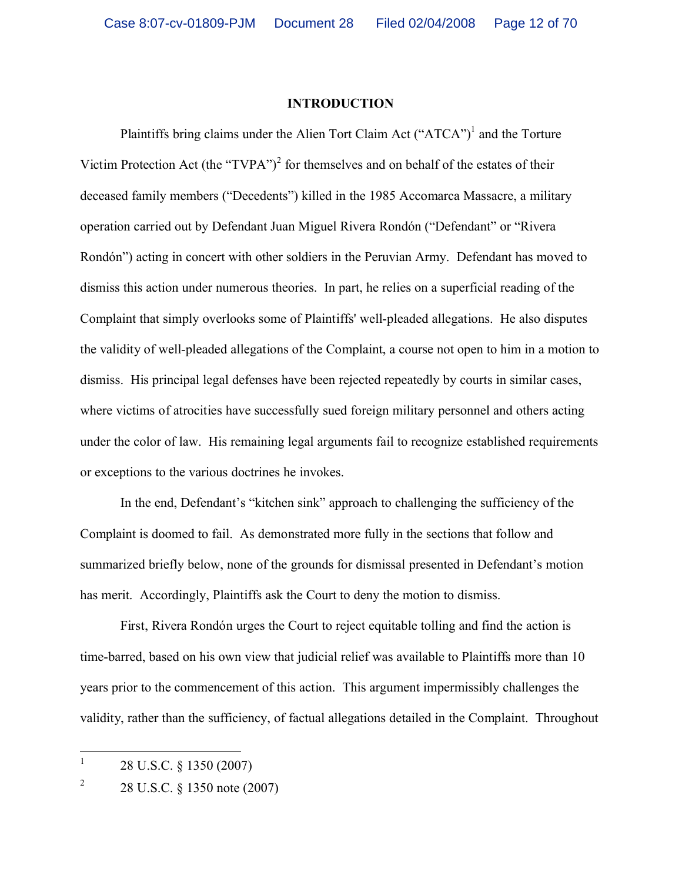# INTRODUCTION

Plaintiffs bring claims under the Alien Tort Claim Act ("ATCA")[1] and the Torture Victim Protection Act (the "TVPA")[2] for themselves and on behalf of the estates of their deceased family members ("Decedents") killed in the 1985 Accomarca Massacre, a military operation carried out by Defendant Juan Miguel Rivera Rondón ("Defendant" or "Rivera Rondón") acting in concert with other soldiers in the Peruvian Army. Defendant has moved to dismiss this action under numerous theories. In part, he relies on a superficial reading of the Complaint that simply overlooks some of Plaintiffs' well-pleaded allegations. He also disputes the validity of well-pleaded allegations of the Complaint, a course not open to him in a motion to dismiss. His principal legal defenses have been rejected repeatedly by courts in similar cases, where victims of atrocities have successfully sued foreign military personnel and others acting under the color of law. His remaining legal arguments fail to recognize established requirements or exceptions to the various doctrines he invokes.

In the end, Defendant's "kitchen sink" approach to challenging the sufficiency of the Complaint is doomed to fail. As demonstrated more fully in the sections that follow and summarized briefly below, none of the grounds for dismissal presented in Defendant's motion has merit. Accordingly, Plaintiffs ask the Court to deny the motion to dismiss.

First, Rivera Rondón urges the Court to reject equitable tolling and find the action is time-barred, based on his own view that judicial relief was available to Plaintiffs more than 10 years prior to the commencement of this action. This argument impermissibly challenges the validity, rather than the sufficiency, of factual allegations detailed in the Complaint. Throughout

---

[1] 28 U.S.C. § 1350 (2007)

[2] 28 U.S.C. § 1350 note (2007)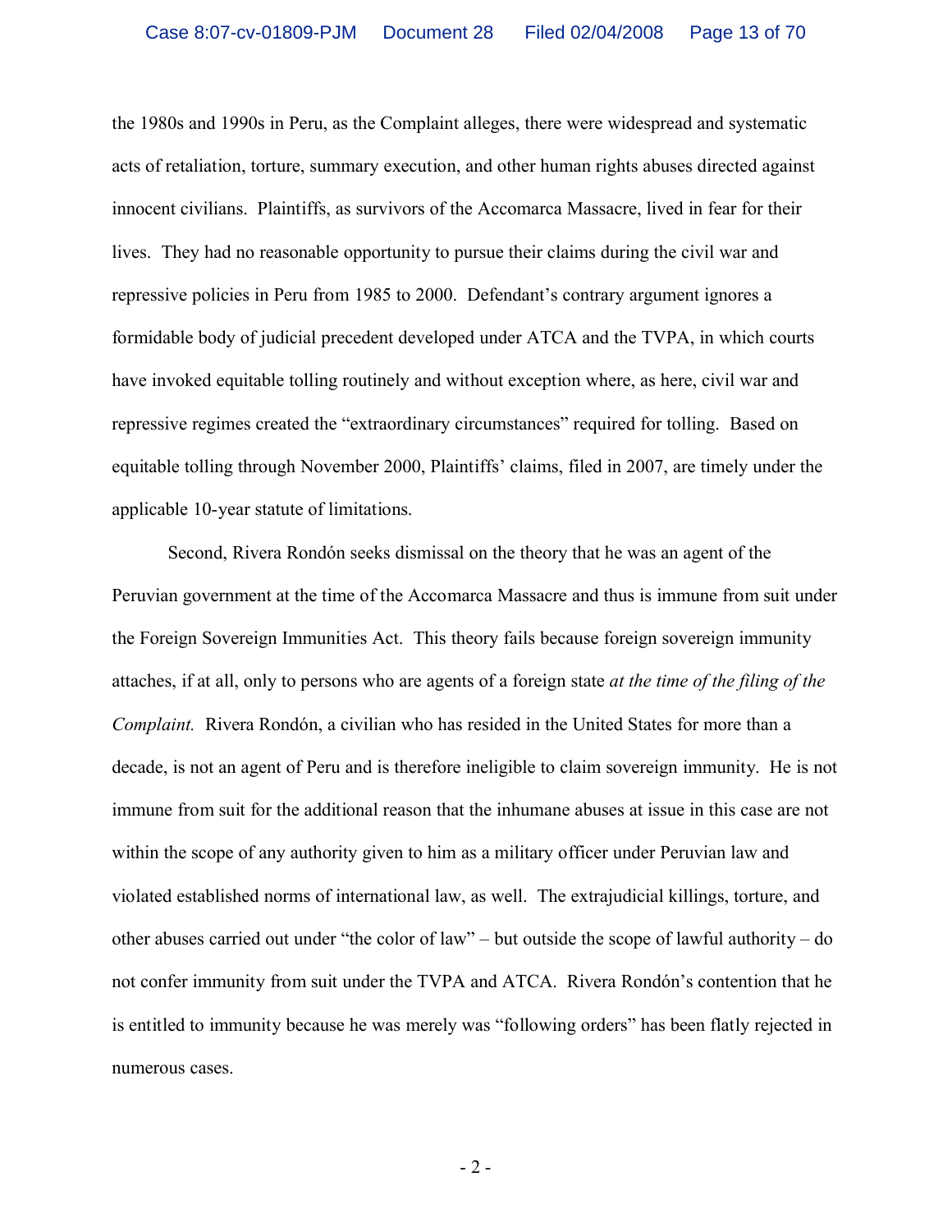the 1980s and 1990s in Peru, as the Complaint alleges, there were widespread and systematic acts of retaliation, torture, summary execution, and other human rights abuses directed against innocent civilians. Plaintiffs, as survivors of the Accomarca Massacre, lived in fear for their lives. They had no reasonable opportunity to pursue their claims during the civil war and repressive policies in Peru from 1985 to 2000. Defendant's contrary argument ignores a formidable body of judicial precedent developed under ATCA and the TVPA, in which courts have invoked equitable tolling routinely and without exception where, as here, civil war and repressive regimes created the "extraordinary circumstances" required for tolling. Based on equitable tolling through November 2000, Plaintiffs' claims, filed in 2007, are timely under the applicable 10-year statute of limitations.

Second, Rivera Rondón seeks dismissal on the theory that he was an agent of the Peruvian government at the time of the Accomarca Massacre and thus is immune from suit under the Foreign Sovereign Immunities Act. This theory fails because foreign sovereign immunity attaches, if at all, only to persons who are agents of a foreign state *at the time of the filing of the Complaint.* Rivera Rondón, a civilian who has resided in the United States for more than a decade, is not an agent of Peru and is therefore ineligible to claim sovereign immunity. He is not immune from suit for the additional reason that the inhumane abuses at issue in this case are not within the scope of any authority given to him as a military officer under Peruvian law and violated established norms of international law, as well. The extrajudicial killings, torture, and other abuses carried out under "the color of law" – but outside the scope of lawful authority – do not confer immunity from suit under the TVPA and ATCA. Rivera Rondón's contention that he is entitled to immunity because he was merely was "following orders" has been flatly rejected in numerous cases.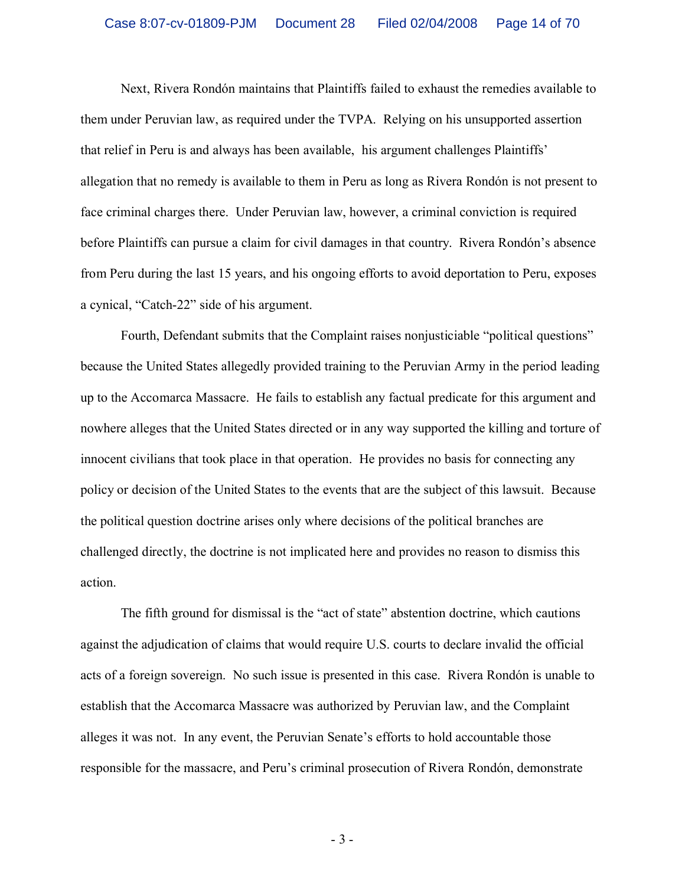Next, Rivera Rondón maintains that Plaintiffs failed to exhaust the remedies available to them under Peruvian law, as required under the TVPA. Relying on his unsupported assertion that relief in Peru is and always has been available, his argument challenges Plaintiffs' allegation that no remedy is available to them in Peru as long as Rivera Rondón is not present to face criminal charges there. Under Peruvian law, however, a criminal conviction is required before Plaintiffs can pursue a claim for civil damages in that country. Rivera Rondón's absence from Peru during the last 15 years, and his ongoing efforts to avoid deportation to Peru, exposes a cynical, "Catch-22" side of his argument.

Fourth, Defendant submits that the Complaint raises nonjusticiable "political questions" because the United States allegedly provided training to the Peruvian Army in the period leading up to the Accomarca Massacre. He fails to establish any factual predicate for this argument and nowhere alleges that the United States directed or in any way supported the killing and torture of innocent civilians that took place in that operation. He provides no basis for connecting any policy or decision of the United States to the events that are the subject of this lawsuit. Because the political question doctrine arises only where decisions of the political branches are challenged directly, the doctrine is not implicated here and provides no reason to dismiss this action.

The fifth ground for dismissal is the "act of state" abstention doctrine, which cautions against the adjudication of claims that would require U.S. courts to declare invalid the official acts of a foreign sovereign. No such issue is presented in this case. Rivera Rondón is unable to establish that the Accomarca Massacre was authorized by Peruvian law, and the Complaint alleges it was not. In any event, the Peruvian Senate's efforts to hold accountable those responsible for the massacre, and Peru's criminal prosecution of Rivera Rondón, demonstrate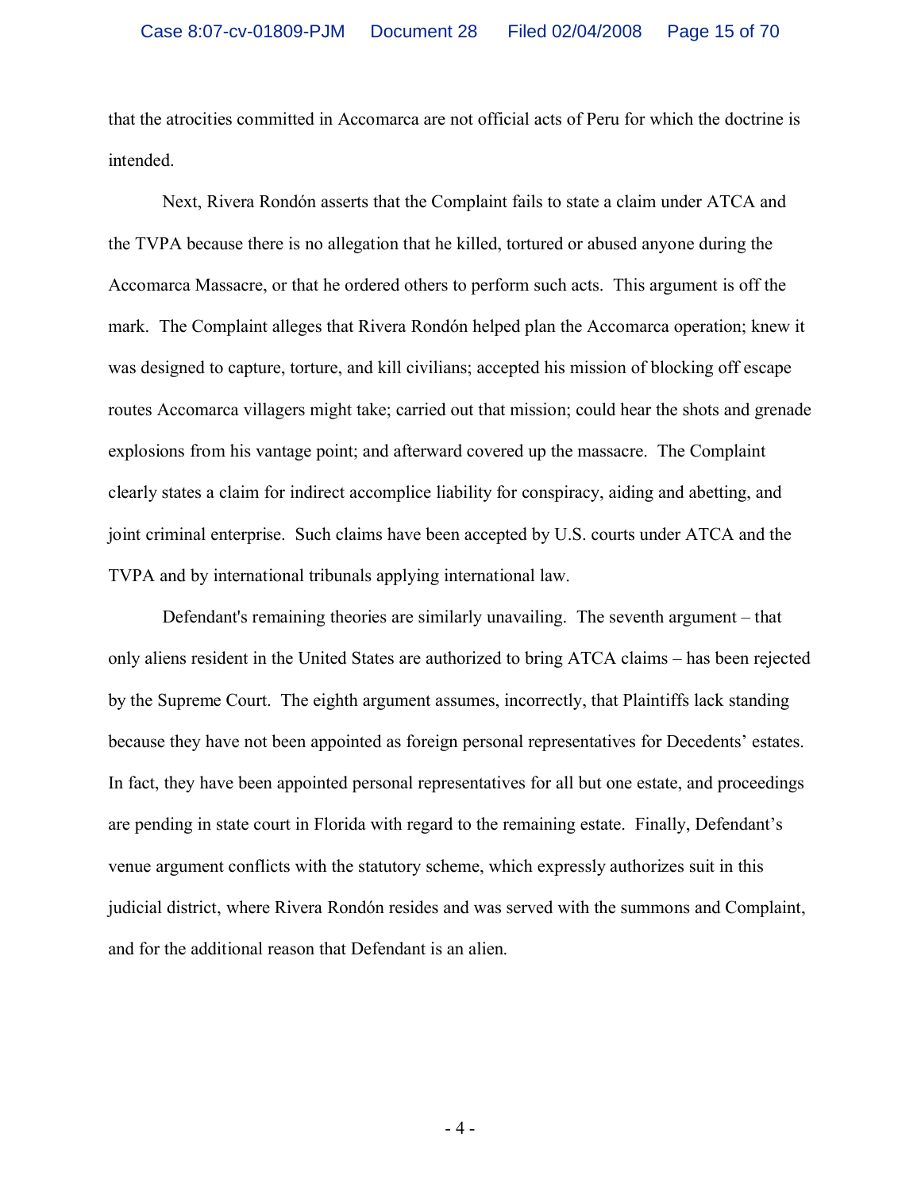that the atrocities committed in Accomarca are not official acts of Peru for which the doctrine is intended.

Next, Rivera Rondón asserts that the Complaint fails to state a claim under ATCA and the TVPA because there is no allegation that he killed, tortured or abused anyone during the Accomarca Massacre, or that he ordered others to perform such acts. This argument is off the mark. The Complaint alleges that Rivera Rondón helped plan the Accomarca operation; knew it was designed to capture, torture, and kill civilians; accepted his mission of blocking off escape routes Accomarca villagers might take; carried out that mission; could hear the shots and grenade explosions from his vantage point; and afterward covered up the massacre. The Complaint clearly states a claim for indirect accomplice liability for conspiracy, aiding and abetting, and joint criminal enterprise. Such claims have been accepted by U.S. courts under ATCA and the TVPA and by international tribunals applying international law.

Defendant's remaining theories are similarly unavailing. The seventh argument – that only aliens resident in the United States are authorized to bring ATCA claims – has been rejected by the Supreme Court. The eighth argument assumes, incorrectly, that Plaintiffs lack standing because they have not been appointed as foreign personal representatives for Decedents' estates. In fact, they have been appointed personal representatives for all but one estate, and proceedings are pending in state court in Florida with regard to the remaining estate. Finally, Defendant's venue argument conflicts with the statutory scheme, which expressly authorizes suit in this judicial district, where Rivera Rondón resides and was served with the summons and Complaint, and for the additional reason that Defendant is an alien.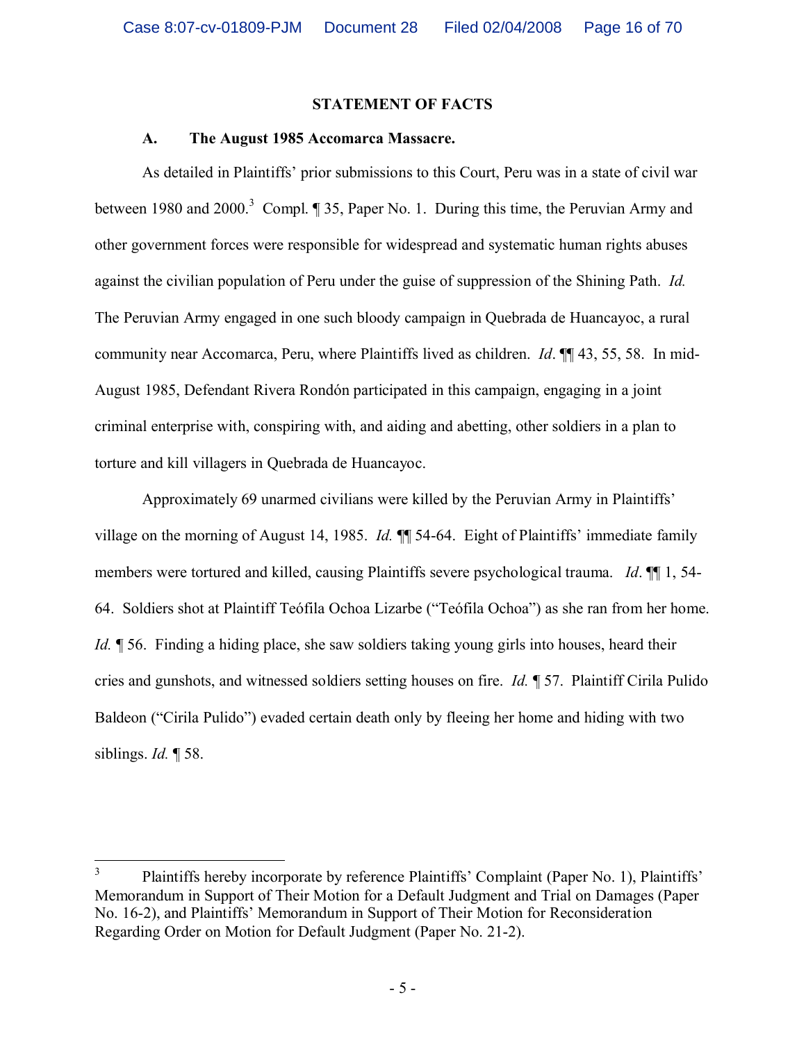## STATEMENT OF FACTS

### A. The August 1985 Accomarca Massacre.

As detailed in Plaintiffs' prior submissions to this Court, Peru was in a state of civil war between 1980 and 2000.[3] Compl. ¶ 35, Paper No. 1. During this time, the Peruvian Army and other government forces were responsible for widespread and systematic human rights abuses against the civilian population of Peru under the guise of suppression of the Shining Path. *Id.* The Peruvian Army engaged in one such bloody campaign in Quebrada de Huancayoc, a rural community near Accomarca, Peru, where Plaintiffs lived as children. *Id*. ¶¶ 43, 55, 58. In mid-August 1985, Defendant Rivera Rondón participated in this campaign, engaging in a joint criminal enterprise with, conspiring with, and aiding and abetting, other soldiers in a plan to torture and kill villagers in Quebrada de Huancayoc.

Approximately 69 unarmed civilians were killed by the Peruvian Army in Plaintiffs' village on the morning of August 14, 1985. *Id.* ¶¶ 54-64. Eight of Plaintiffs' immediate family members were tortured and killed, causing Plaintiffs severe psychological trauma. *Id*. ¶¶ 1, 54-64. Soldiers shot at Plaintiff Teófila Ochoa Lizarbe ("Teófila Ochoa") as she ran from her home. *Id.* ¶ 56. Finding a hiding place, she saw soldiers taking young girls into houses, heard their cries and gunshots, and witnessed soldiers setting houses on fire. *Id.* ¶ 57. Plaintiff Cirila Pulido Baldeon ("Cirila Pulido") evaded certain death only by fleeing her home and hiding with two siblings. *Id.* ¶ 58.

---

[3] Plaintiffs hereby incorporate by reference Plaintiffs' Complaint (Paper No. 1), Plaintiffs' Memorandum in Support of Their Motion for a Default Judgment and Trial on Damages (Paper No. 16-2), and Plaintiffs' Memorandum in Support of Their Motion for Reconsideration Regarding Order on Motion for Default Judgment (Paper No. 21-2).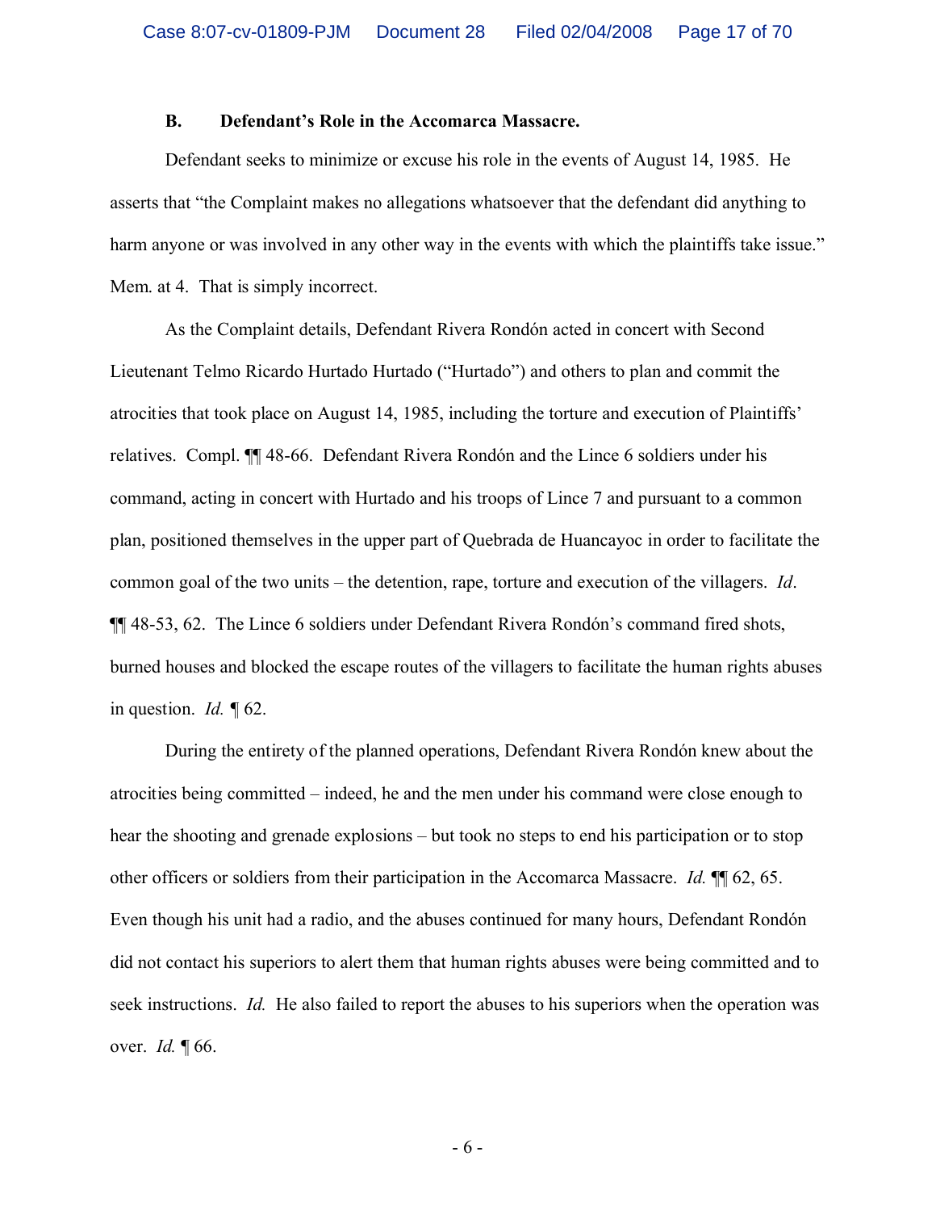### B. Defendant's Role in the Accomarca Massacre.

Defendant seeks to minimize or excuse his role in the events of August 14, 1985. He asserts that "the Complaint makes no allegations whatsoever that the defendant did anything to harm anyone or was involved in any other way in the events with which the plaintiffs take issue." Mem. at 4. That is simply incorrect.

As the Complaint details, Defendant Rivera Rondón acted in concert with Second Lieutenant Telmo Ricardo Hurtado Hurtado ("Hurtado") and others to plan and commit the atrocities that took place on August 14, 1985, including the torture and execution of Plaintiffs' relatives. Compl. ¶¶ 48-66. Defendant Rivera Rondón and the Lince 6 soldiers under his command, acting in concert with Hurtado and his troops of Lince 7 and pursuant to a common plan, positioned themselves in the upper part of Quebrada de Huancayoc in order to facilitate the common goal of the two units – the detention, rape, torture and execution of the villagers. *Id*. ¶¶ 48-53, 62. The Lince 6 soldiers under Defendant Rivera Rondón's command fired shots, burned houses and blocked the escape routes of the villagers to facilitate the human rights abuses in question. *Id.* ¶ 62.

During the entirety of the planned operations, Defendant Rivera Rondón knew about the atrocities being committed – indeed, he and the men under his command were close enough to hear the shooting and grenade explosions – but took no steps to end his participation or to stop other officers or soldiers from their participation in the Accomarca Massacre. *Id.* ¶¶ 62, 65. Even though his unit had a radio, and the abuses continued for many hours, Defendant Rondón did not contact his superiors to alert them that human rights abuses were being committed and to seek instructions. *Id.* He also failed to report the abuses to his superiors when the operation was over. *Id.* ¶ 66.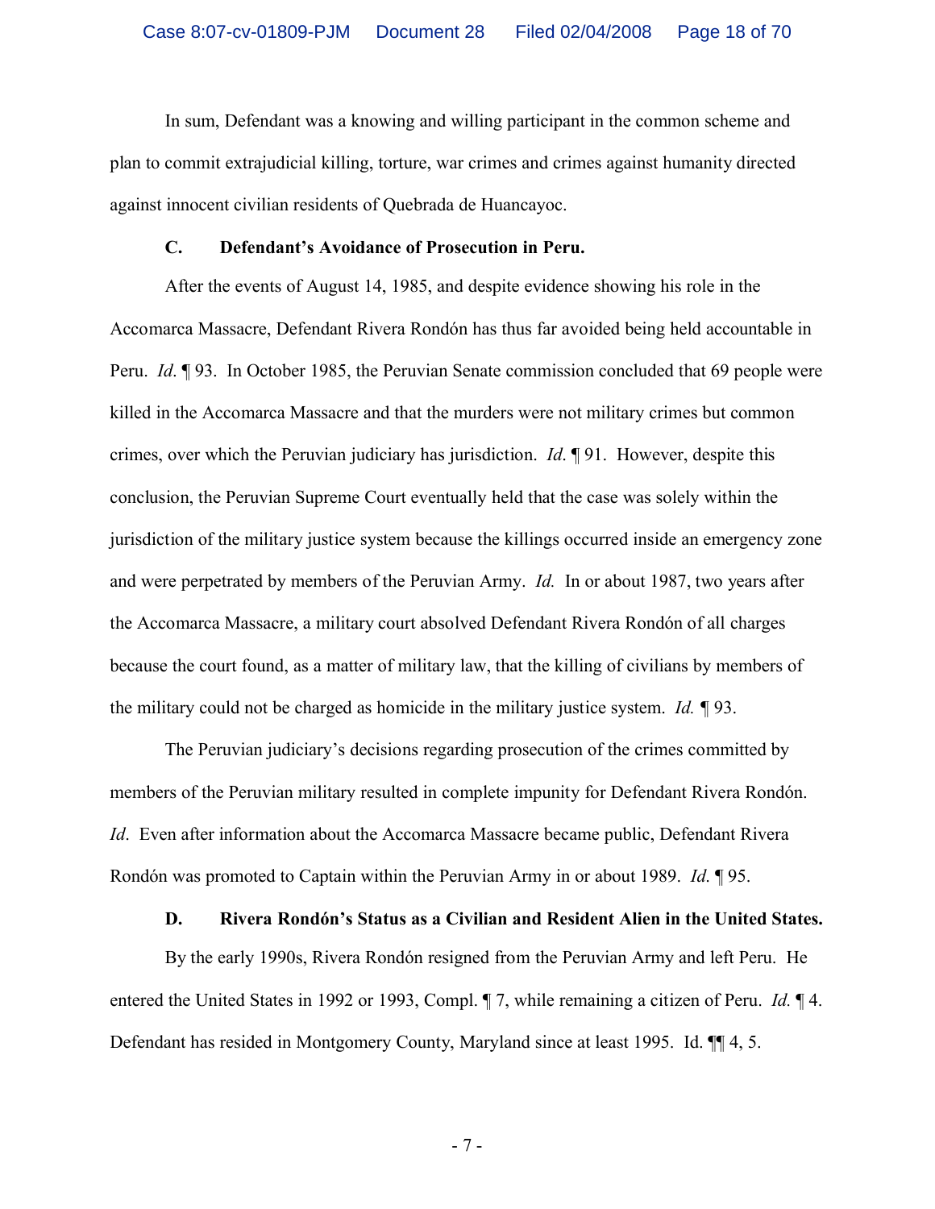In sum, Defendant was a knowing and willing participant in the common scheme and plan to commit extrajudicial killing, torture, war crimes and crimes against humanity directed against innocent civilian residents of Quebrada de Huancayoc.

### C. Defendant's Avoidance of Prosecution in Peru.

After the events of August 14, 1985, and despite evidence showing his role in the Accomarca Massacre, Defendant Rivera Rondón has thus far avoided being held accountable in Peru. *Id*. ¶ 93. In October 1985, the Peruvian Senate commission concluded that 69 people were killed in the Accomarca Massacre and that the murders were not military crimes but common crimes, over which the Peruvian judiciary has jurisdiction. *Id*. ¶ 91. However, despite this conclusion, the Peruvian Supreme Court eventually held that the case was solely within the jurisdiction of the military justice system because the killings occurred inside an emergency zone and were perpetrated by members of the Peruvian Army. *Id.* In or about 1987, two years after the Accomarca Massacre, a military court absolved Defendant Rivera Rondón of all charges because the court found, as a matter of military law, that the killing of civilians by members of the military could not be charged as homicide in the military justice system. *Id.* ¶ 93.

The Peruvian judiciary's decisions regarding prosecution of the crimes committed by members of the Peruvian military resulted in complete impunity for Defendant Rivera Rondón. *Id*. Even after information about the Accomarca Massacre became public, Defendant Rivera Rondón was promoted to Captain within the Peruvian Army in or about 1989. *Id*. ¶ 95.

### D. Rivera Rondón's Status as a Civilian and Resident Alien in the United States.

By the early 1990s, Rivera Rondón resigned from the Peruvian Army and left Peru. He entered the United States in 1992 or 1993, Compl. ¶ 7, while remaining a citizen of Peru. *Id.* ¶ 4. Defendant has resided in Montgomery County, Maryland since at least 1995. Id. ¶¶ 4, 5.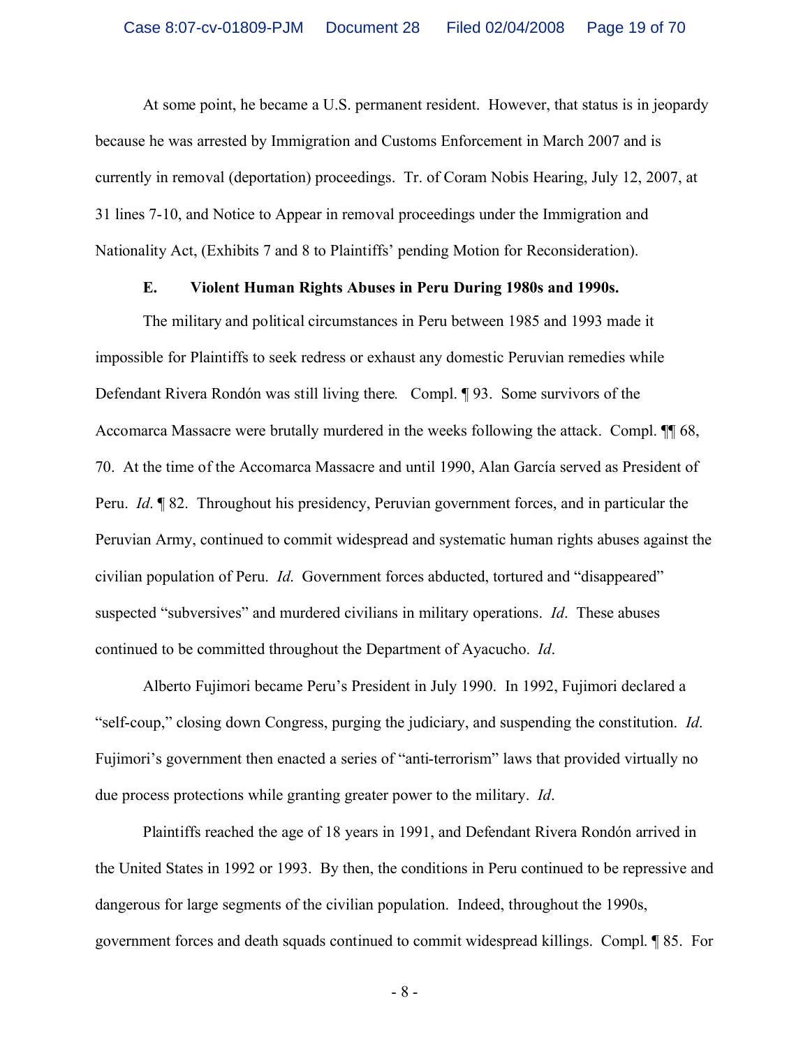At some point, he became a U.S. permanent resident. However, that status is in jeopardy because he was arrested by Immigration and Customs Enforcement in March 2007 and is currently in removal (deportation) proceedings. Tr. of Coram Nobis Hearing, July 12, 2007, at 31 lines 7-10, and Notice to Appear in removal proceedings under the Immigration and Nationality Act, (Exhibits 7 and 8 to Plaintiffs' pending Motion for Reconsideration).

### E. Violent Human Rights Abuses in Peru During 1980s and 1990s.

The military and political circumstances in Peru between 1985 and 1993 made it impossible for Plaintiffs to seek redress or exhaust any domestic Peruvian remedies while Defendant Rivera Rondón was still living there. Compl. ¶ 93. Some survivors of the Accomarca Massacre were brutally murdered in the weeks following the attack. Compl. ¶¶ 68, 70. At the time of the Accomarca Massacre and until 1990, Alan García served as President of Peru. *Id*. ¶ 82. Throughout his presidency, Peruvian government forces, and in particular the Peruvian Army, continued to commit widespread and systematic human rights abuses against the civilian population of Peru. *Id*. Government forces abducted, tortured and "disappeared" suspected "subversives" and murdered civilians in military operations. *Id*. These abuses continued to be committed throughout the Department of Ayacucho. *Id*.

Alberto Fujimori became Peru's President in July 1990. In 1992, Fujimori declared a "self-coup," closing down Congress, purging the judiciary, and suspending the constitution. *Id*. Fujimori's government then enacted a series of "anti-terrorism" laws that provided virtually no due process protections while granting greater power to the military. *Id*.

Plaintiffs reached the age of 18 years in 1991, and Defendant Rivera Rondón arrived in the United States in 1992 or 1993. By then, the conditions in Peru continued to be repressive and dangerous for large segments of the civilian population. Indeed, throughout the 1990s, government forces and death squads continued to commit widespread killings. Compl. ¶ 85. For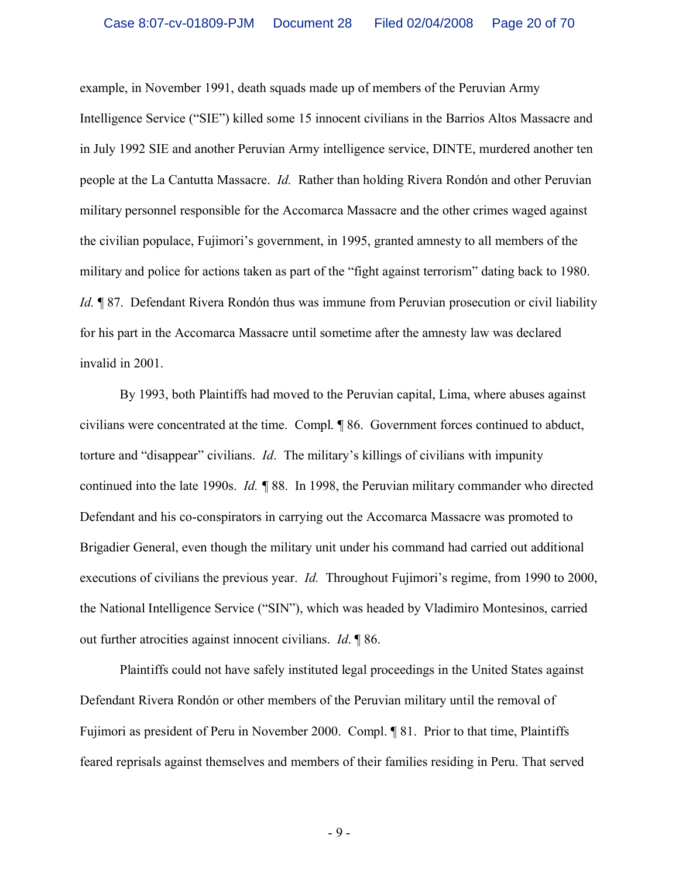example, in November 1991, death squads made up of members of the Peruvian Army Intelligence Service ("SIE") killed some 15 innocent civilians in the Barrios Altos Massacre and in July 1992 SIE and another Peruvian Army intelligence service, DINTE, murdered another ten people at the La Cantutta Massacre. *Id.* Rather than holding Rivera Rondón and other Peruvian military personnel responsible for the Accomarca Massacre and the other crimes waged against the civilian populace, Fujimori's government, in 1995, granted amnesty to all members of the military and police for actions taken as part of the "fight against terrorism" dating back to 1980. *Id.* ¶ 87. Defendant Rivera Rondón thus was immune from Peruvian prosecution or civil liability for his part in the Accomarca Massacre until sometime after the amnesty law was declared invalid in 2001.

By 1993, both Plaintiffs had moved to the Peruvian capital, Lima, where abuses against civilians were concentrated at the time. Compl. ¶ 86. Government forces continued to abduct, torture and "disappear" civilians. *Id*. The military's killings of civilians with impunity continued into the late 1990s. *Id.* ¶ 88. In 1998, the Peruvian military commander who directed Defendant and his co-conspirators in carrying out the Accomarca Massacre was promoted to Brigadier General, even though the military unit under his command had carried out additional executions of civilians the previous year. *Id.* Throughout Fujimori's regime, from 1990 to 2000, the National Intelligence Service ("SIN"), which was headed by Vladimiro Montesinos, carried out further atrocities against innocent civilians. *Id*. ¶ 86.

Plaintiffs could not have safely instituted legal proceedings in the United States against Defendant Rivera Rondón or other members of the Peruvian military until the removal of Fujimori as president of Peru in November 2000. Compl. ¶ 81. Prior to that time, Plaintiffs feared reprisals against themselves and members of their families residing in Peru. That served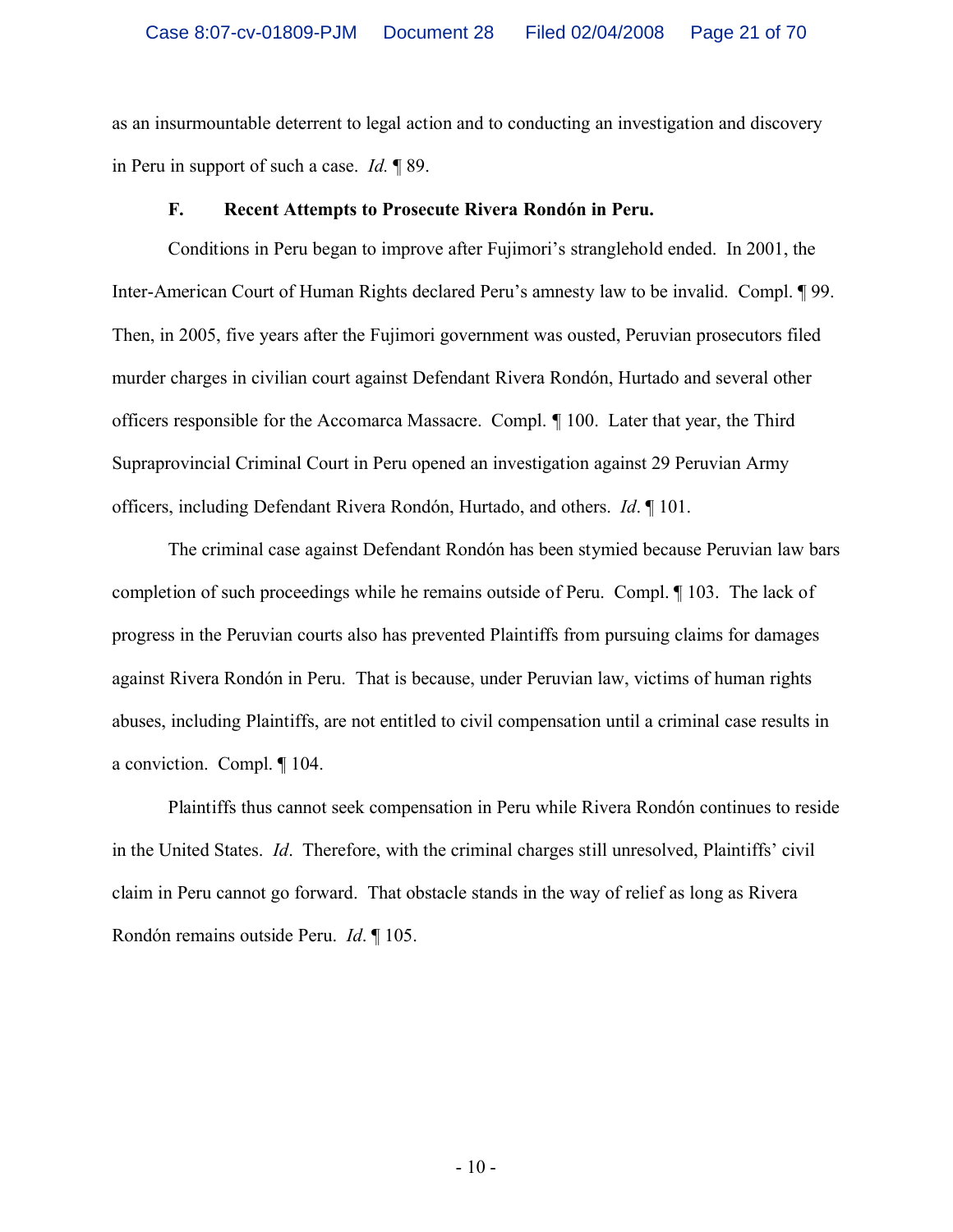as an insurmountable deterrent to legal action and to conducting an investigation and discovery in Peru in support of such a case. *Id.* ¶ 89.

### F. Recent Attempts to Prosecute Rivera Rondón in Peru.

Conditions in Peru began to improve after Fujimori's stranglehold ended. In 2001, the Inter-American Court of Human Rights declared Peru's amnesty law to be invalid. Compl. ¶ 99. Then, in 2005, five years after the Fujimori government was ousted, Peruvian prosecutors filed murder charges in civilian court against Defendant Rivera Rondón, Hurtado and several other officers responsible for the Accomarca Massacre. Compl. ¶ 100. Later that year, the Third Supraprovincial Criminal Court in Peru opened an investigation against 29 Peruvian Army officers, including Defendant Rivera Rondón, Hurtado, and others. *Id*. ¶ 101.

The criminal case against Defendant Rondón has been stymied because Peruvian law bars completion of such proceedings while he remains outside of Peru. Compl. ¶ 103. The lack of progress in the Peruvian courts also has prevented Plaintiffs from pursuing claims for damages against Rivera Rondón in Peru. That is because, under Peruvian law, victims of human rights abuses, including Plaintiffs, are not entitled to civil compensation until a criminal case results in a conviction. Compl. ¶ 104.

Plaintiffs thus cannot seek compensation in Peru while Rivera Rondón continues to reside in the United States. *Id*. Therefore, with the criminal charges still unresolved, Plaintiffs' civil claim in Peru cannot go forward. That obstacle stands in the way of relief as long as Rivera Rondón remains outside Peru. *Id*. ¶ 105.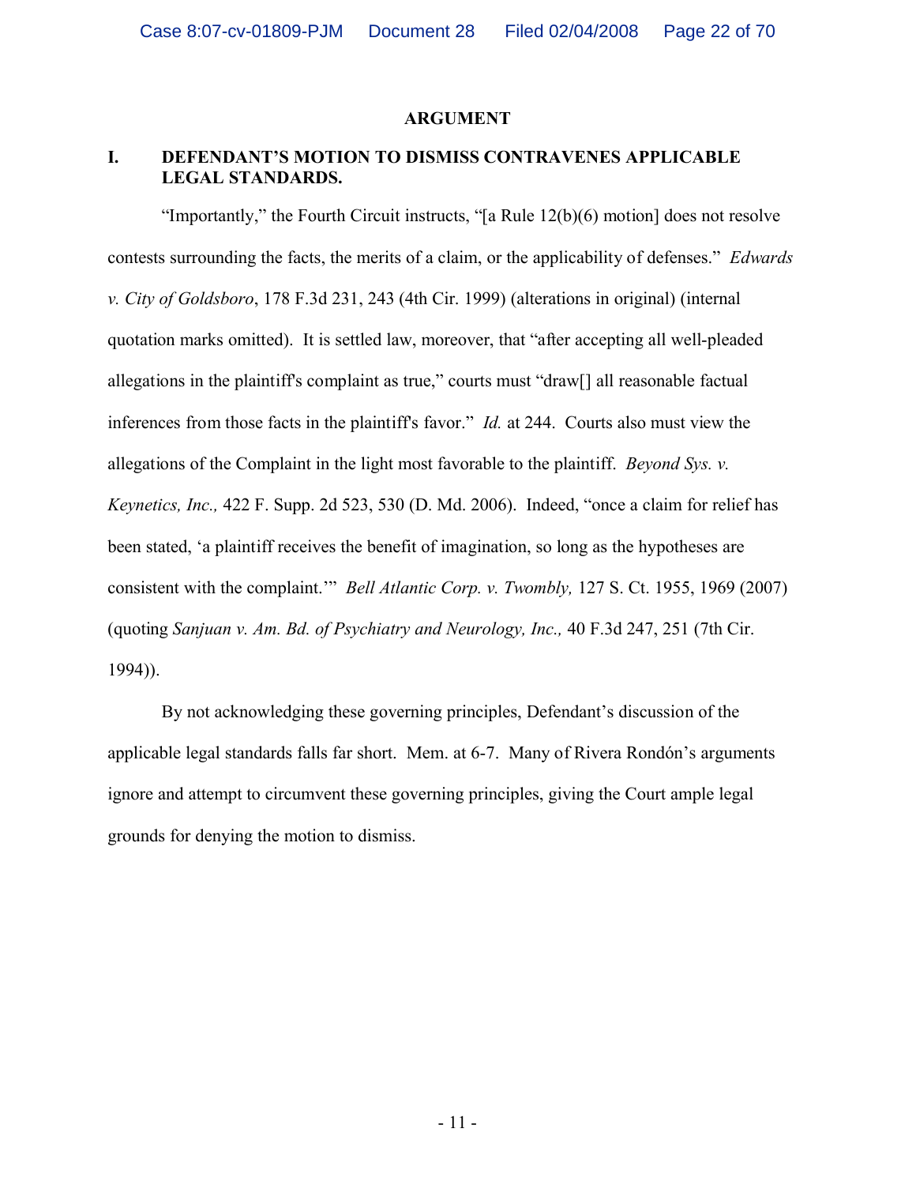## ARGUMENT

### I. DEFENDANT'S MOTION TO DISMISS CONTRAVENES APPLICABLE LEGAL STANDARDS.

"Importantly," the Fourth Circuit instructs, "[a Rule 12(b)(6) motion] does not resolve contests surrounding the facts, the merits of a claim, or the applicability of defenses." *Edwards v. City of Goldsboro*, 178 F.3d 231, 243 (4th Cir. 1999) (alterations in original) (internal quotation marks omitted). It is settled law, moreover, that "after accepting all well-pleaded allegations in the plaintiff's complaint as true," courts must "draw[] all reasonable factual inferences from those facts in the plaintiff's favor." *Id.* at 244. Courts also must view the allegations of the Complaint in the light most favorable to the plaintiff. *Beyond Sys. v. Keynetics, Inc.,* 422 F. Supp. 2d 523, 530 (D. Md. 2006). Indeed, "once a claim for relief has been stated, 'a plaintiff receives the benefit of imagination, so long as the hypotheses are consistent with the complaint.'" *Bell Atlantic Corp. v. Twombly,* 127 S. Ct. 1955, 1969 (2007) (quoting *Sanjuan v. Am. Bd. of Psychiatry and Neurology, Inc.,* 40 F.3d 247, 251 (7th Cir. 1994)).

By not acknowledging these governing principles, Defendant's discussion of the applicable legal standards falls far short. Mem. at 6-7. Many of Rivera Rondón's arguments ignore and attempt to circumvent these governing principles, giving the Court ample legal grounds for denying the motion to dismiss.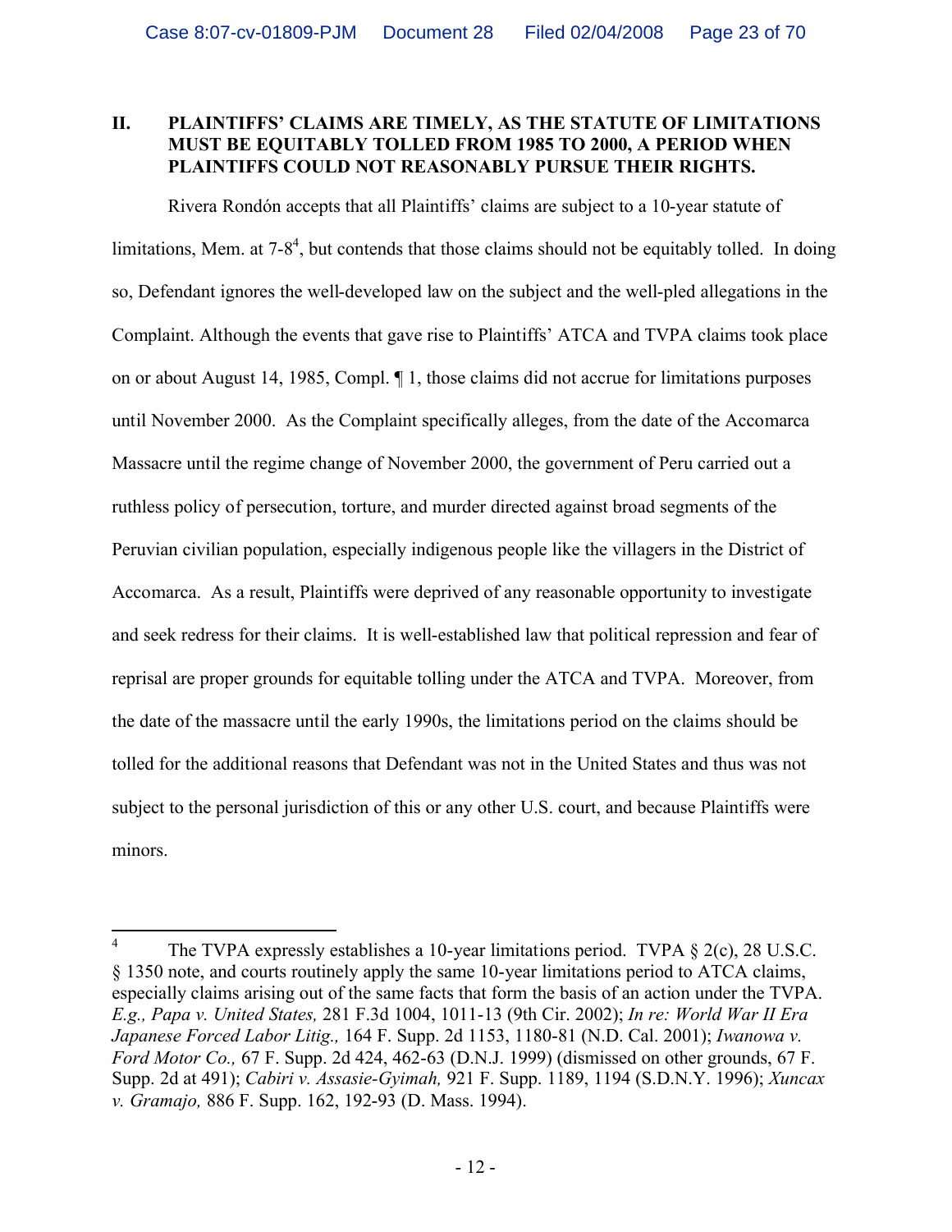## II. PLAINTIFFS' CLAIMS ARE TIMELY, AS THE STATUTE OF LIMITATIONS MUST BE EQUITABLY TOLLED FROM 1985 TO 2000, A PERIOD WHEN PLAINTIFFS COULD NOT REASONABLY PURSUE THEIR RIGHTS.

Rivera Rondón accepts that all Plaintiffs' claims are subject to a 10-year statute of limitations, Mem. at 7-8[4], but contends that those claims should not be equitably tolled. In doing so, Defendant ignores the well-developed law on the subject and the well-pled allegations in the Complaint. Although the events that gave rise to Plaintiffs' ATCA and TVPA claims took place on or about August 14, 1985, Compl. ¶ 1, those claims did not accrue for limitations purposes until November 2000. As the Complaint specifically alleges, from the date of the Accomarca Massacre until the regime change of November 2000, the government of Peru carried out a ruthless policy of persecution, torture, and murder directed against broad segments of the Peruvian civilian population, especially indigenous people like the villagers in the District of Accomarca. As a result, Plaintiffs were deprived of any reasonable opportunity to investigate and seek redress for their claims. It is well-established law that political repression and fear of reprisal are proper grounds for equitable tolling under the ATCA and TVPA. Moreover, from the date of the massacre until the early 1990s, the limitations period on the claims should be tolled for the additional reasons that Defendant was not in the United States and thus was not subject to the personal jurisdiction of this or any other U.S. court, and because Plaintiffs were minors.

---

[4] The TVPA expressly establishes a 10-year limitations period. TVPA § 2(c), 28 U.S.C. § 1350 note, and courts routinely apply the same 10-year limitations period to ATCA claims, especially claims arising out of the same facts that form the basis of an action under the TVPA. *E.g., Papa v. United States,* 281 F.3d 1004, 1011-13 (9th Cir. 2002); *In re: World War II Era Japanese Forced Labor Litig.,* 164 F. Supp. 2d 1153, 1180-81 (N.D. Cal. 2001); *Iwanowa v. Ford Motor Co.,* 67 F. Supp. 2d 424, 462-63 (D.N.J. 1999) (dismissed on other grounds, 67 F. Supp. 2d at 491); *Cabiri v. Assasie-Gyimah,* 921 F. Supp. 1189, 1194 (S.D.N.Y. 1996); *Xuncax v. Gramajo,* 886 F. Supp. 162, 192-93 (D. Mass. 1994).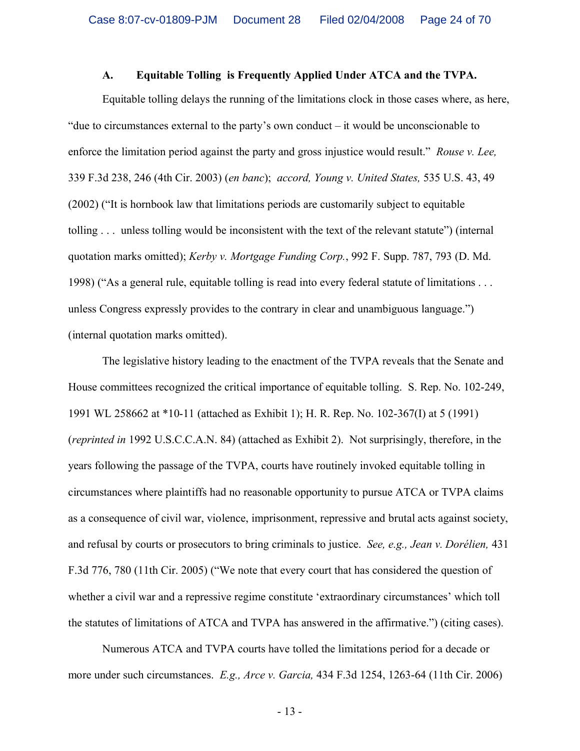### A. Equitable Tolling is Frequently Applied Under ATCA and the TVPA.

Equitable tolling delays the running of the limitations clock in those cases where, as here, "due to circumstances external to the party's own conduct – it would be unconscionable to enforce the limitation period against the party and gross injustice would result." *Rouse v. Lee,* 339 F.3d 238, 246 (4th Cir. 2003) (*en banc*); *accord, Young v. United States,* 535 U.S. 43, 49 (2002) ("It is hornbook law that limitations periods are customarily subject to equitable tolling . . . unless tolling would be inconsistent with the text of the relevant statute") (internal quotation marks omitted); *Kerby v. Mortgage Funding Corp.*, 992 F. Supp. 787, 793 (D. Md. 1998) ("As a general rule, equitable tolling is read into every federal statute of limitations . . . unless Congress expressly provides to the contrary in clear and unambiguous language.") (internal quotation marks omitted).

The legislative history leading to the enactment of the TVPA reveals that the Senate and House committees recognized the critical importance of equitable tolling. S. Rep. No. 102-249, 1991 WL 258662 at *10-11 (attached as Exhibit 1); H. R. Rep. No. 102-367(I) at 5 (1991) (*reprinted in* 1992 U.S.C.C.A.N. 84) (attached as Exhibit 2). Not surprisingly, therefore, in the years following the passage of the TVPA, courts have routinely invoked equitable tolling in circumstances where plaintiffs had no reasonable opportunity to pursue ATCA or TVPA claims as a consequence of civil war, violence, imprisonment, repressive and brutal acts against society, and refusal by courts or prosecutors to bring criminals to justice. *See, e.g., Jean v. Dorélien,* 431 F.3d 776, 780 (11th Cir. 2005) ("We note that every court that has considered the question of whether a civil war and a repressive regime constitute 'extraordinary circumstances' which toll the statutes of limitations of ATCA and TVPA has answered in the affirmative.") (citing cases).

Numerous ATCA and TVPA courts have tolled the limitations period for a decade or more under such circumstances. *E.g., Arce v. Garcia,* 434 F.3d 1254, 1263-64 (11th Cir. 2006)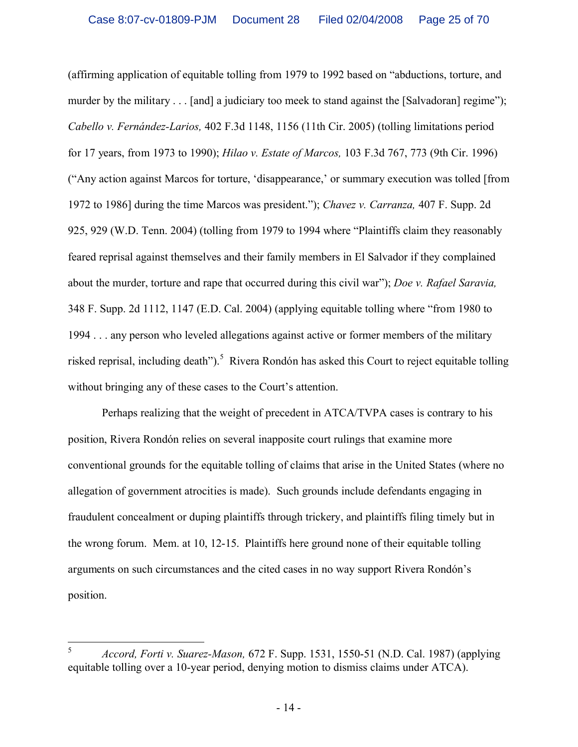(affirming application of equitable tolling from 1979 to 1992 based on "abductions, torture, and murder by the military . . . [and] a judiciary too meek to stand against the [Salvadoran] regime"); *Cabello v. Fernández-Larios,* 402 F.3d 1148, 1156 (11th Cir. 2005) (tolling limitations period for 17 years, from 1973 to 1990); *Hilao v. Estate of Marcos,* 103 F.3d 767, 773 (9th Cir. 1996) ("Any action against Marcos for torture, 'disappearance,' or summary execution was tolled [from 1972 to 1986] during the time Marcos was president."); *Chavez v. Carranza,* 407 F. Supp. 2d 925, 929 (W.D. Tenn. 2004) (tolling from 1979 to 1994 where "Plaintiffs claim they reasonably feared reprisal against themselves and their family members in El Salvador if they complained about the murder, torture and rape that occurred during this civil war"); *Doe v. Rafael Saravia,* 348 F. Supp. 2d 1112, 1147 (E.D. Cal. 2004) (applying equitable tolling where "from 1980 to 1994 . . . any person who leveled allegations against active or former members of the military risked reprisal, including death").[5] Rivera Rondón has asked this Court to reject equitable tolling without bringing any of these cases to the Court's attention.

Perhaps realizing that the weight of precedent in ATCA/TVPA cases is contrary to his position, Rivera Rondón relies on several inapposite court rulings that examine more conventional grounds for the equitable tolling of claims that arise in the United States (where no allegation of government atrocities is made). Such grounds include defendants engaging in fraudulent concealment or duping plaintiffs through trickery, and plaintiffs filing timely but in the wrong forum. Mem. at 10, 12-15. Plaintiffs here ground none of their equitable tolling arguments on such circumstances and the cited cases in no way support Rivera Rondón's position.

---

[5] *Accord, Forti v. Suarez-Mason,* 672 F. Supp. 1531, 1550-51 (N.D. Cal. 1987) (applying equitable tolling over a 10-year period, denying motion to dismiss claims under ATCA).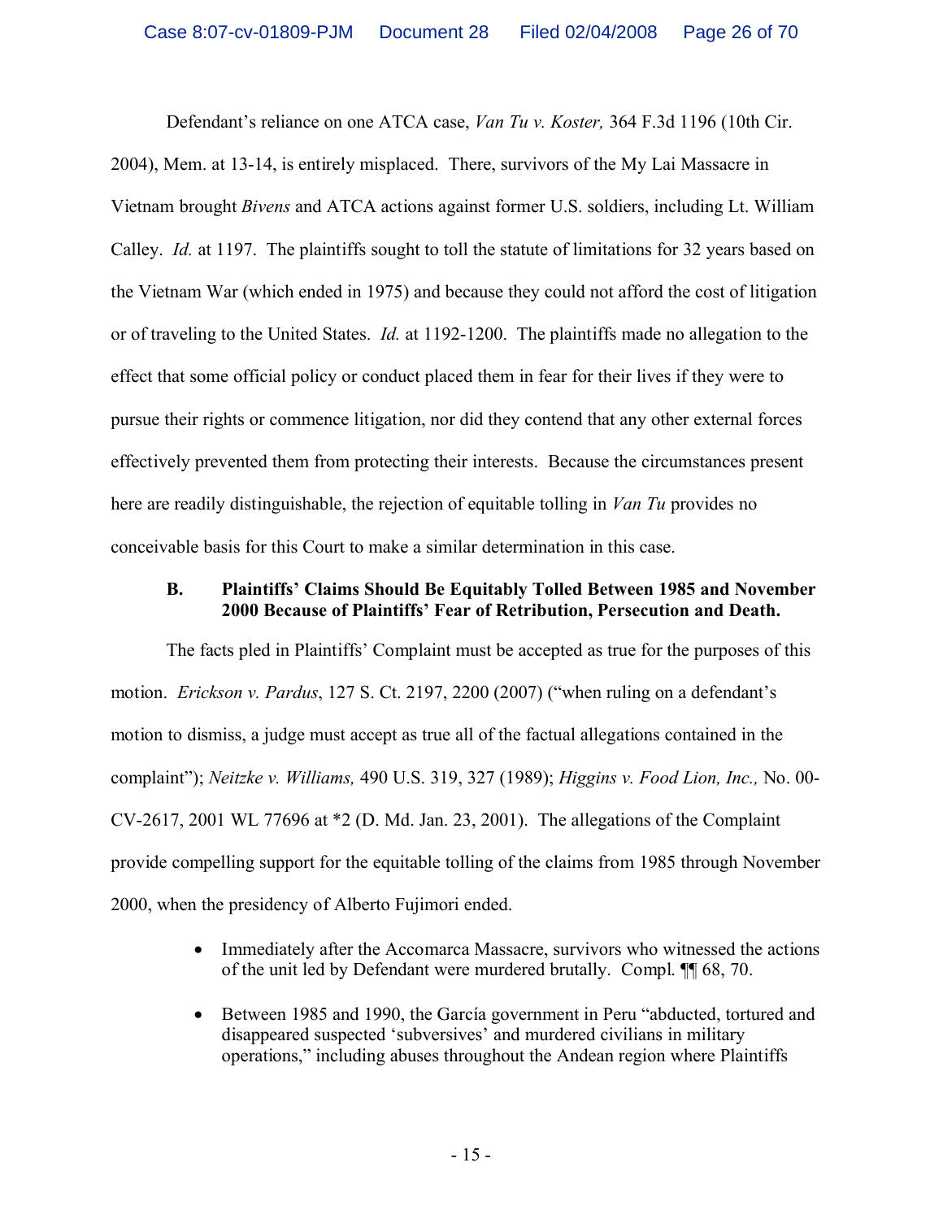Defendant's reliance on one ATCA case, *Van Tu v. Koster,* 364 F.3d 1196 (10th Cir. 2004), Mem. at 13-14, is entirely misplaced. There, survivors of the My Lai Massacre in Vietnam brought *Bivens* and ATCA actions against former U.S. soldiers, including Lt. William Calley. *Id.* at 1197. The plaintiffs sought to toll the statute of limitations for 32 years based on the Vietnam War (which ended in 1975) and because they could not afford the cost of litigation or of traveling to the United States. *Id.* at 1192-1200. The plaintiffs made no allegation to the effect that some official policy or conduct placed them in fear for their lives if they were to pursue their rights or commence litigation, nor did they contend that any other external forces effectively prevented them from protecting their interests. Because the circumstances present here are readily distinguishable, the rejection of equitable tolling in *Van Tu* provides no conceivable basis for this Court to make a similar determination in this case.

### B. Plaintiffs' Claims Should Be Equitably Tolled Between 1985 and November 2000 Because of Plaintiffs' Fear of Retribution, Persecution and Death.

The facts pled in Plaintiffs' Complaint must be accepted as true for the purposes of this motion. *Erickson v. Pardus*, 127 S. Ct. 2197, 2200 (2007) ("when ruling on a defendant's motion to dismiss, a judge must accept as true all of the factual allegations contained in the complaint"); *Neitzke v. Williams,* 490 U.S. 319, 327 (1989); *Higgins v. Food Lion, Inc.,* No. 00-CV-2617, 2001 WL 77696 at *2 (D. Md. Jan. 23, 2001). The allegations of the Complaint provide compelling support for the equitable tolling of the claims from 1985 through November 2000, when the presidency of Alberto Fujimori ended.

- Immediately after the Accomarca Massacre, survivors who witnessed the actions of the unit led by Defendant were murdered brutally. Compl. ¶¶ 68, 70.
- Between 1985 and 1990, the García government in Peru "abducted, tortured and disappeared suspected 'subversives' and murdered civilians in military operations," including abuses throughout the Andean region where Plaintiffs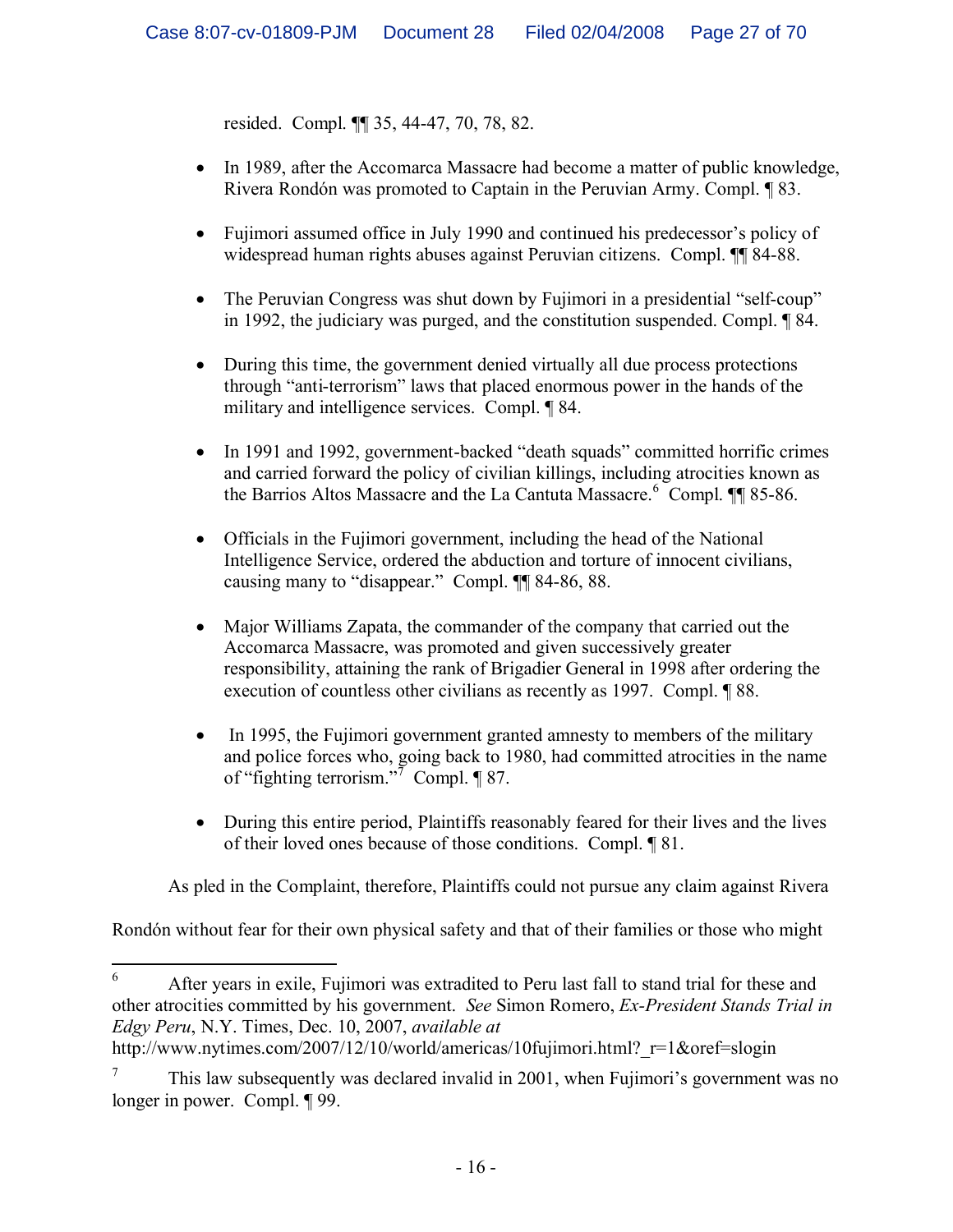resided. Compl. ¶¶ 35, 44-47, 70, 78, 82.

- In 1989, after the Accomarca Massacre had become a matter of public knowledge, Rivera Rondón was promoted to Captain in the Peruvian Army. Compl. ¶ 83.
- Fujimori assumed office in July 1990 and continued his predecessor's policy of widespread human rights abuses against Peruvian citizens. Compl. ¶¶ 84-88.
- The Peruvian Congress was shut down by Fujimori in a presidential "self-coup" in 1992, the judiciary was purged, and the constitution suspended. Compl. ¶ 84.
- During this time, the government denied virtually all due process protections through "anti-terrorism" laws that placed enormous power in the hands of the military and intelligence services. Compl. ¶ 84.
- In 1991 and 1992, government-backed "death squads" committed horrific crimes and carried forward the policy of civilian killings, including atrocities known as the Barrios Altos Massacre and the La Cantuta Massacre.[6] Compl. ¶¶ 85-86.
- Officials in the Fujimori government, including the head of the National Intelligence Service, ordered the abduction and torture of innocent civilians, causing many to "disappear." Compl. ¶¶ 84-86, 88.
- Major Williams Zapata, the commander of the company that carried out the Accomarca Massacre, was promoted and given successively greater responsibility, attaining the rank of Brigadier General in 1998 after ordering the execution of countless other civilians as recently as 1997. Compl. ¶ 88.
- In 1995, the Fujimori government granted amnesty to members of the military and police forces who, going back to 1980, had committed atrocities in the name of "fighting terrorism."[7] Compl. ¶ 87.
- During this entire period, Plaintiffs reasonably feared for their lives and the lives of their loved ones because of those conditions. Compl. ¶ 81.

As pled in the Complaint, therefore, Plaintiffs could not pursue any claim against Rivera Rondón without fear for their own physical safety and that of their families or those who might

---

[6] After years in exile, Fujimori was extradited to Peru last fall to stand trial for these and other atrocities committed by his government. *See* Simon Romero, *Ex-President Stands Trial in Edgy Peru*, N.Y. Times, Dec. 10, 2007, *available at* http://www.nytimes.com/2007/12/10/world/americas/10fujimori.html?_r=1&oref=slogin

[7] This law subsequently was declared invalid in 2001, when Fujimori's government was no longer in power. Compl. ¶ 99.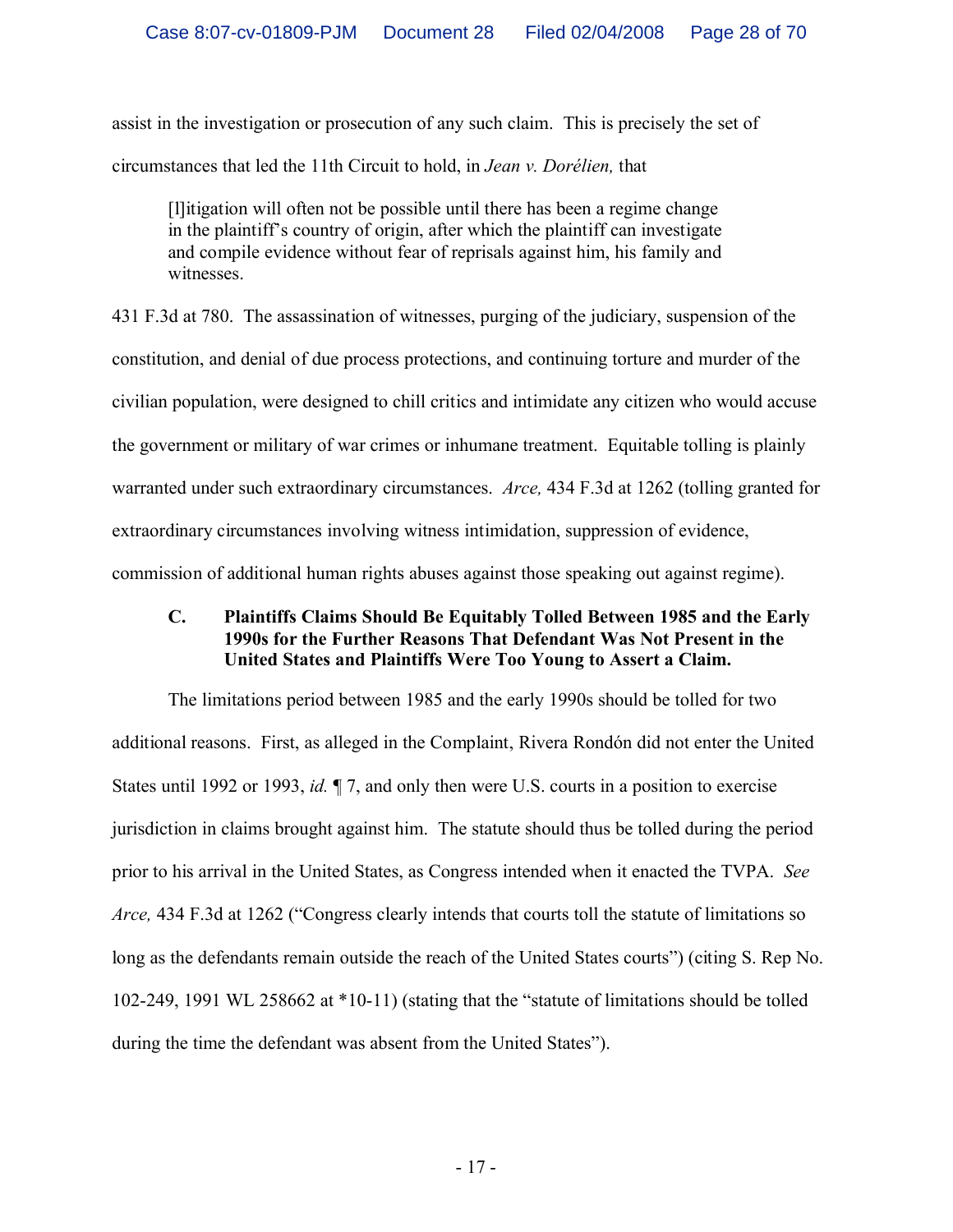assist in the investigation or prosecution of any such claim. This is precisely the set of circumstances that led the 11th Circuit to hold, in *Jean v. Dorélien,* that

> [l]itigation will often not be possible until there has been a regime change in the plaintiff's country of origin, after which the plaintiff can investigate and compile evidence without fear of reprisals against him, his family and witnesses.

431 F.3d at 780. The assassination of witnesses, purging of the judiciary, suspension of the constitution, and denial of due process protections, and continuing torture and murder of the civilian population, were designed to chill critics and intimidate any citizen who would accuse the government or military of war crimes or inhumane treatment. Equitable tolling is plainly warranted under such extraordinary circumstances. *Arce,* 434 F.3d at 1262 (tolling granted for extraordinary circumstances involving witness intimidation, suppression of evidence, commission of additional human rights abuses against those speaking out against regime).

### C. Plaintiffs Claims Should Be Equitably Tolled Between 1985 and the Early 1990s for the Further Reasons That Defendant Was Not Present in the United States and Plaintiffs Were Too Young to Assert a Claim.

The limitations period between 1985 and the early 1990s should be tolled for two additional reasons. First, as alleged in the Complaint, Rivera Rondón did not enter the United States until 1992 or 1993, *id.* ¶ 7, and only then were U.S. courts in a position to exercise jurisdiction in claims brought against him. The statute should thus be tolled during the period prior to his arrival in the United States, as Congress intended when it enacted the TVPA. *See Arce,* 434 F.3d at 1262 ("Congress clearly intends that courts toll the statute of limitations so long as the defendants remain outside the reach of the United States courts") (citing S. Rep No. 102-249, 1991 WL 258662 at *10-11) (stating that the "statute of limitations should be tolled during the time the defendant was absent from the United States").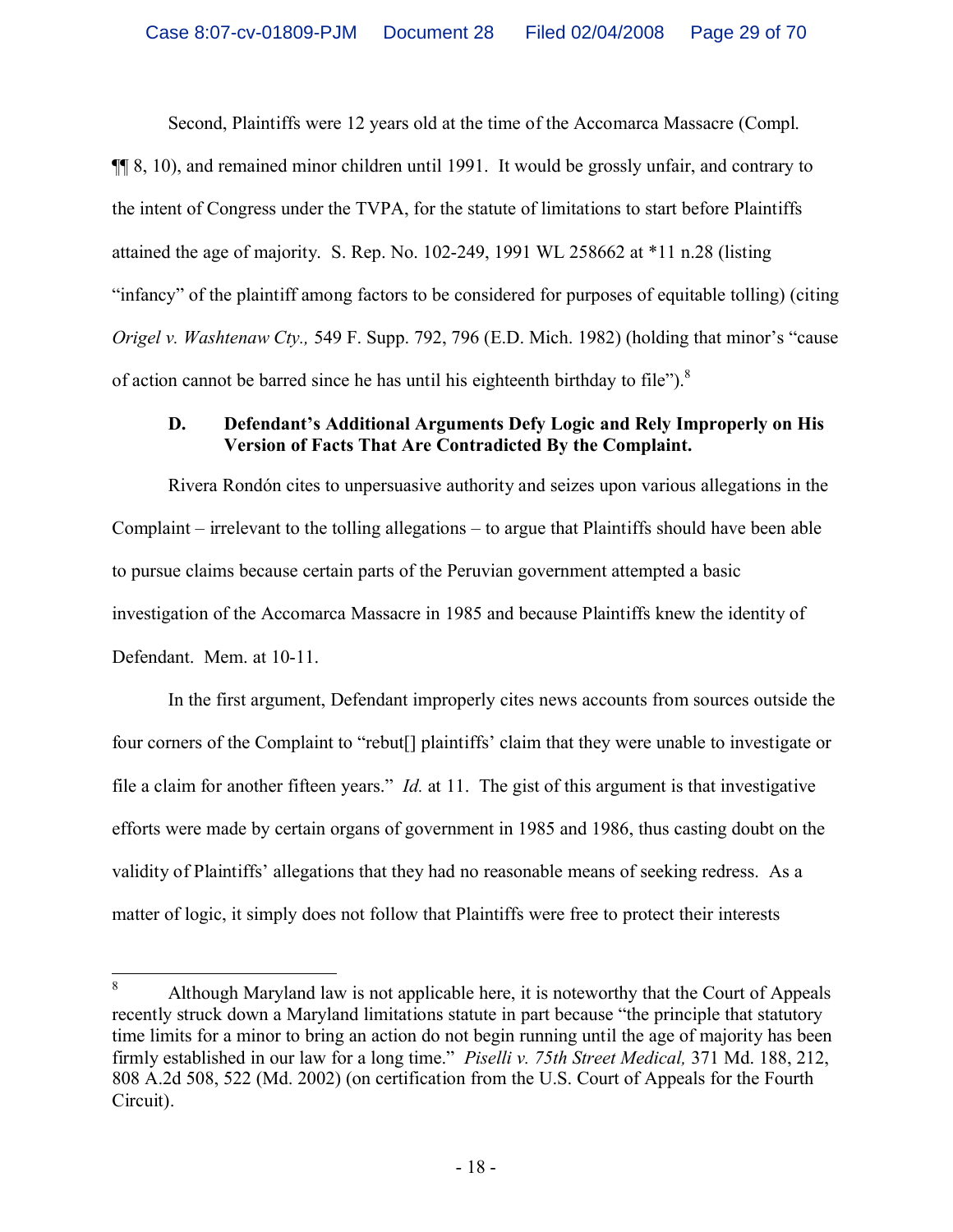Second, Plaintiffs were 12 years old at the time of the Accomarca Massacre (Compl. ¶¶ 8, 10), and remained minor children until 1991. It would be grossly unfair, and contrary to the intent of Congress under the TVPA, for the statute of limitations to start before Plaintiffs attained the age of majority. S. Rep. No. 102-249, 1991 WL 258662 at *11 n.28 (listing "infancy" of the plaintiff among factors to be considered for purposes of equitable tolling) (citing *Origel v. Washtenaw Cty.,* 549 F. Supp. 792, 796 (E.D. Mich. 1982) (holding that minor's "cause of action cannot be barred since he has until his eighteenth birthday to file").[8]

### D. Defendant's Additional Arguments Defy Logic and Rely Improperly on His Version of Facts That Are Contradicted By the Complaint.

Rivera Rondón cites to unpersuasive authority and seizes upon various allegations in the Complaint – irrelevant to the tolling allegations – to argue that Plaintiffs should have been able to pursue claims because certain parts of the Peruvian government attempted a basic investigation of the Accomarca Massacre in 1985 and because Plaintiffs knew the identity of Defendant. Mem. at 10-11.

In the first argument, Defendant improperly cites news accounts from sources outside the four corners of the Complaint to "rebut[] plaintiffs' claim that they were unable to investigate or file a claim for another fifteen years." *Id.* at 11. The gist of this argument is that investigative efforts were made by certain organs of government in 1985 and 1986, thus casting doubt on the validity of Plaintiffs' allegations that they had no reasonable means of seeking redress. As a matter of logic, it simply does not follow that Plaintiffs were free to protect their interests

---

[8] Although Maryland law is not applicable here, it is noteworthy that the Court of Appeals recently struck down a Maryland limitations statute in part because "the principle that statutory time limits for a minor to bring an action do not begin running until the age of majority has been firmly established in our law for a long time." *Piselli v. 75th Street Medical,* 371 Md. 188, 212, 808 A.2d 508, 522 (Md. 2002) (on certification from the U.S. Court of Appeals for the Fourth Circuit).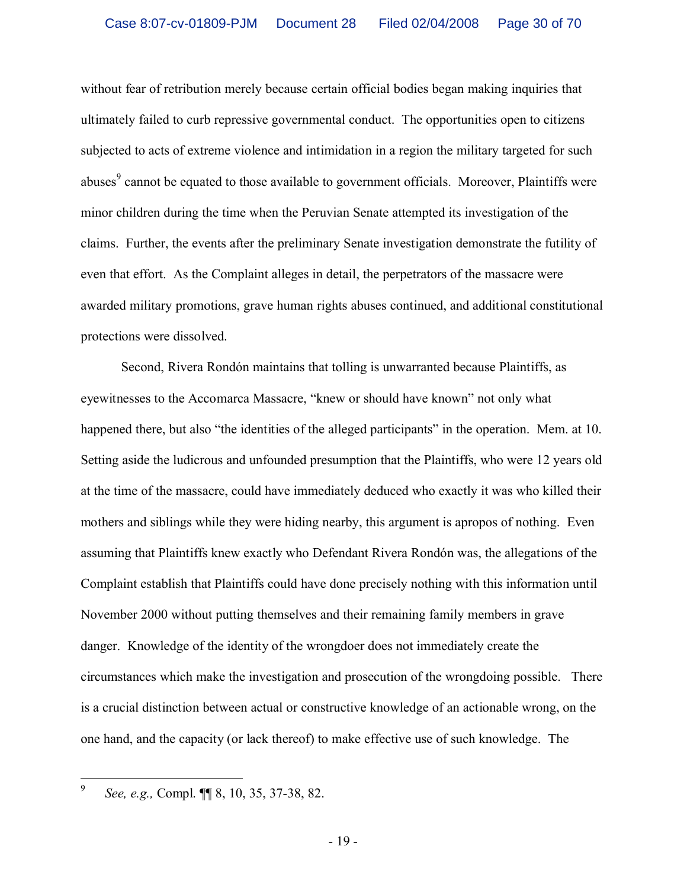without fear of retribution merely because certain official bodies began making inquiries that ultimately failed to curb repressive governmental conduct. The opportunities open to citizens subjected to acts of extreme violence and intimidation in a region the military targeted for such abuses[9] cannot be equated to those available to government officials. Moreover, Plaintiffs were minor children during the time when the Peruvian Senate attempted its investigation of the claims. Further, the events after the preliminary Senate investigation demonstrate the futility of even that effort. As the Complaint alleges in detail, the perpetrators of the massacre were awarded military promotions, grave human rights abuses continued, and additional constitutional protections were dissolved.

Second, Rivera Rondón maintains that tolling is unwarranted because Plaintiffs, as eyewitnesses to the Accomarca Massacre, "knew or should have known" not only what happened there, but also "the identities of the alleged participants" in the operation. Mem. at 10. Setting aside the ludicrous and unfounded presumption that the Plaintiffs, who were 12 years old at the time of the massacre, could have immediately deduced who exactly it was who killed their mothers and siblings while they were hiding nearby, this argument is apropos of nothing. Even assuming that Plaintiffs knew exactly who Defendant Rivera Rondón was, the allegations of the Complaint establish that Plaintiffs could have done precisely nothing with this information until November 2000 without putting themselves and their remaining family members in grave danger. Knowledge of the identity of the wrongdoer does not immediately create the circumstances which make the investigation and prosecution of the wrongdoing possible. There is a crucial distinction between actual or constructive knowledge of an actionable wrong, on the one hand, and the capacity (or lack thereof) to make effective use of such knowledge. The

---

[9] *See, e.g.,* Compl. ¶¶ 8, 10, 35, 37-38, 82.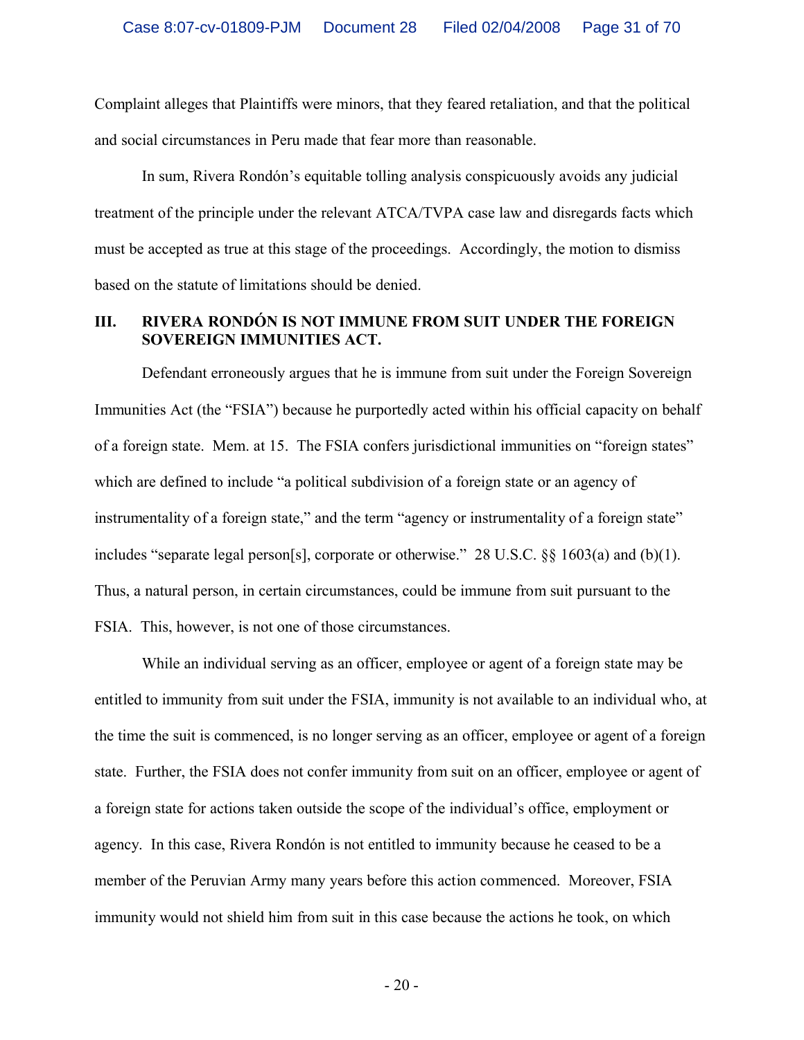Complaint alleges that Plaintiffs were minors, that they feared retaliation, and that the political and social circumstances in Peru made that fear more than reasonable.

In sum, Rivera Rondón's equitable tolling analysis conspicuously avoids any judicial treatment of the principle under the relevant ATCA/TVPA case law and disregards facts which must be accepted as true at this stage of the proceedings. Accordingly, the motion to dismiss based on the statute of limitations should be denied.

## III. RIVERA RONDÓN IS NOT IMMUNE FROM SUIT UNDER THE FOREIGN SOVEREIGN IMMUNITIES ACT.

Defendant erroneously argues that he is immune from suit under the Foreign Sovereign Immunities Act (the "FSIA") because he purportedly acted within his official capacity on behalf of a foreign state. Mem. at 15. The FSIA confers jurisdictional immunities on "foreign states" which are defined to include "a political subdivision of a foreign state or an agency of instrumentality of a foreign state," and the term "agency or instrumentality of a foreign state" includes "separate legal person[s], corporate or otherwise." 28 U.S.C. §§ 1603(a) and (b)(1). Thus, a natural person, in certain circumstances, could be immune from suit pursuant to the FSIA. This, however, is not one of those circumstances.

While an individual serving as an officer, employee or agent of a foreign state may be entitled to immunity from suit under the FSIA, immunity is not available to an individual who, at the time the suit is commenced, is no longer serving as an officer, employee or agent of a foreign state. Further, the FSIA does not confer immunity from suit on an officer, employee or agent of a foreign state for actions taken outside the scope of the individual's office, employment or agency. In this case, Rivera Rondón is not entitled to immunity because he ceased to be a member of the Peruvian Army many years before this action commenced. Moreover, FSIA immunity would not shield him from suit in this case because the actions he took, on which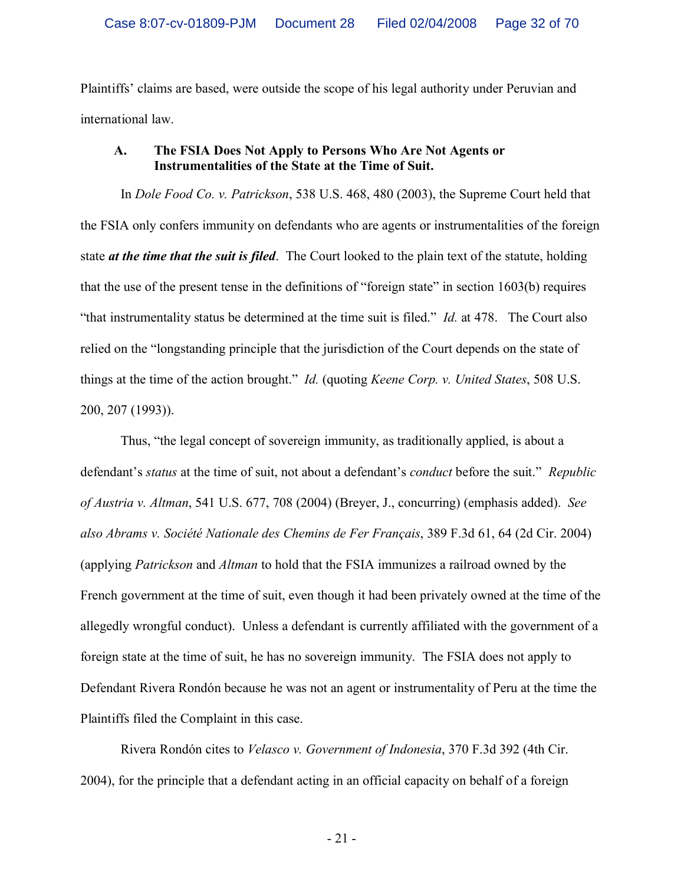Plaintiffs' claims are based, were outside the scope of his legal authority under Peruvian and international law.

### A. The FSIA Does Not Apply to Persons Who Are Not Agents or Instrumentalities of the State at the Time of Suit.

In *Dole Food Co. v. Patrickson*, 538 U.S. 468, 480 (2003), the Supreme Court held that the FSIA only confers immunity on defendants who are agents or instrumentalities of the foreign state ***at the time that the suit is filed***. The Court looked to the plain text of the statute, holding that the use of the present tense in the definitions of "foreign state" in section 1603(b) requires "that instrumentality status be determined at the time suit is filed." *Id.* at 478. The Court also relied on the "longstanding principle that the jurisdiction of the Court depends on the state of things at the time of the action brought." *Id.* (quoting *Keene Corp. v. United States*, 508 U.S. 200, 207 (1993)).

Thus, "the legal concept of sovereign immunity, as traditionally applied, is about a defendant's *status* at the time of suit, not about a defendant's *conduct* before the suit." *Republic of Austria v. Altman*, 541 U.S. 677, 708 (2004) (Breyer, J., concurring) (emphasis added). *See also Abrams v. Société Nationale des Chemins de Fer Français*, 389 F.3d 61, 64 (2d Cir. 2004) (applying *Patrickson* and *Altman* to hold that the FSIA immunizes a railroad owned by the French government at the time of suit, even though it had been privately owned at the time of the allegedly wrongful conduct). Unless a defendant is currently affiliated with the government of a foreign state at the time of suit, he has no sovereign immunity. The FSIA does not apply to Defendant Rivera Rondón because he was not an agent or instrumentality of Peru at the time the Plaintiffs filed the Complaint in this case.

Rivera Rondón cites to *Velasco v. Government of Indonesia*, 370 F.3d 392 (4th Cir. 2004), for the principle that a defendant acting in an official capacity on behalf of a foreign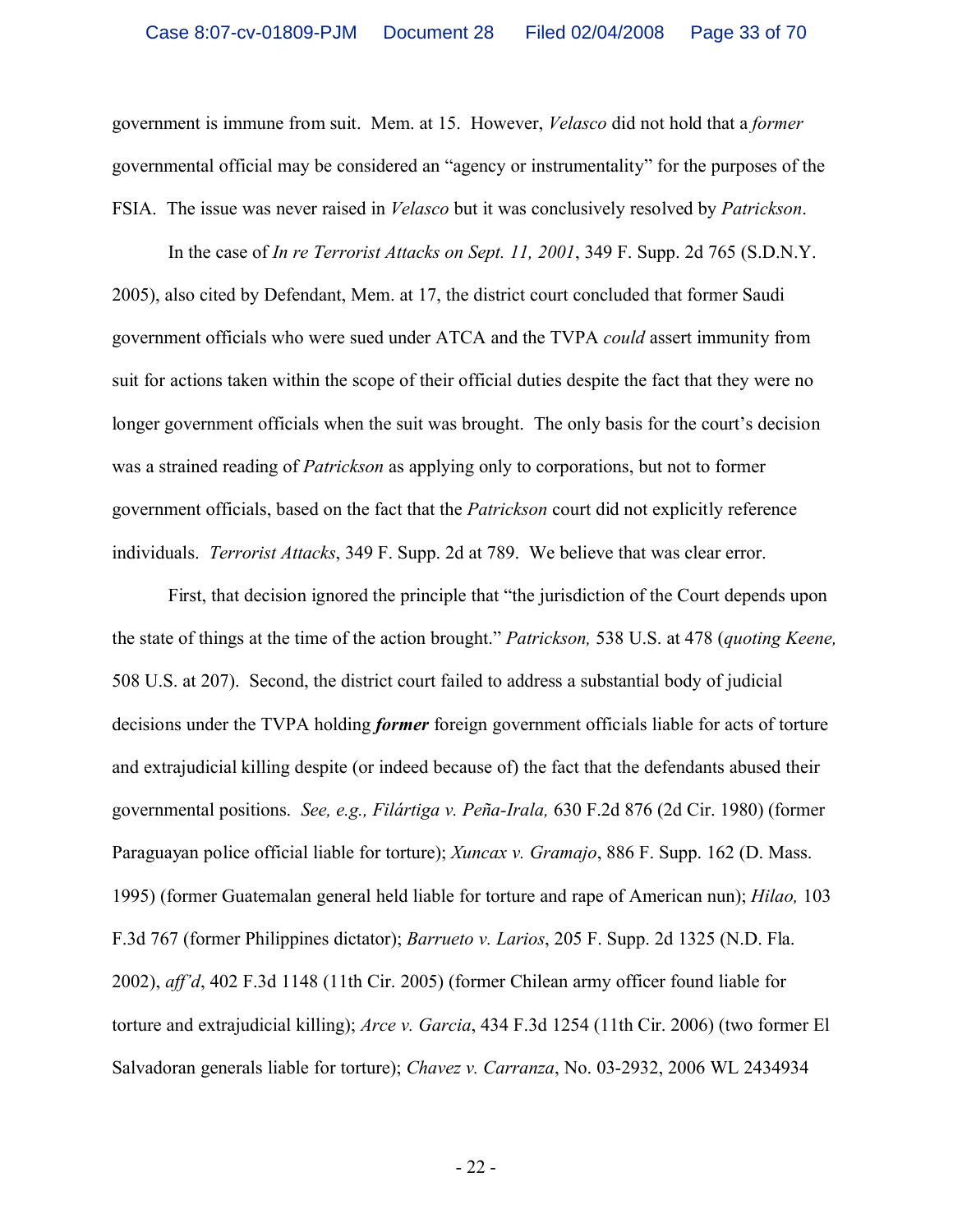government is immune from suit. Mem. at 15. However, *Velasco* did not hold that a *former* governmental official may be considered an "agency or instrumentality" for the purposes of the FSIA. The issue was never raised in *Velasco* but it was conclusively resolved by *Patrickson*.

In the case of *In re Terrorist Attacks on Sept. 11, 2001*, 349 F. Supp. 2d 765 (S.D.N.Y. 2005), also cited by Defendant, Mem. at 17, the district court concluded that former Saudi government officials who were sued under ATCA and the TVPA *could* assert immunity from suit for actions taken within the scope of their official duties despite the fact that they were no longer government officials when the suit was brought. The only basis for the court's decision was a strained reading of *Patrickson* as applying only to corporations, but not to former government officials, based on the fact that the *Patrickson* court did not explicitly reference individuals. *Terrorist Attacks*, 349 F. Supp. 2d at 789. We believe that was clear error.

First, that decision ignored the principle that "the jurisdiction of the Court depends upon the state of things at the time of the action brought." *Patrickson,* 538 U.S. at 478 (*quoting Keene,* 508 U.S. at 207). Second, the district court failed to address a substantial body of judicial decisions under the TVPA holding ***former*** foreign government officials liable for acts of torture and extrajudicial killing despite (or indeed because of) the fact that the defendants abused their governmental positions. *See, e.g., Filártiga v. Peña-Irala,* 630 F.2d 876 (2d Cir. 1980) (former Paraguayan police official liable for torture); *Xuncax v. Gramajo*, 886 F. Supp. 162 (D. Mass. 1995) (former Guatemalan general held liable for torture and rape of American nun); *Hilao,* 103 F.3d 767 (former Philippines dictator); *Barrueto v. Larios*, 205 F. Supp. 2d 1325 (N.D. Fla. 2002), *aff'd*, 402 F.3d 1148 (11th Cir. 2005) (former Chilean army officer found liable for torture and extrajudicial killing); *Arce v. Garcia*, 434 F.3d 1254 (11th Cir. 2006) (two former El Salvadoran generals liable for torture); *Chavez v. Carranza*, No. 03-2932, 2006 WL 2434934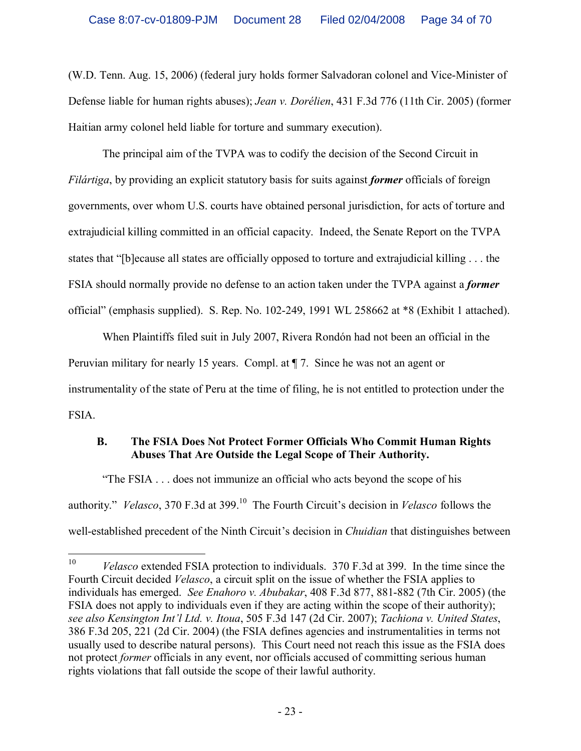(W.D. Tenn. Aug. 15, 2006) (federal jury holds former Salvadoran colonel and Vice-Minister of Defense liable for human rights abuses); *Jean v. Dorélien*, 431 F.3d 776 (11th Cir. 2005) (former Haitian army colonel held liable for torture and summary execution).

The principal aim of the TVPA was to codify the decision of the Second Circuit in *Filártiga*, by providing an explicit statutory basis for suits against ***former*** officials of foreign governments, over whom U.S. courts have obtained personal jurisdiction, for acts of torture and extrajudicial killing committed in an official capacity. Indeed, the Senate Report on the TVPA states that "[b]ecause all states are officially opposed to torture and extrajudicial killing . . . the FSIA should normally provide no defense to an action taken under the TVPA against a ***former*** official" (emphasis supplied). S. Rep. No. 102-249, 1991 WL 258662 at *8 (Exhibit 1 attached).

When Plaintiffs filed suit in July 2007, Rivera Rondón had not been an official in the Peruvian military for nearly 15 years. Compl. at ¶ 7. Since he was not an agent or instrumentality of the state of Peru at the time of filing, he is not entitled to protection under the FSIA.

### B. The FSIA Does Not Protect Former Officials Who Commit Human Rights Abuses That Are Outside the Legal Scope of Their Authority.

"The FSIA . . . does not immunize an official who acts beyond the scope of his authority." *Velasco*, 370 F.3d at 399.[10] The Fourth Circuit's decision in *Velasco* follows the well-established precedent of the Ninth Circuit's decision in *Chuidian* that distinguishes between

---

[10] *Velasco* extended FSIA protection to individuals. 370 F.3d at 399. In the time since the Fourth Circuit decided *Velasco*, a circuit split on the issue of whether the FSIA applies to individuals has emerged. *See Enahoro v. Abubakar*, 408 F.3d 877, 881-882 (7th Cir. 2005) (the FSIA does not apply to individuals even if they are acting within the scope of their authority); *see also Kensington Int'l Ltd. v. Itoua*, 505 F.3d 147 (2d Cir. 2007); *Tachiona v. United States*, 386 F.3d 205, 221 (2d Cir. 2004) (the FSIA defines agencies and instrumentalities in terms not usually used to describe natural persons). This Court need not reach this issue as the FSIA does not protect *former* officials in any event, nor officials accused of committing serious human rights violations that fall outside the scope of their lawful authority.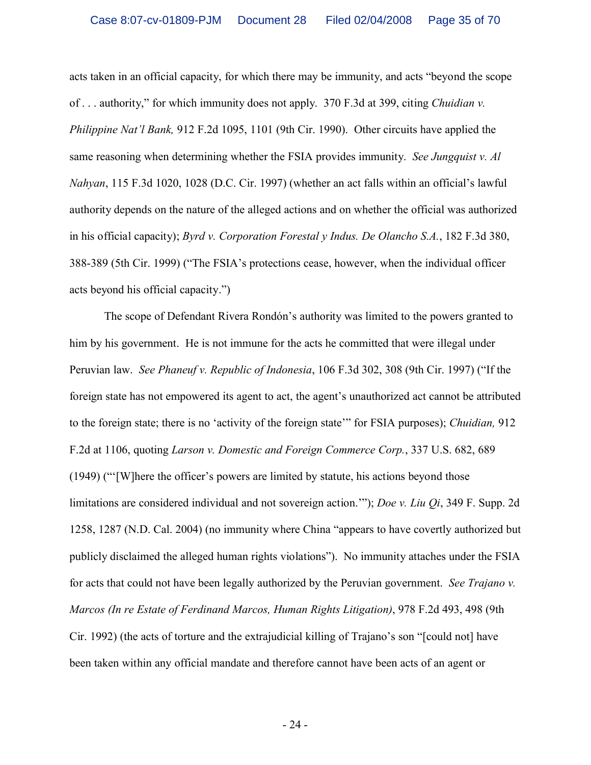acts taken in an official capacity, for which there may be immunity, and acts "beyond the scope of . . . authority," for which immunity does not apply. 370 F.3d at 399, citing *Chuidian v. Philippine Nat'l Bank,* 912 F.2d 1095, 1101 (9th Cir. 1990). Other circuits have applied the same reasoning when determining whether the FSIA provides immunity. *See Jungquist v. Al Nahyan*, 115 F.3d 1020, 1028 (D.C. Cir. 1997) (whether an act falls within an official's lawful authority depends on the nature of the alleged actions and on whether the official was authorized in his official capacity); *Byrd v. Corporation Forestal y Indus. De Olancho S.A.*, 182 F.3d 380, 388-389 (5th Cir. 1999) ("The FSIA's protections cease, however, when the individual officer acts beyond his official capacity.")

The scope of Defendant Rivera Rondón's authority was limited to the powers granted to him by his government. He is not immune for the acts he committed that were illegal under Peruvian law. *See Phaneuf v. Republic of Indonesia*, 106 F.3d 302, 308 (9th Cir. 1997) ("If the foreign state has not empowered its agent to act, the agent's unauthorized act cannot be attributed to the foreign state; there is no 'activity of the foreign state'" for FSIA purposes); *Chuidian,* 912 F.2d at 1106, quoting *Larson v. Domestic and Foreign Commerce Corp.*, 337 U.S. 682, 689 (1949) ("'[W]here the officer's powers are limited by statute, his actions beyond those limitations are considered individual and not sovereign action.'"); *Doe v. Liu Qi*, 349 F. Supp. 2d 1258, 1287 (N.D. Cal. 2004) (no immunity where China "appears to have covertly authorized but publicly disclaimed the alleged human rights violations"). No immunity attaches under the FSIA for acts that could not have been legally authorized by the Peruvian government. *See Trajano v. Marcos (In re Estate of Ferdinand Marcos, Human Rights Litigation)*, 978 F.2d 493, 498 (9th Cir. 1992) (the acts of torture and the extrajudicial killing of Trajano's son "[could not] have been taken within any official mandate and therefore cannot have been acts of an agent or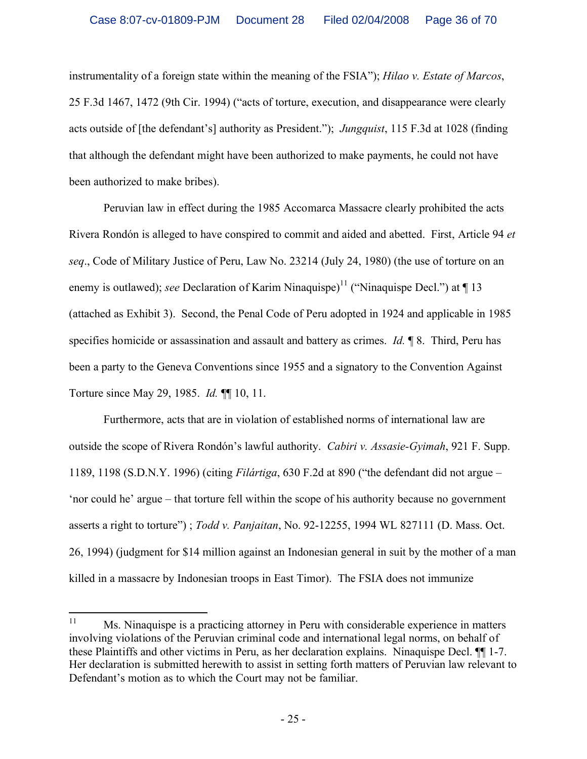instrumentality of a foreign state within the meaning of the FSIA"); *Hilao v. Estate of Marcos*, 25 F.3d 1467, 1472 (9th Cir. 1994) ("acts of torture, execution, and disappearance were clearly acts outside of [the defendant's] authority as President."); *Jungquist*, 115 F.3d at 1028 (finding that although the defendant might have been authorized to make payments, he could not have been authorized to make bribes).

Peruvian law in effect during the 1985 Accomarca Massacre clearly prohibited the acts Rivera Rondón is alleged to have conspired to commit and aided and abetted. First, Article 94 *et seq*., Code of Military Justice of Peru, Law No. 23214 (July 24, 1980) (the use of torture on an enemy is outlawed); *see* Declaration of Karim Ninaquispe)[11] ("Ninaquispe Decl.") at ¶ 13 (attached as Exhibit 3). Second, the Penal Code of Peru adopted in 1924 and applicable in 1985 specifies homicide or assassination and assault and battery as crimes. *Id.* ¶ 8. Third, Peru has been a party to the Geneva Conventions since 1955 and a signatory to the Convention Against Torture since May 29, 1985. *Id.* ¶¶ 10, 11.

Furthermore, acts that are in violation of established norms of international law are outside the scope of Rivera Rondón's lawful authority. *Cabiri v. Assasie-Gyimah*, 921 F. Supp. 1189, 1198 (S.D.N.Y. 1996) (citing *Filártiga*, 630 F.2d at 890 ("the defendant did not argue – 'nor could he' argue – that torture fell within the scope of his authority because no government asserts a right to torture") ; *Todd v. Panjaitan*, No. 92-12255, 1994 WL 827111 (D. Mass. Oct. 26, 1994) (judgment for $14 million against an Indonesian general in suit by the mother of a man killed in a massacre by Indonesian troops in East Timor). The FSIA does not immunize

[11] Ms. Ninaquispe is a practicing attorney in Peru with considerable experience in matters involving violations of the Peruvian criminal code and international legal norms, on behalf of these Plaintiffs and other victims in Peru, as her declaration explains. Ninaquispe Decl. ¶¶ 1-7. Her declaration is submitted herewith to assist in setting forth matters of Peruvian law relevant to Defendant's motion as to which the Court may not be familiar.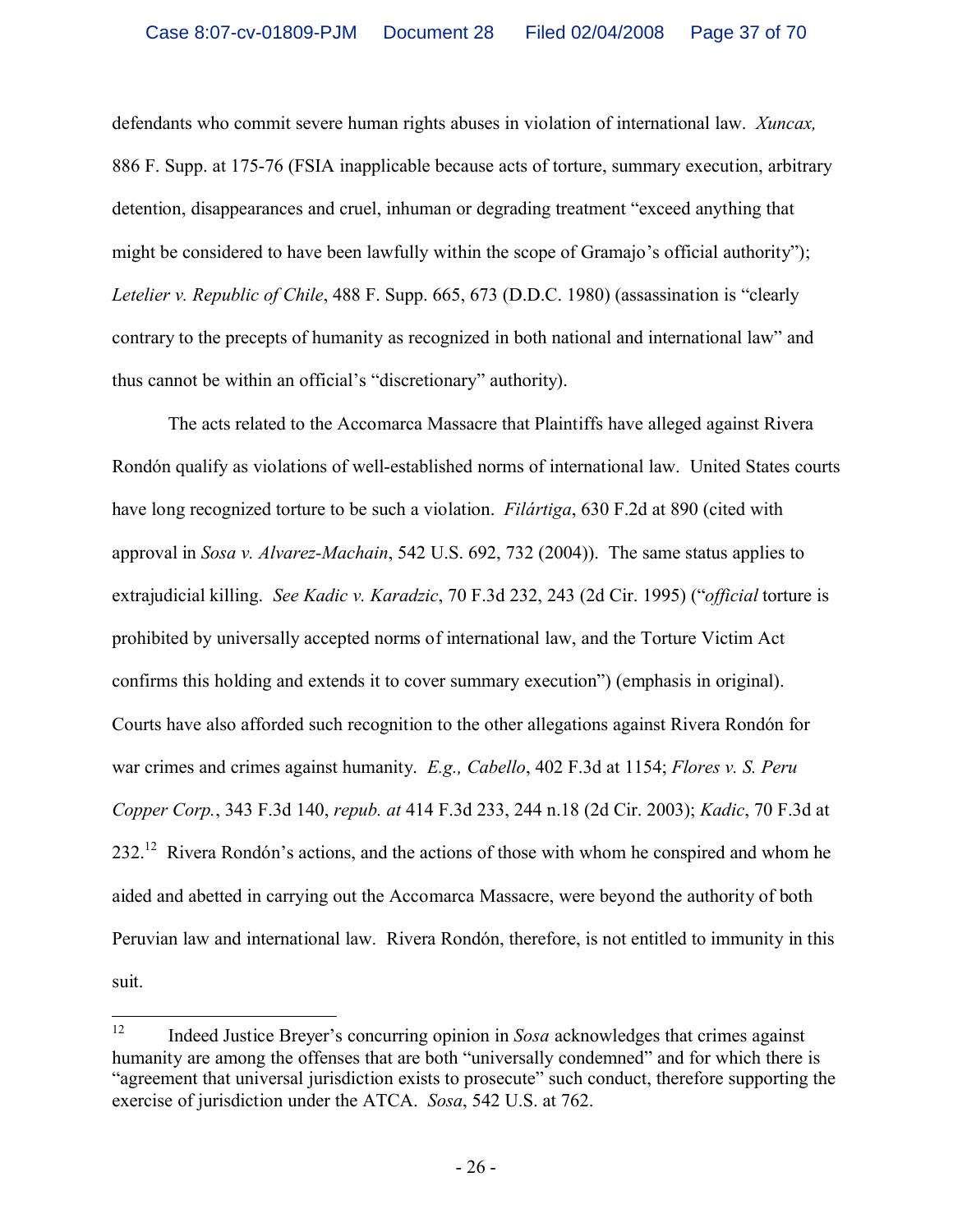defendants who commit severe human rights abuses in violation of international law. *Xuncax,* 886 F. Supp. at 175-76 (FSIA inapplicable because acts of torture, summary execution, arbitrary detention, disappearances and cruel, inhuman or degrading treatment "exceed anything that might be considered to have been lawfully within the scope of Gramajo's official authority"); *Letelier v. Republic of Chile*, 488 F. Supp. 665, 673 (D.D.C. 1980) (assassination is "clearly contrary to the precepts of humanity as recognized in both national and international law" and thus cannot be within an official's "discretionary" authority).

The acts related to the Accomarca Massacre that Plaintiffs have alleged against Rivera Rondón qualify as violations of well-established norms of international law. United States courts have long recognized torture to be such a violation. *Filártiga*, 630 F.2d at 890 (cited with approval in *Sosa v. Alvarez-Machain*, 542 U.S. 692, 732 (2004)). The same status applies to extrajudicial killing. *See Kadic v. Karadzic*, 70 F.3d 232, 243 (2d Cir. 1995) ("*official* torture is prohibited by universally accepted norms of international law, and the Torture Victim Act confirms this holding and extends it to cover summary execution") (emphasis in original). Courts have also afforded such recognition to the other allegations against Rivera Rondón for war crimes and crimes against humanity. *E.g., Cabello*, 402 F.3d at 1154; *Flores v. S. Peru Copper Corp.*, 343 F.3d 140, *repub. at* 414 F.3d 233, 244 n.18 (2d Cir. 2003); *Kadic*, 70 F.3d at 232.[12] Rivera Rondón's actions, and the actions of those with whom he conspired and whom he aided and abetted in carrying out the Accomarca Massacre, were beyond the authority of both Peruvian law and international law. Rivera Rondón, therefore, is not entitled to immunity in this suit.

---

[12] Indeed Justice Breyer's concurring opinion in *Sosa* acknowledges that crimes against humanity are among the offenses that are both "universally condemned" and for which there is "agreement that universal jurisdiction exists to prosecute" such conduct, therefore supporting the exercise of jurisdiction under the ATCA. *Sosa*, 542 U.S. at 762.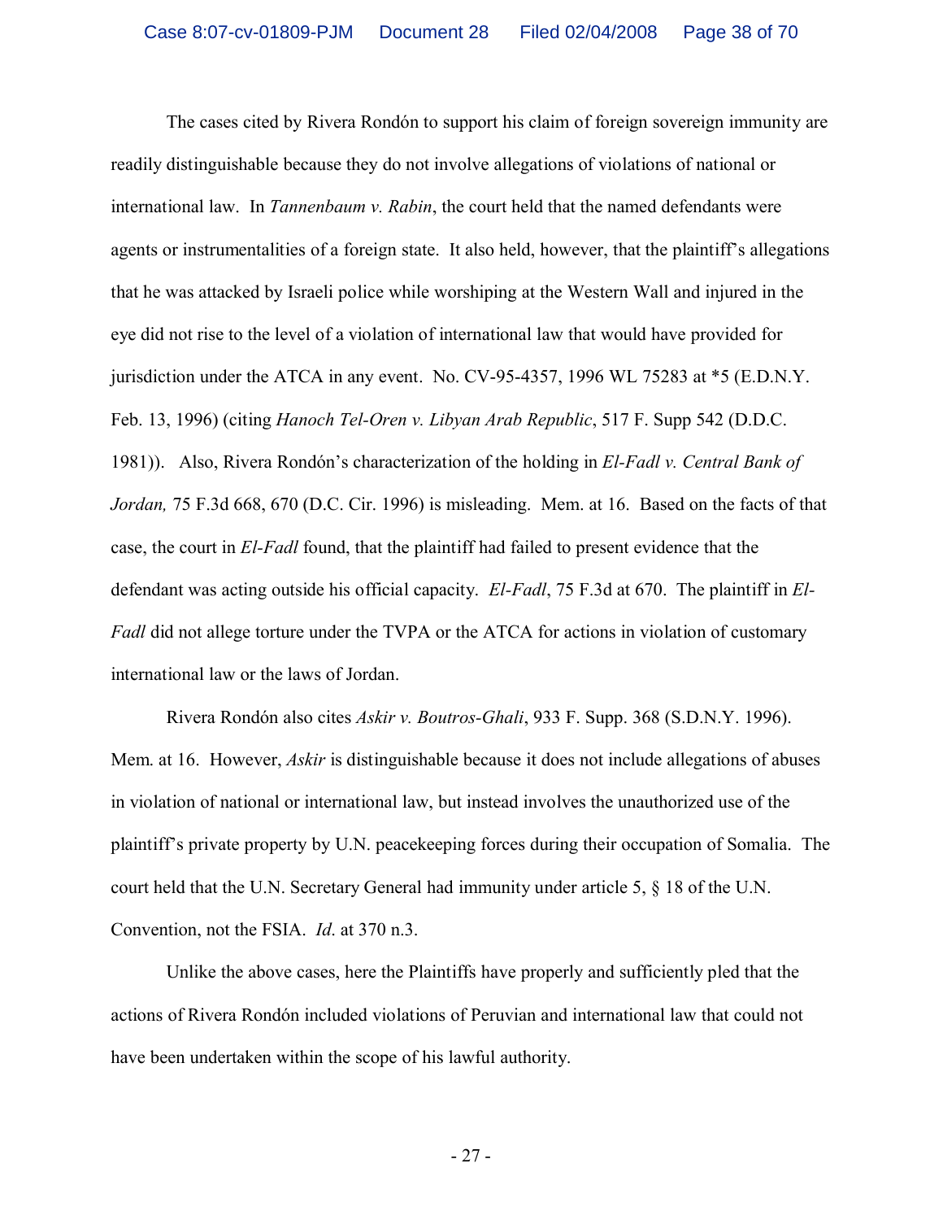The cases cited by Rivera Rondón to support his claim of foreign sovereign immunity are readily distinguishable because they do not involve allegations of violations of national or international law. In *Tannenbaum v. Rabin*, the court held that the named defendants were agents or instrumentalities of a foreign state. It also held, however, that the plaintiff's allegations that he was attacked by Israeli police while worshiping at the Western Wall and injured in the eye did not rise to the level of a violation of international law that would have provided for jurisdiction under the ATCA in any event. No. CV-95-4357, 1996 WL 75283 at *5 (E.D.N.Y. Feb. 13, 1996) (citing *Hanoch Tel-Oren v. Libyan Arab Republic*, 517 F. Supp 542 (D.D.C. 1981)). Also, Rivera Rondón's characterization of the holding in *El-Fadl v. Central Bank of Jordan,* 75 F.3d 668, 670 (D.C. Cir. 1996) is misleading. Mem. at 16. Based on the facts of that case, the court in *El-Fadl* found, that the plaintiff had failed to present evidence that the defendant was acting outside his official capacity. *El-Fadl*, 75 F.3d at 670. The plaintiff in *El-Fadl* did not allege torture under the TVPA or the ATCA for actions in violation of customary international law or the laws of Jordan.

Rivera Rondón also cites *Askir v. Boutros-Ghali*, 933 F. Supp. 368 (S.D.N.Y. 1996). Mem. at 16. However, *Askir* is distinguishable because it does not include allegations of abuses in violation of national or international law, but instead involves the unauthorized use of the plaintiff's private property by U.N. peacekeeping forces during their occupation of Somalia. The court held that the U.N. Secretary General had immunity under article 5, § 18 of the U.N. Convention, not the FSIA. *Id*. at 370 n.3.

Unlike the above cases, here the Plaintiffs have properly and sufficiently pled that the actions of Rivera Rondón included violations of Peruvian and international law that could not have been undertaken within the scope of his lawful authority.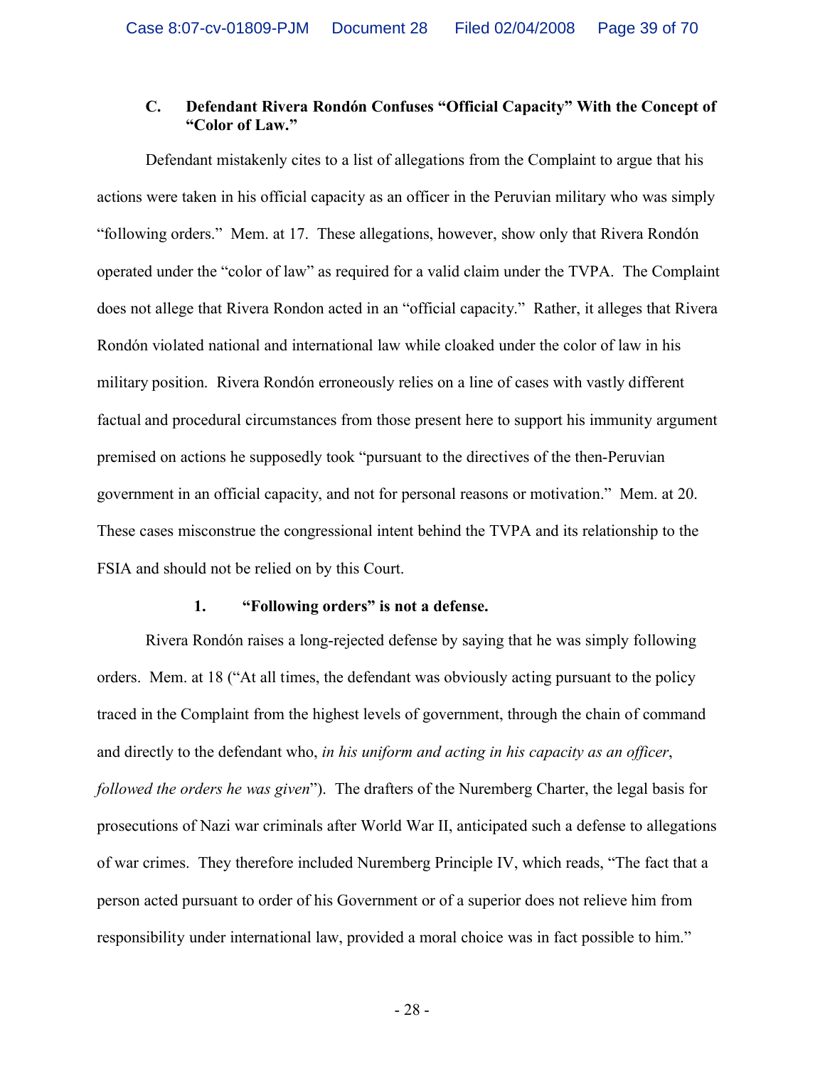### C. Defendant Rivera Rondón Confuses "Official Capacity" With the Concept of "Color of Law."

Defendant mistakenly cites to a list of allegations from the Complaint to argue that his actions were taken in his official capacity as an officer in the Peruvian military who was simply "following orders." Mem. at 17. These allegations, however, show only that Rivera Rondón operated under the "color of law" as required for a valid claim under the TVPA. The Complaint does not allege that Rivera Rondon acted in an "official capacity." Rather, it alleges that Rivera Rondón violated national and international law while cloaked under the color of law in his military position. Rivera Rondón erroneously relies on a line of cases with vastly different factual and procedural circumstances from those present here to support his immunity argument premised on actions he supposedly took "pursuant to the directives of the then-Peruvian government in an official capacity, and not for personal reasons or motivation." Mem. at 20. These cases misconstrue the congressional intent behind the TVPA and its relationship to the FSIA and should not be relied on by this Court.

#### 1. "Following orders" is not a defense.

Rivera Rondón raises a long-rejected defense by saying that he was simply following orders. Mem. at 18 ("At all times, the defendant was obviously acting pursuant to the policy traced in the Complaint from the highest levels of government, through the chain of command and directly to the defendant who, *in his uniform and acting in his capacity as an officer*, *followed the orders he was given*"). The drafters of the Nuremberg Charter, the legal basis for prosecutions of Nazi war criminals after World War II, anticipated such a defense to allegations of war crimes. They therefore included Nuremberg Principle IV, which reads, "The fact that a person acted pursuant to order of his Government or of a superior does not relieve him from responsibility under international law, provided a moral choice was in fact possible to him."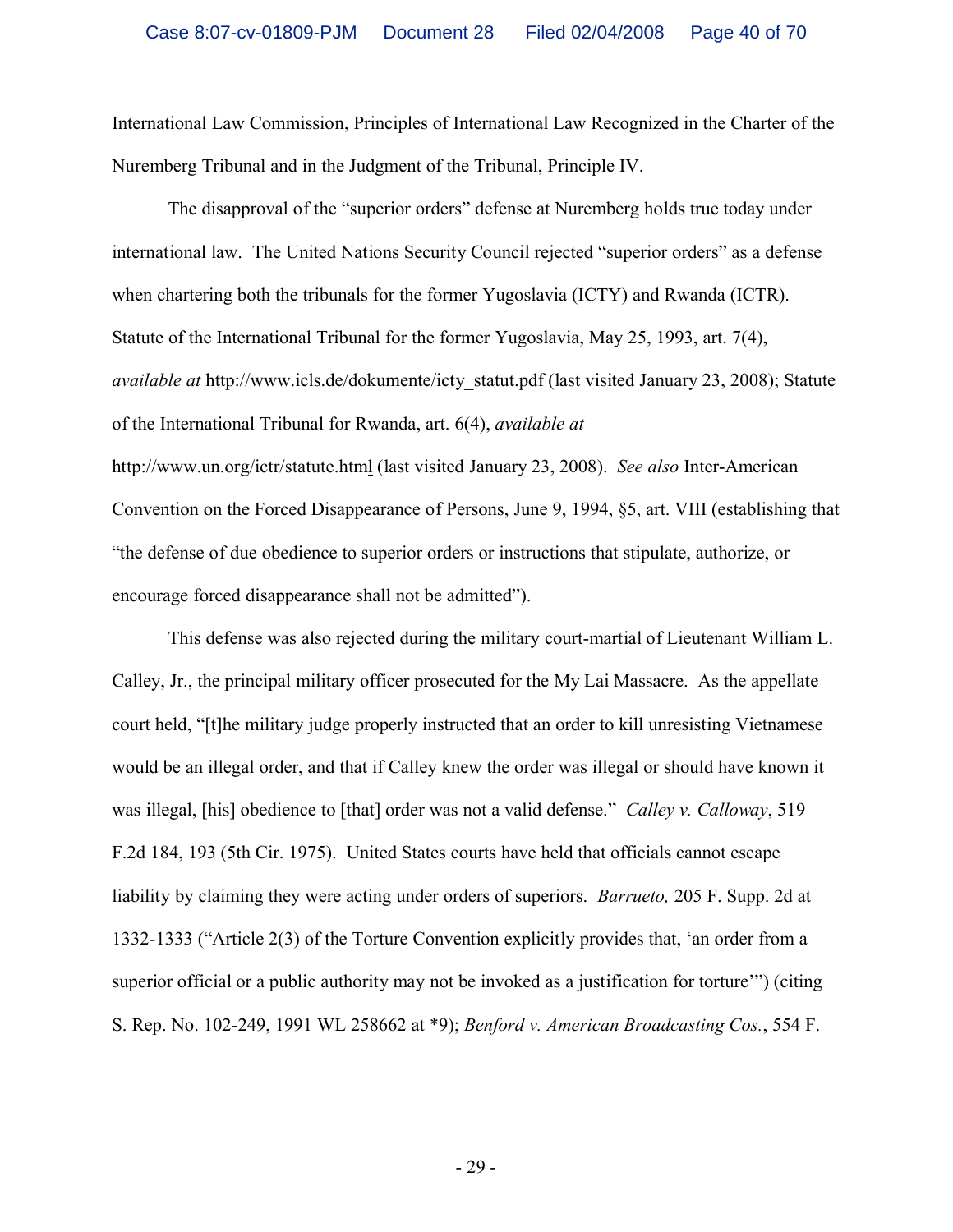International Law Commission, Principles of International Law Recognized in the Charter of the Nuremberg Tribunal and in the Judgment of the Tribunal, Principle IV.

The disapproval of the "superior orders" defense at Nuremberg holds true today under international law. The United Nations Security Council rejected "superior orders" as a defense when chartering both the tribunals for the former Yugoslavia (ICTY) and Rwanda (ICTR). Statute of the International Tribunal for the former Yugoslavia, May 25, 1993, art. 7(4), *available at* http://www.icls.de/dokumente/icty_statut.pdf (last visited January 23, 2008); Statute of the International Tribunal for Rwanda, art. 6(4), *available at* http://www.un.org/ictr/statute.html (last visited January 23, 2008). *See also* Inter-American Convention on the Forced Disappearance of Persons, June 9, 1994, §5, art. VIII (establishing that "the defense of due obedience to superior orders or instructions that stipulate, authorize, or encourage forced disappearance shall not be admitted").

This defense was also rejected during the military court-martial of Lieutenant William L. Calley, Jr., the principal military officer prosecuted for the My Lai Massacre. As the appellate court held, "[t]he military judge properly instructed that an order to kill unresisting Vietnamese would be an illegal order, and that if Calley knew the order was illegal or should have known it was illegal, [his] obedience to [that] order was not a valid defense." *Calley v. Calloway*, 519 F.2d 184, 193 (5th Cir. 1975). United States courts have held that officials cannot escape liability by claiming they were acting under orders of superiors. *Barrueto,* 205 F. Supp. 2d at 1332-1333 ("Article 2(3) of the Torture Convention explicitly provides that, 'an order from a superior official or a public authority may not be invoked as a justification for torture'") (citing S. Rep. No. 102-249, 1991 WL 258662 at *9); *Benford v. American Broadcasting Cos.*, 554 F.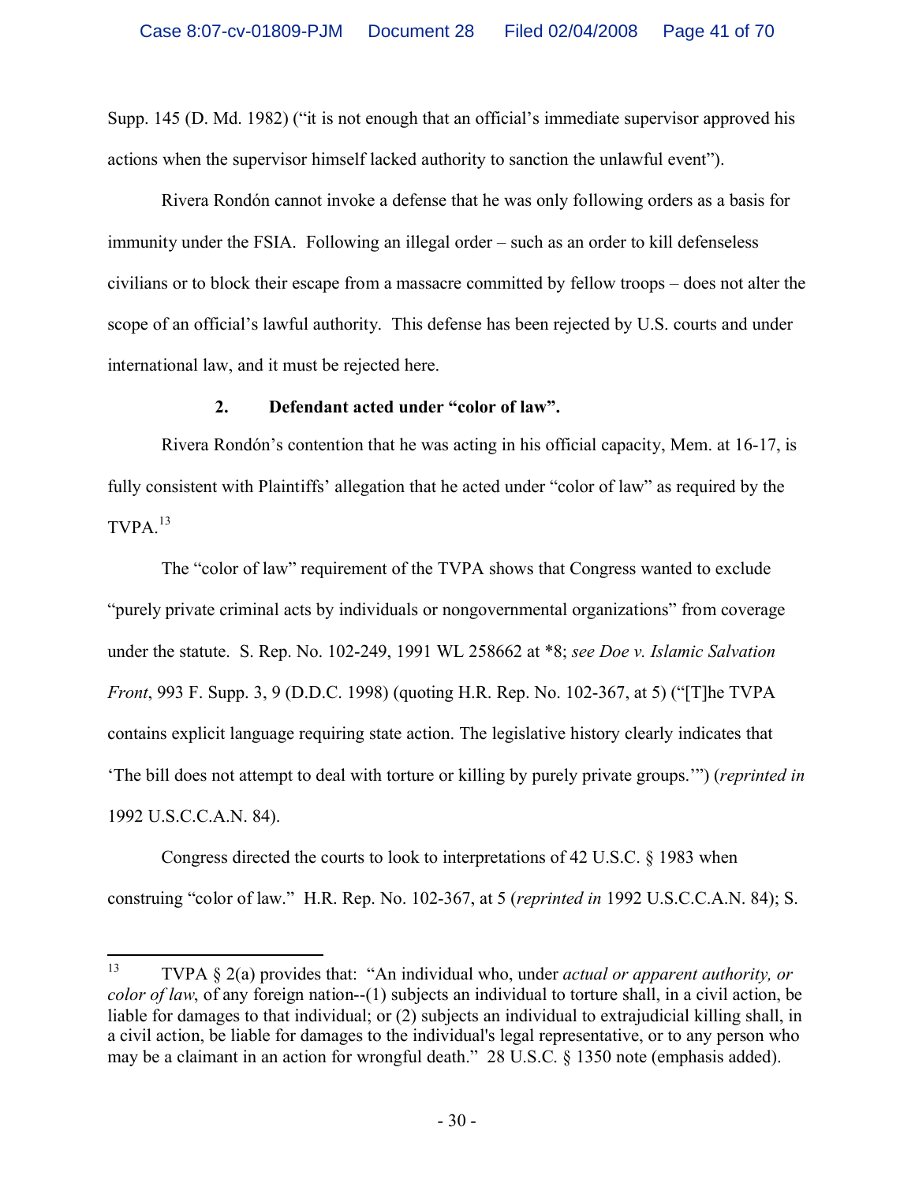Supp. 145 (D. Md. 1982) ("it is not enough that an official's immediate supervisor approved his actions when the supervisor himself lacked authority to sanction the unlawful event").

Rivera Rondón cannot invoke a defense that he was only following orders as a basis for immunity under the FSIA. Following an illegal order – such as an order to kill defenseless civilians or to block their escape from a massacre committed by fellow troops – does not alter the scope of an official's lawful authority. This defense has been rejected by U.S. courts and under international law, and it must be rejected here.

### 2. Defendant acted under "color of law".

Rivera Rondón's contention that he was acting in his official capacity, Mem. at 16-17, is fully consistent with Plaintiffs' allegation that he acted under "color of law" as required by the TVPA.[13]

The "color of law" requirement of the TVPA shows that Congress wanted to exclude "purely private criminal acts by individuals or nongovernmental organizations" from coverage under the statute. S. Rep. No. 102-249, 1991 WL 258662 at *8; *see Doe v. Islamic Salvation Front*, 993 F. Supp. 3, 9 (D.D.C. 1998) (quoting H.R. Rep. No. 102-367, at 5) ("[T]he TVPA contains explicit language requiring state action. The legislative history clearly indicates that 'The bill does not attempt to deal with torture or killing by purely private groups.'") (*reprinted in* 1992 U.S.C.C.A.N. 84).

Congress directed the courts to look to interpretations of 42 U.S.C. § 1983 when construing "color of law." H.R. Rep. No. 102-367, at 5 (*reprinted in* 1992 U.S.C.C.A.N. 84); S.

---

[13] TVPA § 2(a) provides that: "An individual who, under *actual or apparent authority, or color of law*, of any foreign nation--(1) subjects an individual to torture shall, in a civil action, be liable for damages to that individual; or (2) subjects an individual to extrajudicial killing shall, in a civil action, be liable for damages to the individual's legal representative, or to any person who may be a claimant in an action for wrongful death." 28 U.S.C. § 1350 note (emphasis added).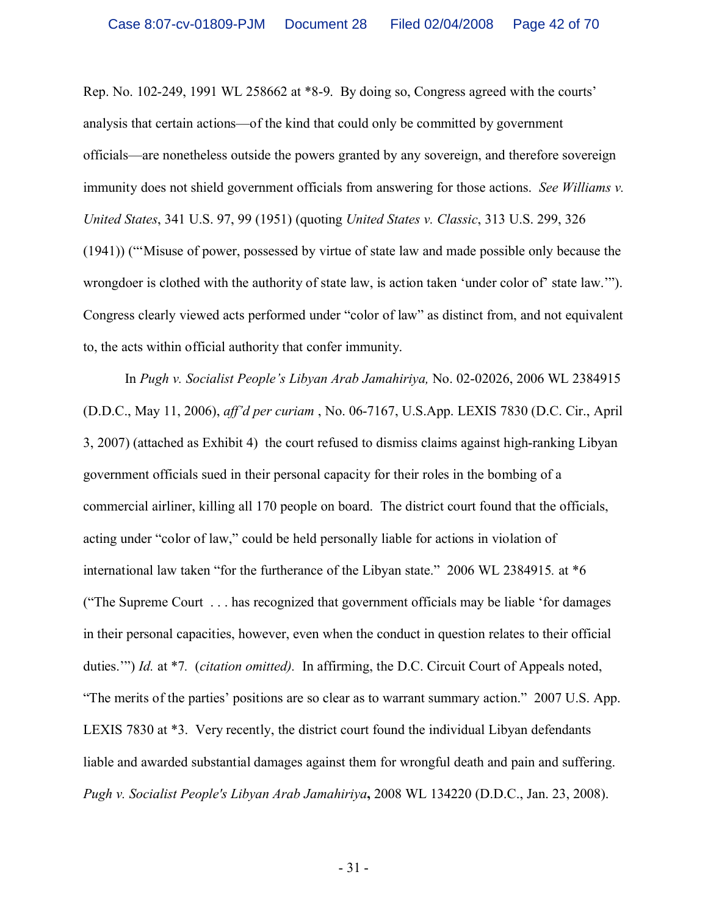Rep. No. 102-249, 1991 WL 258662 at *8-9. By doing so, Congress agreed with the courts' analysis that certain actions—of the kind that could only be committed by government officials—are nonetheless outside the powers granted by any sovereign, and therefore sovereign immunity does not shield government officials from answering for those actions. *See Williams v. United States*, 341 U.S. 97, 99 (1951) (quoting *United States v. Classic*, 313 U.S. 299, 326 (1941)) ("'Misuse of power, possessed by virtue of state law and made possible only because the wrongdoer is clothed with the authority of state law, is action taken 'under color of' state law.'"). Congress clearly viewed acts performed under "color of law" as distinct from, and not equivalent to, the acts within official authority that confer immunity.

In *Pugh v. Socialist People's Libyan Arab Jamahiriya,* No. 02-02026, 2006 WL 2384915 (D.D.C., May 11, 2006), *aff'd per curiam* , No. 06-7167, U.S.App. LEXIS 7830 (D.C. Cir., April 3, 2007) (attached as Exhibit 4) the court refused to dismiss claims against high-ranking Libyan government officials sued in their personal capacity for their roles in the bombing of a commercial airliner, killing all 170 people on board. The district court found that the officials, acting under "color of law," could be held personally liable for actions in violation of international law taken "for the furtherance of the Libyan state." 2006 WL 2384915*.* at *6 ("The Supreme Court . . . has recognized that government officials may be liable 'for damages in their personal capacities, however, even when the conduct in question relates to their official duties.'") *Id.* at *7. (*citation omitted).* In affirming, the D.C. Circuit Court of Appeals noted, "The merits of the parties' positions are so clear as to warrant summary action." 2007 U.S. App. LEXIS 7830 at *3. Very recently, the district court found the individual Libyan defendants liable and awarded substantial damages against them for wrongful death and pain and suffering. *Pugh v. Socialist People's Libyan Arab Jamahiriya***,** 2008 WL 134220 (D.D.C., Jan. 23, 2008).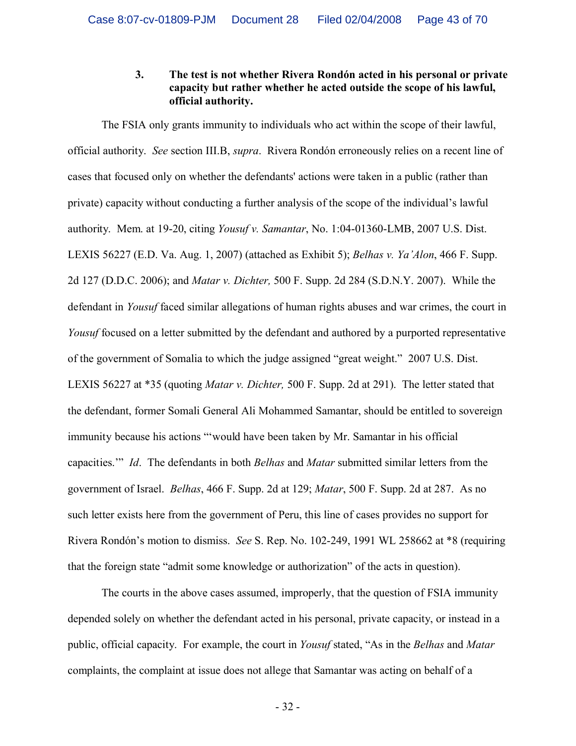### 3. The test is not whether Rivera Rondón acted in his personal or private capacity but rather whether he acted outside the scope of his lawful, official authority.

The FSIA only grants immunity to individuals who act within the scope of their lawful, official authority. *See* section III.B, *supra*. Rivera Rondón erroneously relies on a recent line of cases that focused only on whether the defendants' actions were taken in a public (rather than private) capacity without conducting a further analysis of the scope of the individual's lawful authority. Mem. at 19-20, citing *Yousuf v. Samantar*, No. 1:04-01360-LMB, 2007 U.S. Dist. LEXIS 56227 (E.D. Va. Aug. 1, 2007) (attached as Exhibit 5); *Belhas v. Ya'Alon*, 466 F. Supp. 2d 127 (D.D.C. 2006); and *Matar v. Dichter,* 500 F. Supp. 2d 284 (S.D.N.Y. 2007). While the defendant in *Yousuf* faced similar allegations of human rights abuses and war crimes, the court in *Yousuf* focused on a letter submitted by the defendant and authored by a purported representative of the government of Somalia to which the judge assigned "great weight." 2007 U.S. Dist. LEXIS 56227 at *35 (quoting *Matar v. Dichter,* 500 F. Supp. 2d at 291). The letter stated that the defendant, former Somali General Ali Mohammed Samantar, should be entitled to sovereign immunity because his actions "'would have been taken by Mr. Samantar in his official capacities.'" *Id*. The defendants in both *Belhas* and *Matar* submitted similar letters from the government of Israel. *Belhas*, 466 F. Supp. 2d at 129; *Matar*, 500 F. Supp. 2d at 287. As no such letter exists here from the government of Peru, this line of cases provides no support for Rivera Rondón's motion to dismiss. *See* S. Rep. No. 102-249, 1991 WL 258662 at *8 (requiring that the foreign state "admit some knowledge or authorization" of the acts in question).

The courts in the above cases assumed, improperly, that the question of FSIA immunity depended solely on whether the defendant acted in his personal, private capacity, or instead in a public, official capacity. For example, the court in *Yousuf* stated, "As in the *Belhas* and *Matar* complaints, the complaint at issue does not allege that Samantar was acting on behalf of a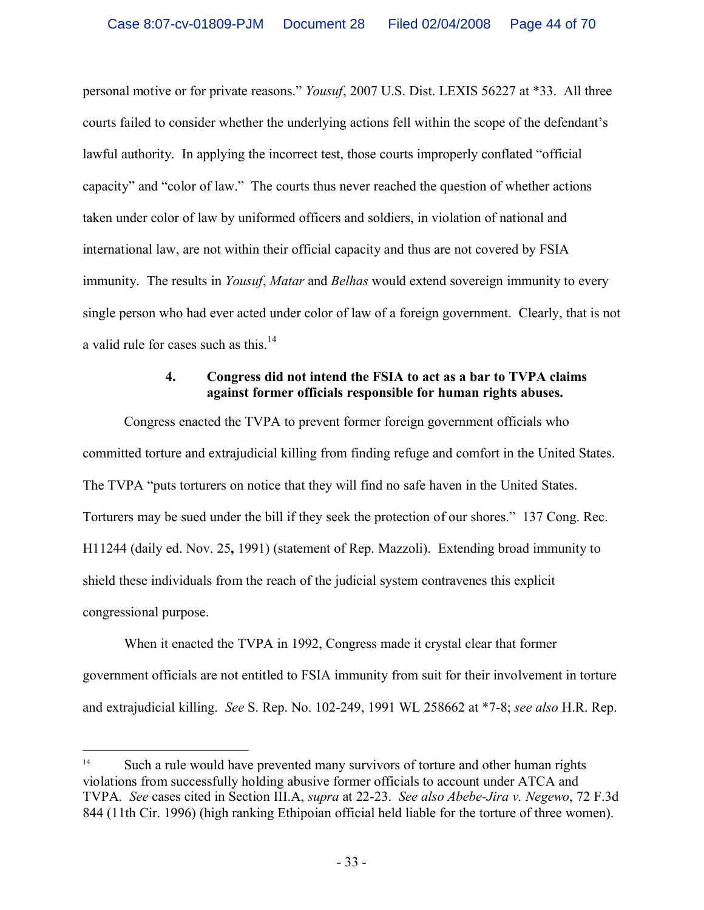personal motive or for private reasons." *Yousuf*, 2007 U.S. Dist. LEXIS 56227 at *33. All three courts failed to consider whether the underlying actions fell within the scope of the defendant's lawful authority. In applying the incorrect test, those courts improperly conflated "official capacity" and "color of law." The courts thus never reached the question of whether actions taken under color of law by uniformed officers and soldiers, in violation of national and international law, are not within their official capacity and thus are not covered by FSIA immunity. The results in *Yousuf*, *Matar* and *Belhas* would extend sovereign immunity to every single person who had ever acted under color of law of a foreign government. Clearly, that is not a valid rule for cases such as this.[14]

#### 4. Congress did not intend the FSIA to act as a bar to TVPA claims against former officials responsible for human rights abuses.

Congress enacted the TVPA to prevent former foreign government officials who committed torture and extrajudicial killing from finding refuge and comfort in the United States. The TVPA "puts torturers on notice that they will find no safe haven in the United States. Torturers may be sued under the bill if they seek the protection of our shores." 137 Cong. Rec. H11244 (daily ed. Nov. 25**,** 1991) (statement of Rep. Mazzoli). Extending broad immunity to shield these individuals from the reach of the judicial system contravenes this explicit congressional purpose.

When it enacted the TVPA in 1992, Congress made it crystal clear that former government officials are not entitled to FSIA immunity from suit for their involvement in torture and extrajudicial killing. *See* S. Rep. No. 102-249, 1991 WL 258662 at *7-8; *see also* H.R. Rep.

---

[14] Such a rule would have prevented many survivors of torture and other human rights violations from successfully holding abusive former officials to account under ATCA and TVPA. *See* cases cited in Section III.A, *supra* at 22-23. *See also Abebe-Jira v. Negewo*, 72 F.3d 844 (11th Cir. 1996) (high ranking Ethipoian official held liable for the torture of three women).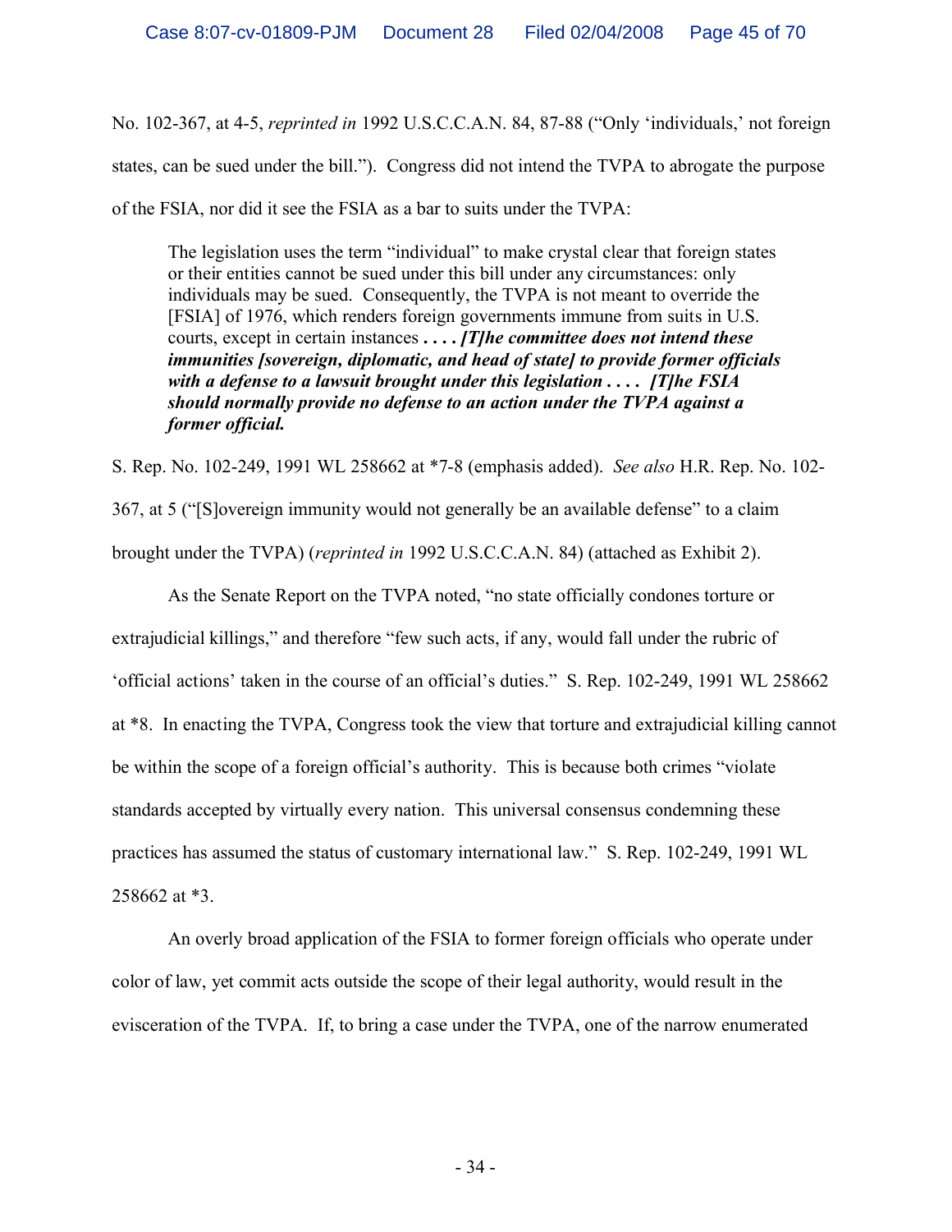No. 102-367, at 4-5, *reprinted in* 1992 U.S.C.C.A.N. 84, 87-88 ("Only 'individuals,' not foreign states, can be sued under the bill."). Congress did not intend the TVPA to abrogate the purpose of the FSIA, nor did it see the FSIA as a bar to suits under the TVPA:

> The legislation uses the term "individual" to make crystal clear that foreign states or their entities cannot be sued under this bill under any circumstances: only individuals may be sued. Consequently, the TVPA is not meant to override the [FSIA] of 1976, which renders foreign governments immune from suits in U.S. courts, except in certain instances ***. . . . [T]he committee does not intend these immunities [sovereign, diplomatic, and head of state] to provide former officials with a defense to a lawsuit brought under this legislation . . . . [T]he FSIA should normally provide no defense to an action under the TVPA against a former official.***

S. Rep. No. 102-249, 1991 WL 258662 at *7-8 (emphasis added). *See also* H.R. Rep. No. 102-367, at 5 ("[S]overeign immunity would not generally be an available defense" to a claim brought under the TVPA) (*reprinted in* 1992 U.S.C.C.A.N. 84) (attached as Exhibit 2).

As the Senate Report on the TVPA noted, "no state officially condones torture or extrajudicial killings," and therefore "few such acts, if any, would fall under the rubric of 'official actions' taken in the course of an official's duties." S. Rep. 102-249, 1991 WL 258662 at *8. In enacting the TVPA, Congress took the view that torture and extrajudicial killing cannot be within the scope of a foreign official's authority. This is because both crimes "violate standards accepted by virtually every nation. This universal consensus condemning these practices has assumed the status of customary international law." S. Rep. 102-249, 1991 WL 258662 at *3.

An overly broad application of the FSIA to former foreign officials who operate under color of law, yet commit acts outside the scope of their legal authority, would result in the evisceration of the TVPA. If, to bring a case under the TVPA, one of the narrow enumerated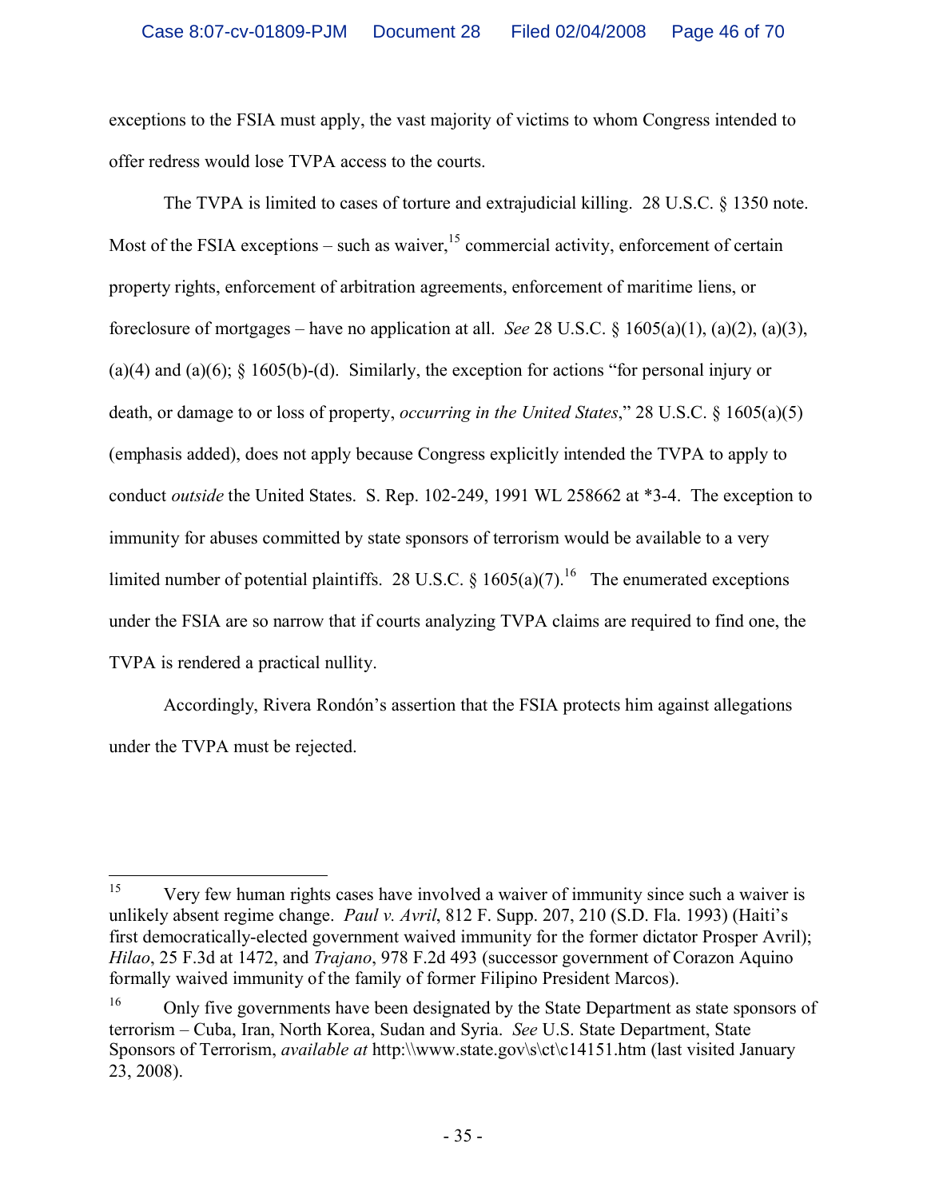exceptions to the FSIA must apply, the vast majority of victims to whom Congress intended to offer redress would lose TVPA access to the courts.

The TVPA is limited to cases of torture and extrajudicial killing. 28 U.S.C. § 1350 note. Most of the FSIA exceptions – such as waiver,[15] commercial activity, enforcement of certain property rights, enforcement of arbitration agreements, enforcement of maritime liens, or foreclosure of mortgages – have no application at all. *See* 28 U.S.C. § 1605(a)(1), (a)(2), (a)(3), (a)(4) and (a)(6); § 1605(b)-(d). Similarly, the exception for actions "for personal injury or death, or damage to or loss of property, *occurring in the United States*," 28 U.S.C. § 1605(a)(5) (emphasis added), does not apply because Congress explicitly intended the TVPA to apply to conduct *outside* the United States. S. Rep. 102-249, 1991 WL 258662 at *3-4. The exception to immunity for abuses committed by state sponsors of terrorism would be available to a very limited number of potential plaintiffs. 28 U.S.C. § 1605(a)(7).[16] The enumerated exceptions under the FSIA are so narrow that if courts analyzing TVPA claims are required to find one, the TVPA is rendered a practical nullity.

Accordingly, Rivera Rondón's assertion that the FSIA protects him against allegations under the TVPA must be rejected.

---

[15] Very few human rights cases have involved a waiver of immunity since such a waiver is unlikely absent regime change. *Paul v. Avril*, 812 F. Supp. 207, 210 (S.D. Fla. 1993) (Haiti's first democratically-elected government waived immunity for the former dictator Prosper Avril); *Hilao*, 25 F.3d at 1472, and *Trajano*, 978 F.2d 493 (successor government of Corazon Aquino formally waived immunity of the family of former Filipino President Marcos).

[16] Only five governments have been designated by the State Department as state sponsors of terrorism – Cuba, Iran, North Korea, Sudan and Syria. *See* U.S. State Department, State Sponsors of Terrorism, *available at* http:\\www.state.gov\s\ct\c14151.htm (last visited January 23, 2008).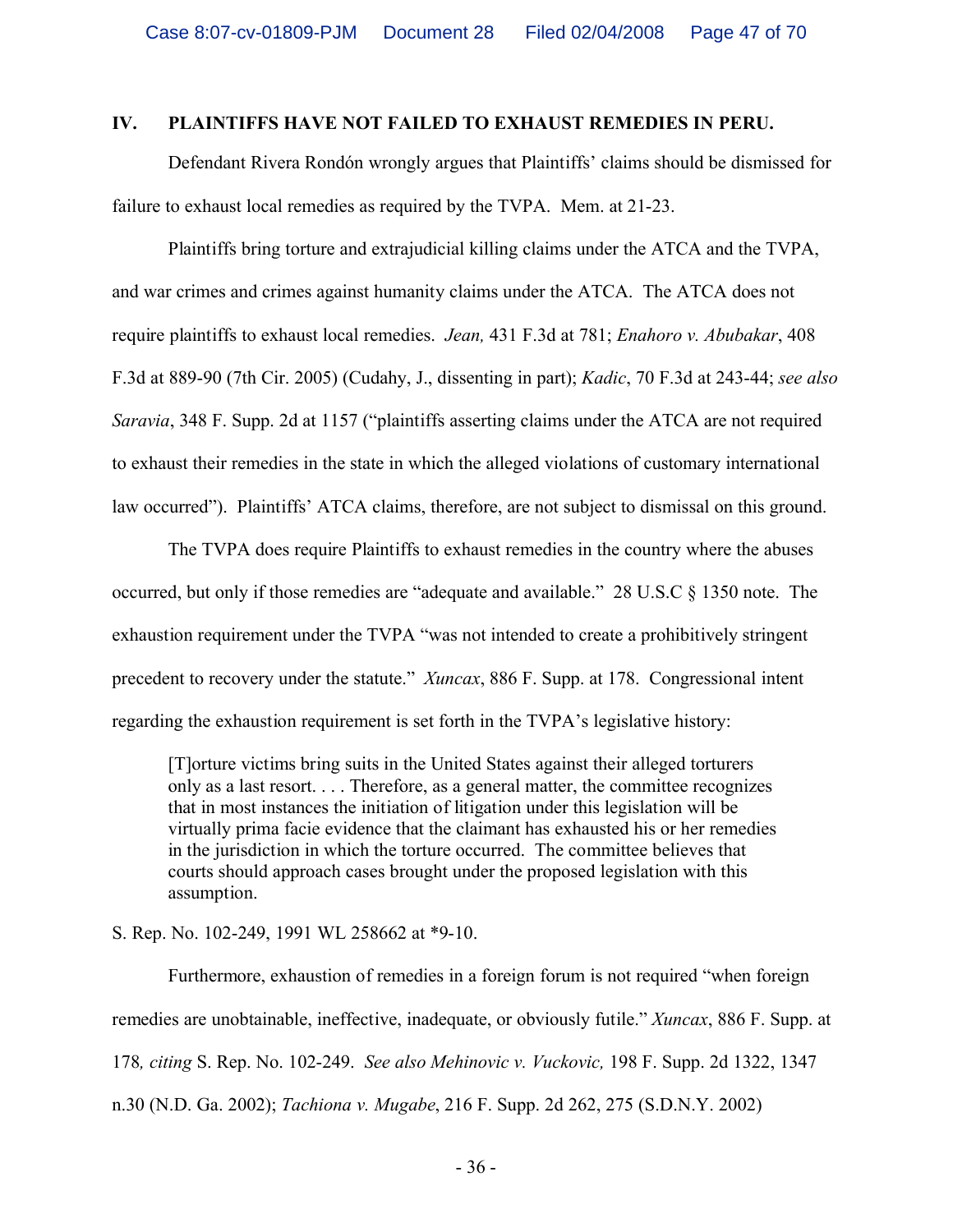## IV. PLAINTIFFS HAVE NOT FAILED TO EXHAUST REMEDIES IN PERU.

Defendant Rivera Rondón wrongly argues that Plaintiffs' claims should be dismissed for failure to exhaust local remedies as required by the TVPA. Mem. at 21-23.

Plaintiffs bring torture and extrajudicial killing claims under the ATCA and the TVPA, and war crimes and crimes against humanity claims under the ATCA. The ATCA does not require plaintiffs to exhaust local remedies. *Jean,* 431 F.3d at 781; *Enahoro v. Abubakar*, 408 F.3d at 889-90 (7th Cir. 2005) (Cudahy, J., dissenting in part); *Kadic*, 70 F.3d at 243-44; *see also Saravia*, 348 F. Supp. 2d at 1157 ("plaintiffs asserting claims under the ATCA are not required to exhaust their remedies in the state in which the alleged violations of customary international law occurred"). Plaintiffs' ATCA claims, therefore, are not subject to dismissal on this ground.

The TVPA does require Plaintiffs to exhaust remedies in the country where the abuses occurred, but only if those remedies are "adequate and available." 28 U.S.C § 1350 note. The exhaustion requirement under the TVPA "was not intended to create a prohibitively stringent precedent to recovery under the statute." *Xuncax*, 886 F. Supp. at 178. Congressional intent regarding the exhaustion requirement is set forth in the TVPA's legislative history:

> [T]orture victims bring suits in the United States against their alleged torturers only as a last resort. . . . Therefore, as a general matter, the committee recognizes that in most instances the initiation of litigation under this legislation will be virtually prima facie evidence that the claimant has exhausted his or her remedies in the jurisdiction in which the torture occurred. The committee believes that courts should approach cases brought under the proposed legislation with this assumption.

S. Rep. No. 102-249, 1991 WL 258662 at *9-10.

Furthermore, exhaustion of remedies in a foreign forum is not required "when foreign remedies are unobtainable, ineffective, inadequate, or obviously futile." *Xuncax*, 886 F. Supp. at 178*, citing* S. Rep. No. 102-249. *See also Mehinovic v. Vuckovic,* 198 F. Supp. 2d 1322, 1347 n.30 (N.D. Ga. 2002); *Tachiona v. Mugabe*, 216 F. Supp. 2d 262, 275 (S.D.N.Y. 2002)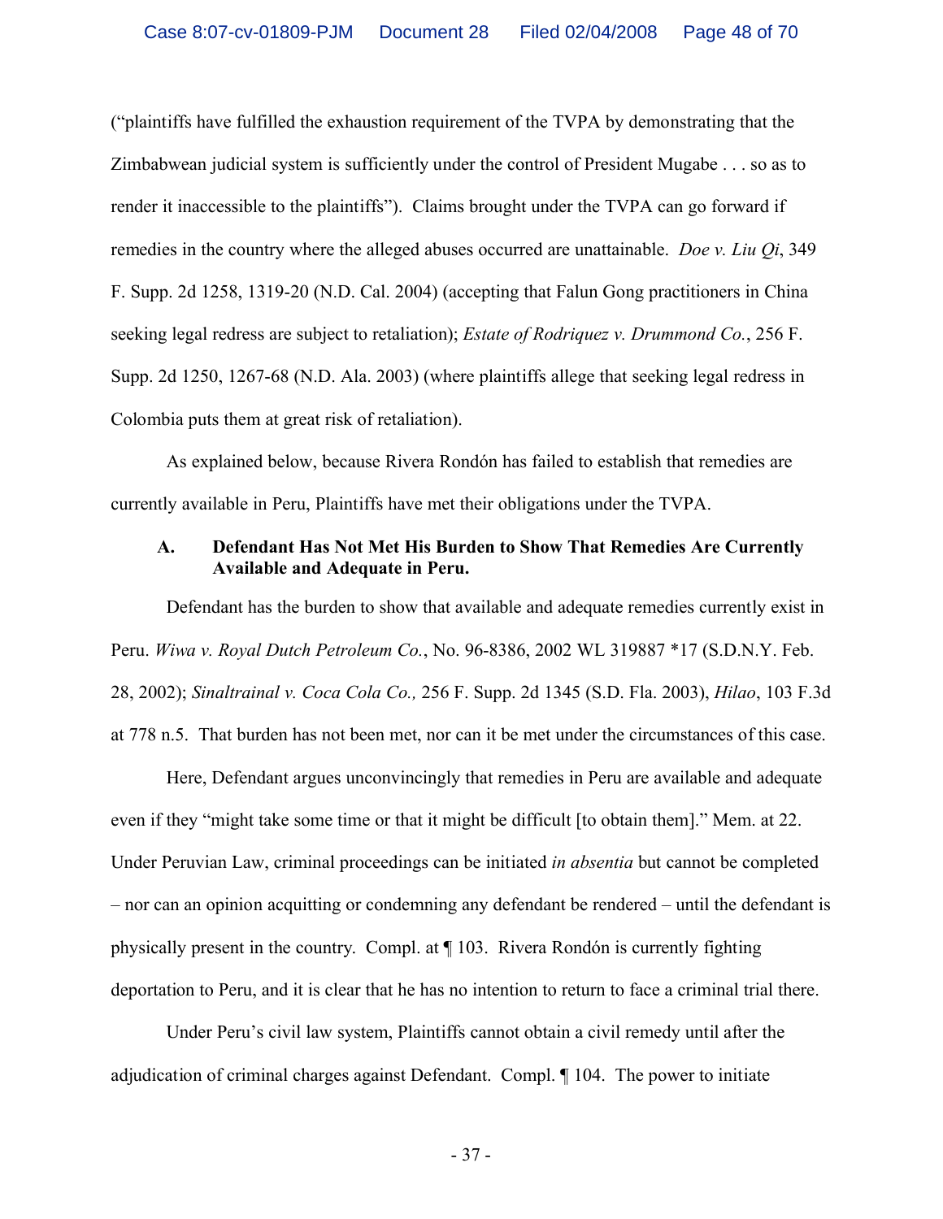("plaintiffs have fulfilled the exhaustion requirement of the TVPA by demonstrating that the Zimbabwean judicial system is sufficiently under the control of President Mugabe . . . so as to render it inaccessible to the plaintiffs"). Claims brought under the TVPA can go forward if remedies in the country where the alleged abuses occurred are unattainable. *Doe v. Liu Qi*, 349 F. Supp. 2d 1258, 1319-20 (N.D. Cal. 2004) (accepting that Falun Gong practitioners in China seeking legal redress are subject to retaliation); *Estate of Rodriquez v. Drummond Co.*, 256 F. Supp. 2d 1250, 1267-68 (N.D. Ala. 2003) (where plaintiffs allege that seeking legal redress in Colombia puts them at great risk of retaliation).

As explained below, because Rivera Rondón has failed to establish that remedies are currently available in Peru, Plaintiffs have met their obligations under the TVPA.

### A. Defendant Has Not Met His Burden to Show That Remedies Are Currently Available and Adequate in Peru.

Defendant has the burden to show that available and adequate remedies currently exist in Peru. *Wiwa v. Royal Dutch Petroleum Co.*, No. 96-8386, 2002 WL 319887 *17 (S.D.N.Y. Feb. 28, 2002); *Sinaltrainal v. Coca Cola Co.,* 256 F. Supp. 2d 1345 (S.D. Fla. 2003), *Hilao*, 103 F.3d at 778 n.5. That burden has not been met, nor can it be met under the circumstances of this case.

Here, Defendant argues unconvincingly that remedies in Peru are available and adequate even if they "might take some time or that it might be difficult [to obtain them]." Mem. at 22. Under Peruvian Law, criminal proceedings can be initiated *in absentia* but cannot be completed – nor can an opinion acquitting or condemning any defendant be rendered – until the defendant is physically present in the country. Compl. at ¶ 103. Rivera Rondón is currently fighting deportation to Peru, and it is clear that he has no intention to return to face a criminal trial there.

Under Peru's civil law system, Plaintiffs cannot obtain a civil remedy until after the adjudication of criminal charges against Defendant. Compl. ¶ 104. The power to initiate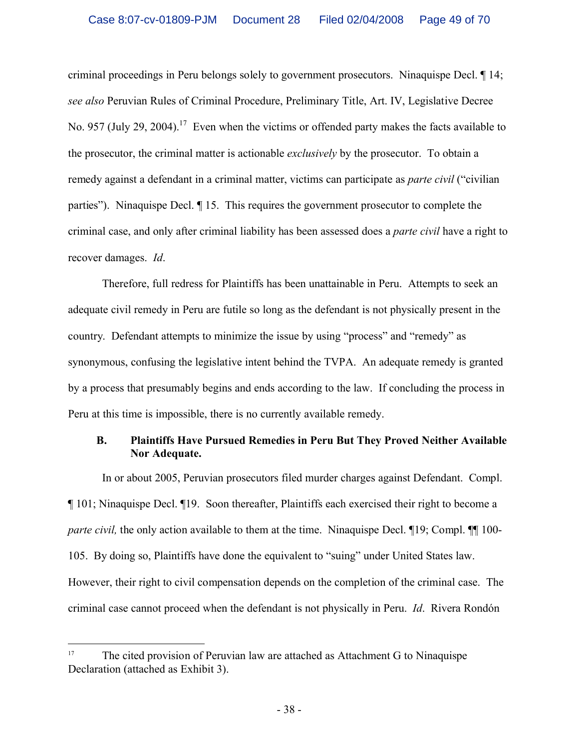criminal proceedings in Peru belongs solely to government prosecutors. Ninaquispe Decl. ¶ 14; *see also* Peruvian Rules of Criminal Procedure, Preliminary Title, Art. IV, Legislative Decree No. 957 (July 29, 2004).[17] Even when the victims or offended party makes the facts available to the prosecutor, the criminal matter is actionable *exclusively* by the prosecutor. To obtain a remedy against a defendant in a criminal matter, victims can participate as *parte civil* ("civilian parties"). Ninaquispe Decl. ¶ 15. This requires the government prosecutor to complete the criminal case, and only after criminal liability has been assessed does a *parte civil* have a right to recover damages. *Id*.

Therefore, full redress for Plaintiffs has been unattainable in Peru. Attempts to seek an adequate civil remedy in Peru are futile so long as the defendant is not physically present in the country. Defendant attempts to minimize the issue by using "process" and "remedy" as synonymous, confusing the legislative intent behind the TVPA. An adequate remedy is granted by a process that presumably begins and ends according to the law. If concluding the process in Peru at this time is impossible, there is no currently available remedy.

### B. Plaintiffs Have Pursued Remedies in Peru But They Proved Neither Available Nor Adequate.

In or about 2005, Peruvian prosecutors filed murder charges against Defendant. Compl. ¶ 101; Ninaquispe Decl. ¶19. Soon thereafter, Plaintiffs each exercised their right to become a *parte civil,* the only action available to them at the time. Ninaquispe Decl. ¶19; Compl. ¶¶ 100-105. By doing so, Plaintiffs have done the equivalent to "suing" under United States law. However, their right to civil compensation depends on the completion of the criminal case. The criminal case cannot proceed when the defendant is not physically in Peru. *Id*. Rivera Rondón

---

[17] The cited provision of Peruvian law are attached as Attachment G to Ninaquispe Declaration (attached as Exhibit 3).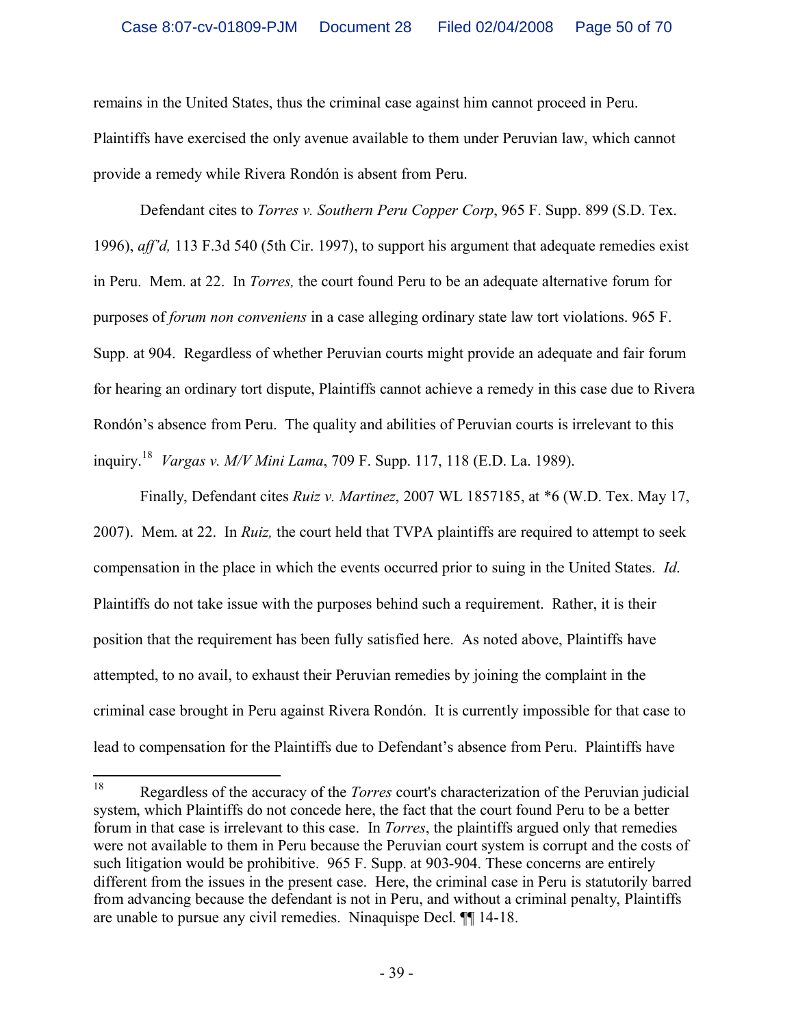remains in the United States, thus the criminal case against him cannot proceed in Peru. Plaintiffs have exercised the only avenue available to them under Peruvian law, which cannot provide a remedy while Rivera Rondón is absent from Peru.

Defendant cites to *Torres v. Southern Peru Copper Corp*, 965 F. Supp. 899 (S.D. Tex. 1996), *aff'd,* 113 F.3d 540 (5th Cir. 1997), to support his argument that adequate remedies exist in Peru. Mem. at 22. In *Torres,* the court found Peru to be an adequate alternative forum for purposes of *forum non conveniens* in a case alleging ordinary state law tort violations. 965 F. Supp. at 904. Regardless of whether Peruvian courts might provide an adequate and fair forum for hearing an ordinary tort dispute, Plaintiffs cannot achieve a remedy in this case due to Rivera Rondón's absence from Peru. The quality and abilities of Peruvian courts is irrelevant to this inquiry.[18] *Vargas v. M/V Mini Lama*, 709 F. Supp. 117, 118 (E.D. La. 1989).

Finally, Defendant cites *Ruiz v. Martinez*, 2007 WL 1857185, at *6 (W.D. Tex. May 17, 2007). Mem. at 22. In *Ruiz,* the court held that TVPA plaintiffs are required to attempt to seek compensation in the place in which the events occurred prior to suing in the United States. *Id.* Plaintiffs do not take issue with the purposes behind such a requirement. Rather, it is their position that the requirement has been fully satisfied here. As noted above, Plaintiffs have attempted, to no avail, to exhaust their Peruvian remedies by joining the complaint in the criminal case brought in Peru against Rivera Rondón. It is currently impossible for that case to lead to compensation for the Plaintiffs due to Defendant's absence from Peru. Plaintiffs have

---

[18] Regardless of the accuracy of the *Torres* court's characterization of the Peruvian judicial system, which Plaintiffs do not concede here, the fact that the court found Peru to be a better forum in that case is irrelevant to this case. In *Torres*, the plaintiffs argued only that remedies were not available to them in Peru because the Peruvian court system is corrupt and the costs of such litigation would be prohibitive. 965 F. Supp. at 903-904. These concerns are entirely different from the issues in the present case. Here, the criminal case in Peru is statutorily barred from advancing because the defendant is not in Peru, and without a criminal penalty, Plaintiffs are unable to pursue any civil remedies. Ninaquispe Decl. ¶¶ 14-18.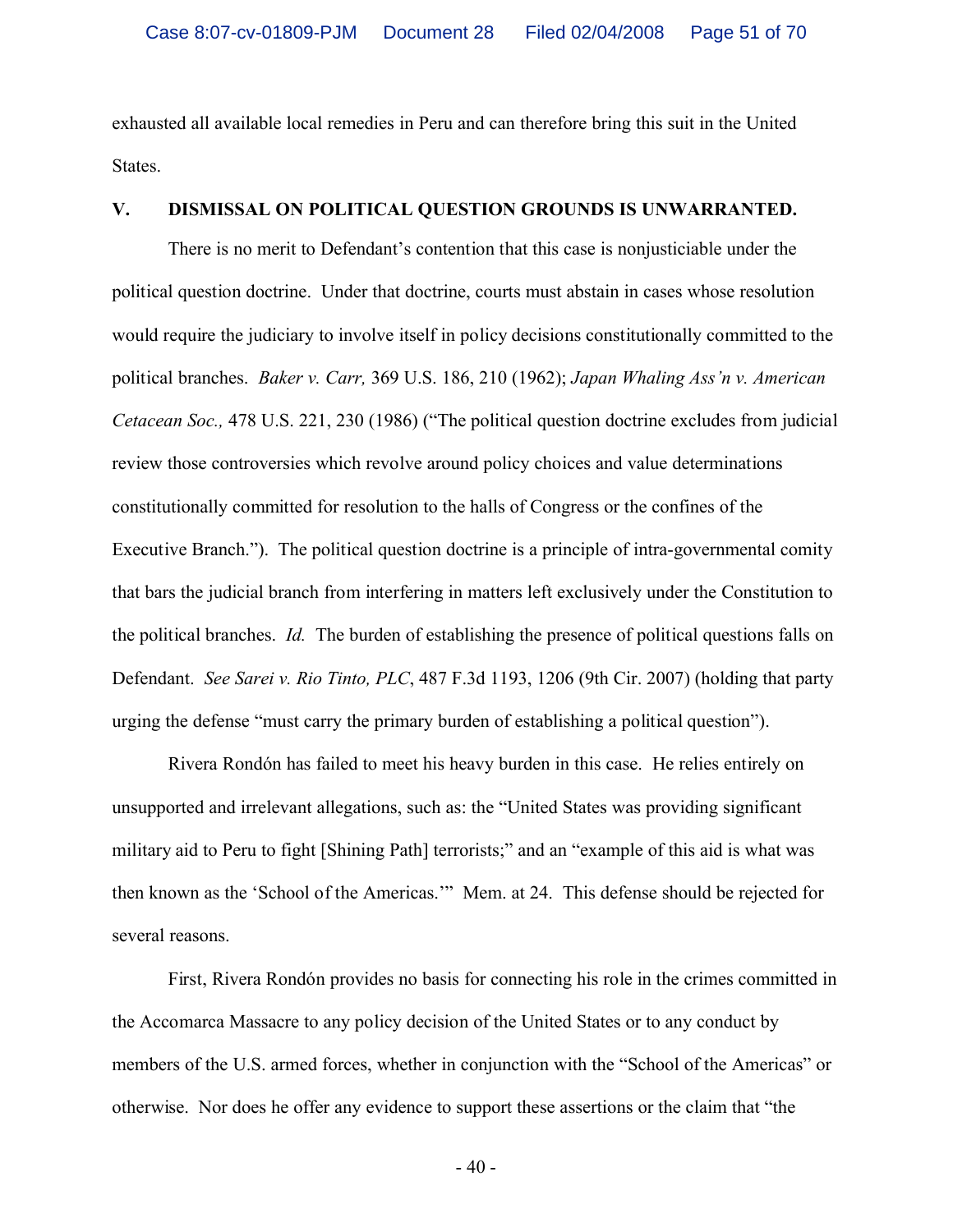exhausted all available local remedies in Peru and can therefore bring this suit in the United States.

## V. DISMISSAL ON POLITICAL QUESTION GROUNDS IS UNWARRANTED.

There is no merit to Defendant's contention that this case is nonjusticiable under the political question doctrine. Under that doctrine, courts must abstain in cases whose resolution would require the judiciary to involve itself in policy decisions constitutionally committed to the political branches. *Baker v. Carr,* 369 U.S. 186, 210 (1962); *Japan Whaling Ass'n v. American Cetacean Soc.,* 478 U.S. 221, 230 (1986) ("The political question doctrine excludes from judicial review those controversies which revolve around policy choices and value determinations constitutionally committed for resolution to the halls of Congress or the confines of the Executive Branch."). The political question doctrine is a principle of intra-governmental comity that bars the judicial branch from interfering in matters left exclusively under the Constitution to the political branches. *Id.* The burden of establishing the presence of political questions falls on Defendant. *See Sarei v. Rio Tinto, PLC*, 487 F.3d 1193, 1206 (9th Cir. 2007) (holding that party urging the defense "must carry the primary burden of establishing a political question").

Rivera Rondón has failed to meet his heavy burden in this case. He relies entirely on unsupported and irrelevant allegations, such as: the "United States was providing significant military aid to Peru to fight [Shining Path] terrorists;" and an "example of this aid is what was then known as the 'School of the Americas.'" Mem. at 24. This defense should be rejected for several reasons.

First, Rivera Rondón provides no basis for connecting his role in the crimes committed in the Accomarca Massacre to any policy decision of the United States or to any conduct by members of the U.S. armed forces, whether in conjunction with the "School of the Americas" or otherwise. Nor does he offer any evidence to support these assertions or the claim that "the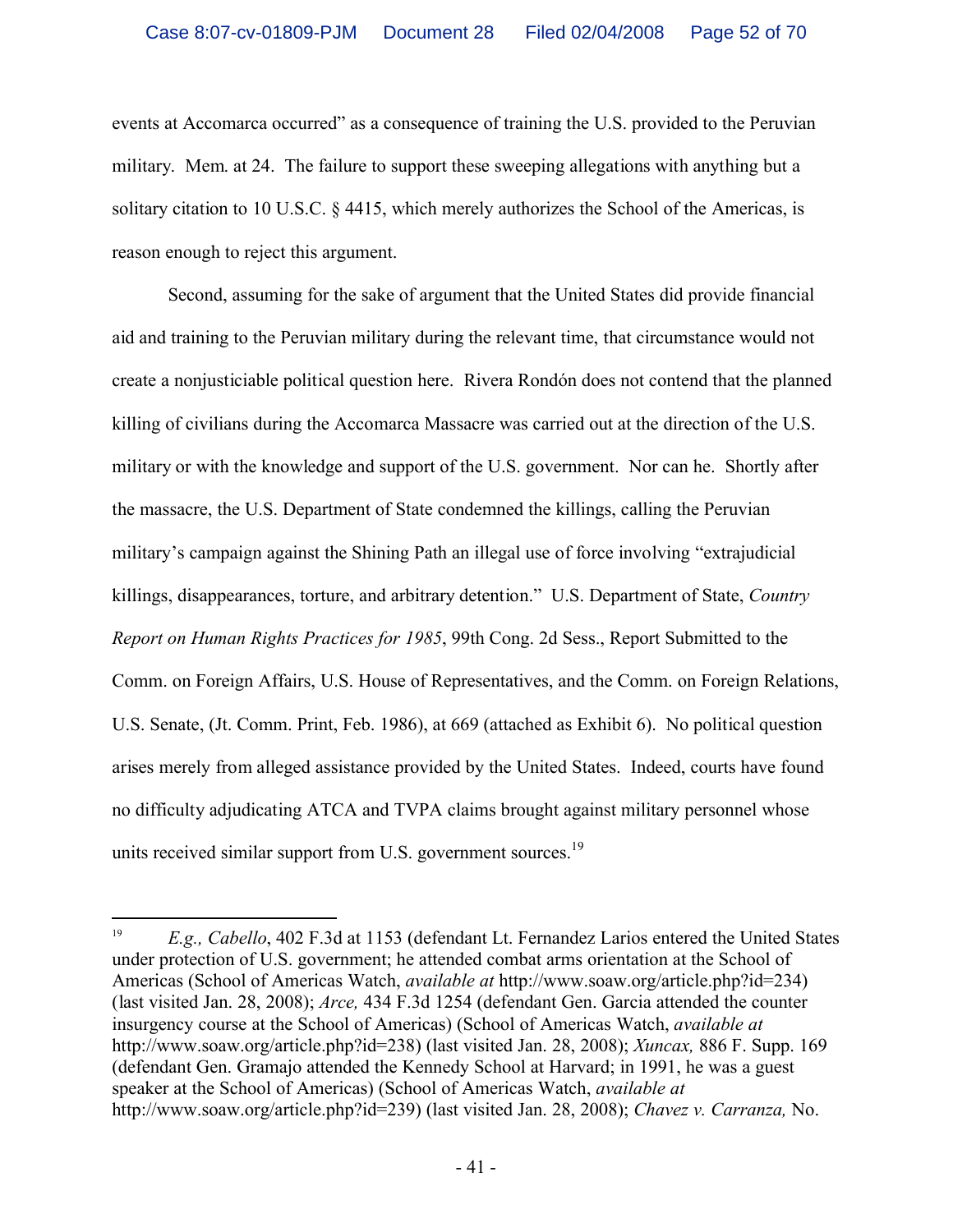events at Accomarca occurred" as a consequence of training the U.S. provided to the Peruvian military. Mem. at 24. The failure to support these sweeping allegations with anything but a solitary citation to 10 U.S.C. § 4415, which merely authorizes the School of the Americas, is reason enough to reject this argument.

Second, assuming for the sake of argument that the United States did provide financial aid and training to the Peruvian military during the relevant time, that circumstance would not create a nonjusticiable political question here. Rivera Rondón does not contend that the planned killing of civilians during the Accomarca Massacre was carried out at the direction of the U.S. military or with the knowledge and support of the U.S. government. Nor can he. Shortly after the massacre, the U.S. Department of State condemned the killings, calling the Peruvian military's campaign against the Shining Path an illegal use of force involving "extrajudicial killings, disappearances, torture, and arbitrary detention." U.S. Department of State, *Country Report on Human Rights Practices for 1985*, 99th Cong. 2d Sess., Report Submitted to the Comm. on Foreign Affairs, U.S. House of Representatives, and the Comm. on Foreign Relations, U.S. Senate, (Jt. Comm. Print, Feb. 1986), at 669 (attached as Exhibit 6). No political question arises merely from alleged assistance provided by the United States. Indeed, courts have found no difficulty adjudicating ATCA and TVPA claims brought against military personnel whose units received similar support from U.S. government sources.[19]

---

[19] *E.g., Cabello*, 402 F.3d at 1153 (defendant Lt. Fernandez Larios entered the United States under protection of U.S. government; he attended combat arms orientation at the School of Americas (School of Americas Watch, *available at* http://www.soaw.org/article.php?id=234) (last visited Jan. 28, 2008); *Arce,* 434 F.3d 1254 (defendant Gen. Garcia attended the counter insurgency course at the School of Americas) (School of Americas Watch, *available at* http://www.soaw.org/article.php?id=238) (last visited Jan. 28, 2008); *Xuncax,* 886 F. Supp. 169 (defendant Gen. Gramajo attended the Kennedy School at Harvard; in 1991, he was a guest speaker at the School of Americas) (School of Americas Watch, *available at* http://www.soaw.org/article.php?id=239) (last visited Jan. 28, 2008); *Chavez v. Carranza,* No.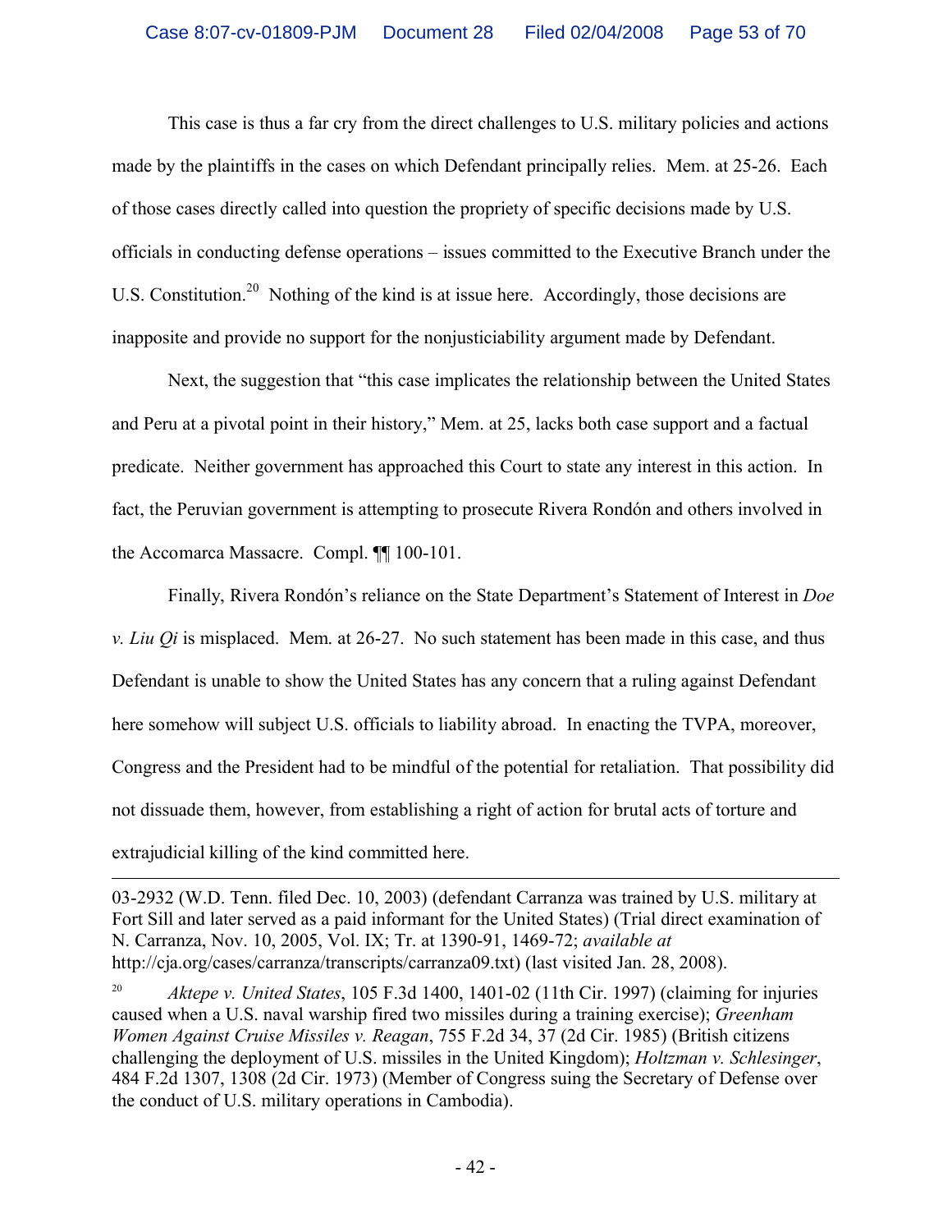This case is thus a far cry from the direct challenges to U.S. military policies and actions made by the plaintiffs in the cases on which Defendant principally relies. Mem. at 25-26. Each of those cases directly called into question the propriety of specific decisions made by U.S. officials in conducting defense operations – issues committed to the Executive Branch under the U.S. Constitution.[20] Nothing of the kind is at issue here. Accordingly, those decisions are inapposite and provide no support for the nonjusticiability argument made by Defendant.

Next, the suggestion that "this case implicates the relationship between the United States and Peru at a pivotal point in their history," Mem. at 25, lacks both case support and a factual predicate. Neither government has approached this Court to state any interest in this action. In fact, the Peruvian government is attempting to prosecute Rivera Rondón and others involved in the Accomarca Massacre. Compl. ¶¶ 100-101.

Finally, Rivera Rondón's reliance on the State Department's Statement of Interest in *Doe v. Liu Qi* is misplaced. Mem. at 26-27. No such statement has been made in this case, and thus Defendant is unable to show the United States has any concern that a ruling against Defendant here somehow will subject U.S. officials to liability abroad. In enacting the TVPA, moreover, Congress and the President had to be mindful of the potential for retaliation. That possibility did not dissuade them, however, from establishing a right of action for brutal acts of torture and extrajudicial killing of the kind committed here.

---

03-2932 (W.D. Tenn. filed Dec. 10, 2003) (defendant Carranza was trained by U.S. military at Fort Sill and later served as a paid informant for the United States) (Trial direct examination of N. Carranza, Nov. 10, 2005, Vol. IX; Tr. at 1390-91, 1469-72; *available at* http://cja.org/cases/carranza/transcripts/carranza09.txt) (last visited Jan. 28, 2008).

[20] *Aktepe v. United States*, 105 F.3d 1400, 1401-02 (11th Cir. 1997) (claiming for injuries caused when a U.S. naval warship fired two missiles during a training exercise); *Greenham Women Against Cruise Missiles v. Reagan*, 755 F.2d 34, 37 (2d Cir. 1985) (British citizens challenging the deployment of U.S. missiles in the United Kingdom); *Holtzman v. Schlesinger*, 484 F.2d 1307, 1308 (2d Cir. 1973) (Member of Congress suing the Secretary of Defense over the conduct of U.S. military operations in Cambodia).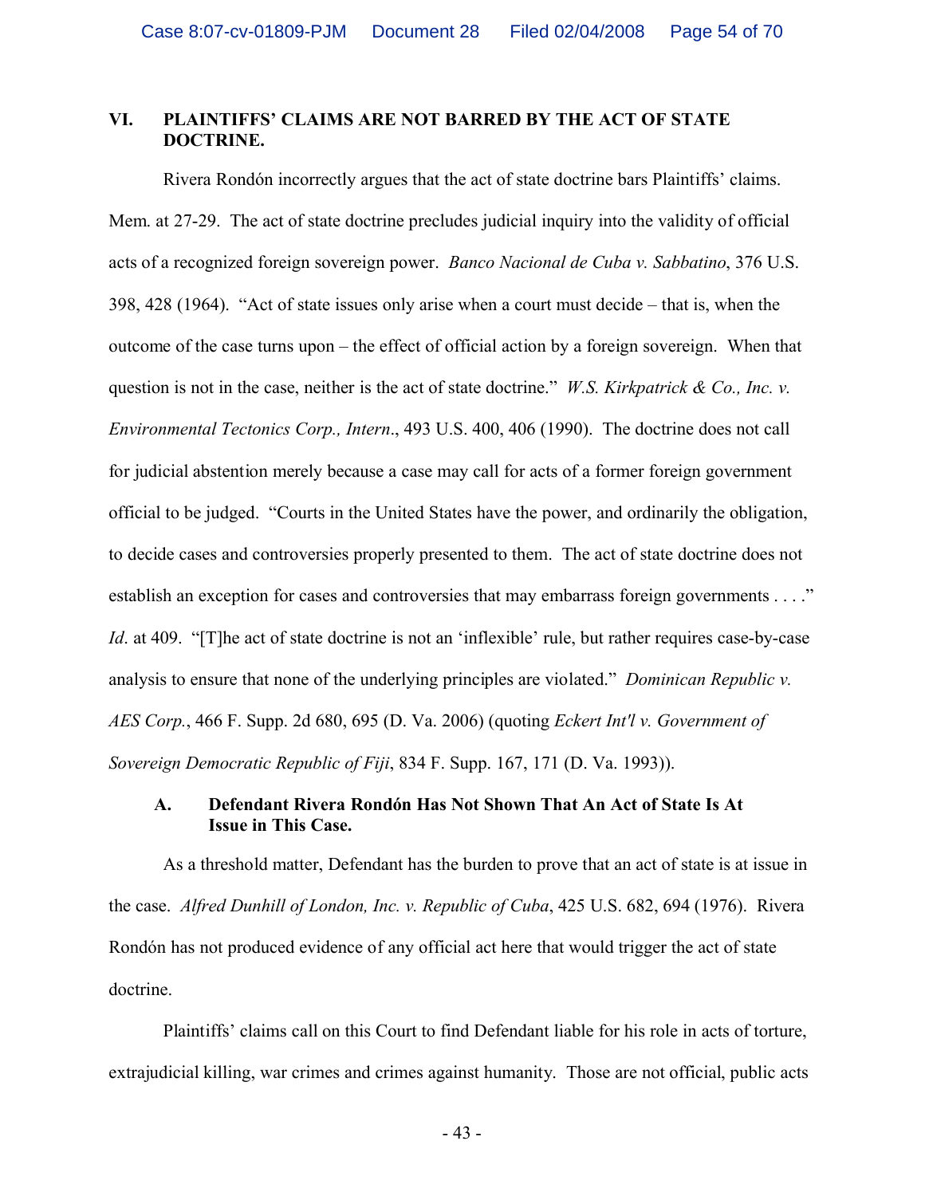## VI. PLAINTIFFS' CLAIMS ARE NOT BARRED BY THE ACT OF STATE DOCTRINE.

Rivera Rondón incorrectly argues that the act of state doctrine bars Plaintiffs' claims. Mem. at 27-29. The act of state doctrine precludes judicial inquiry into the validity of official acts of a recognized foreign sovereign power. *Banco Nacional de Cuba v. Sabbatino*, 376 U.S. 398, 428 (1964). "Act of state issues only arise when a court must decide – that is, when the outcome of the case turns upon – the effect of official action by a foreign sovereign. When that question is not in the case, neither is the act of state doctrine." *W.S. Kirkpatrick & Co., Inc. v. Environmental Tectonics Corp., Intern*., 493 U.S. 400, 406 (1990). The doctrine does not call for judicial abstention merely because a case may call for acts of a former foreign government official to be judged. "Courts in the United States have the power, and ordinarily the obligation, to decide cases and controversies properly presented to them. The act of state doctrine does not establish an exception for cases and controversies that may embarrass foreign governments . . . ." *Id*. at 409. "[T]he act of state doctrine is not an 'inflexible' rule, but rather requires case-by-case analysis to ensure that none of the underlying principles are violated." *Dominican Republic v. AES Corp.*, 466 F. Supp. 2d 680, 695 (D. Va. 2006) (quoting *Eckert Int'l v. Government of Sovereign Democratic Republic of Fiji*, 834 F. Supp. 167, 171 (D. Va. 1993)).

### A. Defendant Rivera Rondón Has Not Shown That An Act of State Is At Issue in This Case.

As a threshold matter, Defendant has the burden to prove that an act of state is at issue in the case. *Alfred Dunhill of London, Inc. v. Republic of Cuba*, 425 U.S. 682, 694 (1976). Rivera Rondón has not produced evidence of any official act here that would trigger the act of state doctrine.

Plaintiffs' claims call on this Court to find Defendant liable for his role in acts of torture, extrajudicial killing, war crimes and crimes against humanity. Those are not official, public acts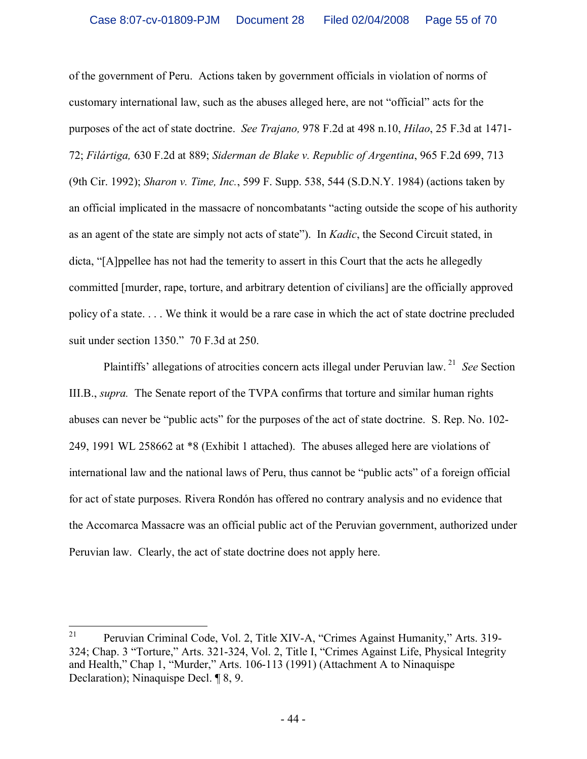of the government of Peru. Actions taken by government officials in violation of norms of customary international law, such as the abuses alleged here, are not "official" acts for the purposes of the act of state doctrine. *See Trajano,* 978 F.2d at 498 n.10, *Hilao*, 25 F.3d at 1471-72; *Filártiga,* 630 F.2d at 889; *Siderman de Blake v. Republic of Argentina*, 965 F.2d 699, 713 (9th Cir. 1992); *Sharon v. Time, Inc.*, 599 F. Supp. 538, 544 (S.D.N.Y. 1984) (actions taken by an official implicated in the massacre of noncombatants "acting outside the scope of his authority as an agent of the state are simply not acts of state"). In *Kadic*, the Second Circuit stated, in dicta, "[A]ppellee has not had the temerity to assert in this Court that the acts he allegedly committed [murder, rape, torture, and arbitrary detention of civilians] are the officially approved policy of a state. . . . We think it would be a rare case in which the act of state doctrine precluded suit under section 1350." 70 F.3d at 250.

Plaintiffs' allegations of atrocities concern acts illegal under Peruvian law.[21] *See* Section III.B., *supra.* The Senate report of the TVPA confirms that torture and similar human rights abuses can never be "public acts" for the purposes of the act of state doctrine. S. Rep. No. 102-249, 1991 WL 258662 at *8 (Exhibit 1 attached). The abuses alleged here are violations of international law and the national laws of Peru, thus cannot be "public acts" of a foreign official for act of state purposes. Rivera Rondón has offered no contrary analysis and no evidence that the Accomarca Massacre was an official public act of the Peruvian government, authorized under Peruvian law. Clearly, the act of state doctrine does not apply here.

---

[21] Peruvian Criminal Code, Vol. 2, Title XIV-A, "Crimes Against Humanity," Arts. 319-324; Chap. 3 "Torture," Arts. 321-324, Vol. 2, Title I, "Crimes Against Life, Physical Integrity and Health," Chap 1, "Murder," Arts. 106-113 (1991) (Attachment A to Ninaquispe Declaration); Ninaquispe Decl. ¶ 8, 9.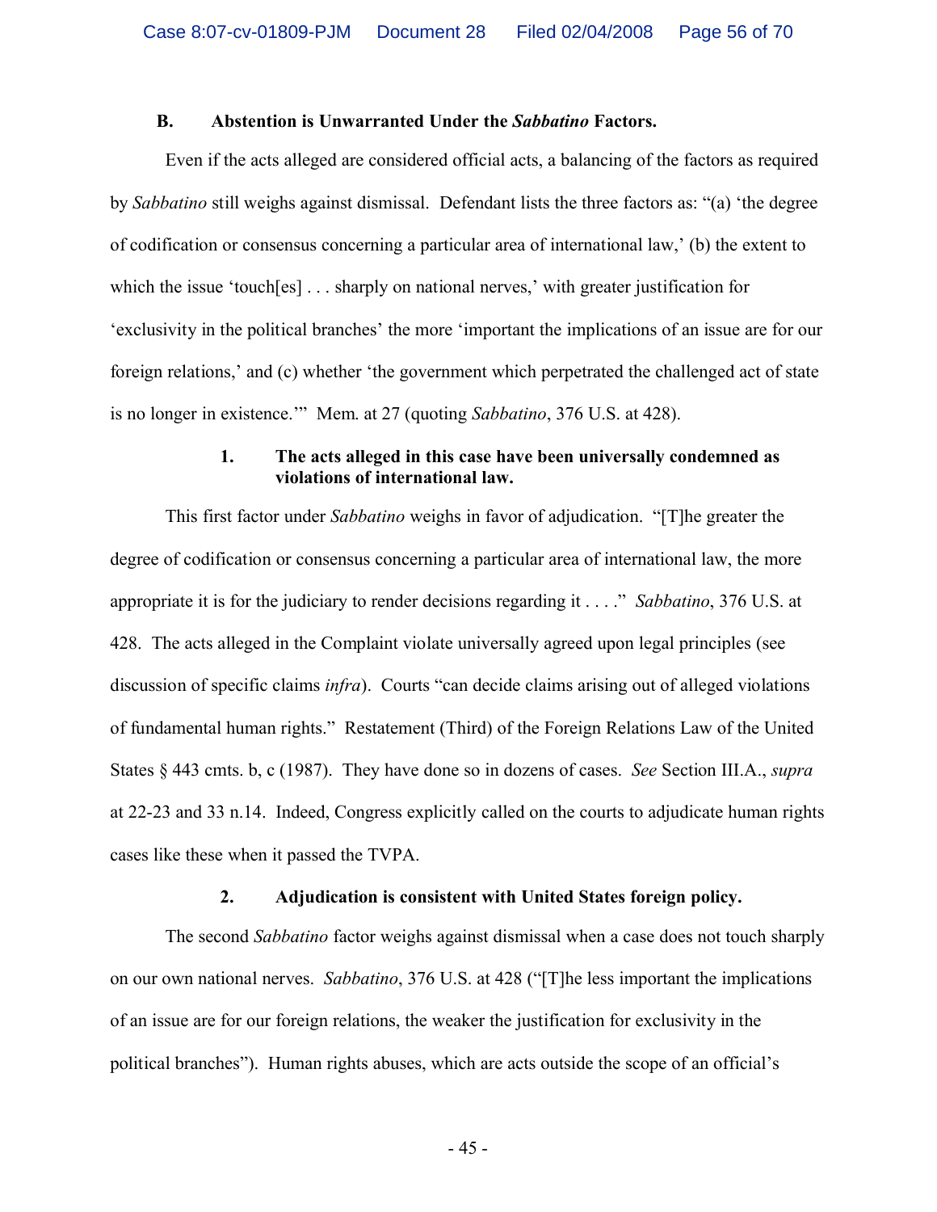### B. Abstention is Unwarranted Under the *Sabbatino* Factors.

Even if the acts alleged are considered official acts, a balancing of the factors as required by *Sabbatino* still weighs against dismissal. Defendant lists the three factors as: "(a) 'the degree of codification or consensus concerning a particular area of international law,' (b) the extent to which the issue 'touch[es] . . . sharply on national nerves,' with greater justification for 'exclusivity in the political branches' the more 'important the implications of an issue are for our foreign relations,' and (c) whether 'the government which perpetrated the challenged act of state is no longer in existence.'" Mem. at 27 (quoting *Sabbatino*, 376 U.S. at 428).

#### 1. The acts alleged in this case have been universally condemned as violations of international law.

This first factor under *Sabbatino* weighs in favor of adjudication. "[T]he greater the degree of codification or consensus concerning a particular area of international law, the more appropriate it is for the judiciary to render decisions regarding it . . . ." *Sabbatino*, 376 U.S. at 428. The acts alleged in the Complaint violate universally agreed upon legal principles (see discussion of specific claims *infra*). Courts "can decide claims arising out of alleged violations of fundamental human rights." Restatement (Third) of the Foreign Relations Law of the United States § 443 cmts. b, c (1987). They have done so in dozens of cases. *See* Section III.A., *supra* at 22-23 and 33 n.14. Indeed, Congress explicitly called on the courts to adjudicate human rights cases like these when it passed the TVPA.

#### 2. Adjudication is consistent with United States foreign policy.

The second *Sabbatino* factor weighs against dismissal when a case does not touch sharply on our own national nerves. *Sabbatino*, 376 U.S. at 428 ("[T]he less important the implications of an issue are for our foreign relations, the weaker the justification for exclusivity in the political branches"). Human rights abuses, which are acts outside the scope of an official's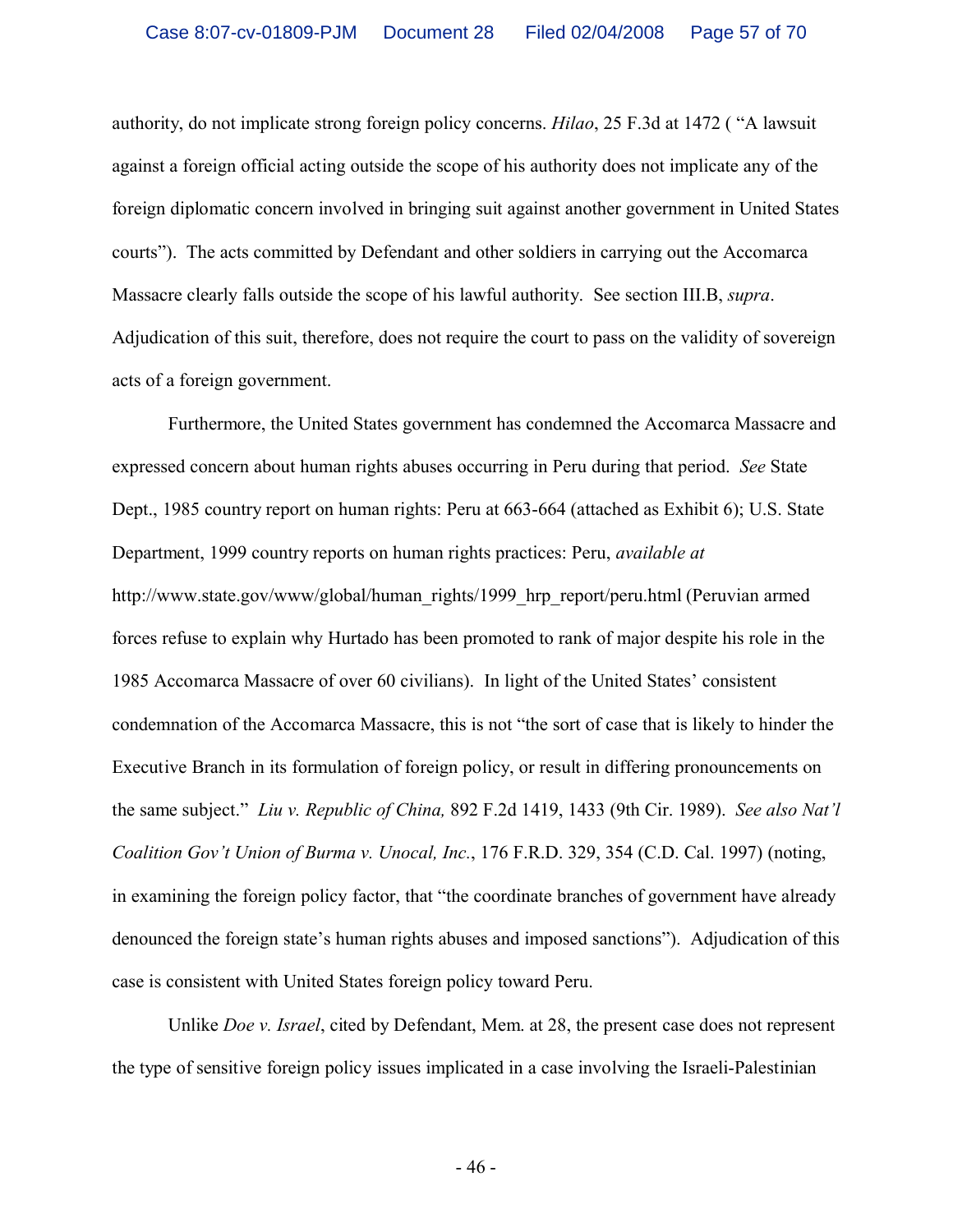authority, do not implicate strong foreign policy concerns. *Hilao*, 25 F.3d at 1472 ( "A lawsuit against a foreign official acting outside the scope of his authority does not implicate any of the foreign diplomatic concern involved in bringing suit against another government in United States courts"). The acts committed by Defendant and other soldiers in carrying out the Accomarca Massacre clearly falls outside the scope of his lawful authority. See section III.B, *supra*. Adjudication of this suit, therefore, does not require the court to pass on the validity of sovereign acts of a foreign government.

Furthermore, the United States government has condemned the Accomarca Massacre and expressed concern about human rights abuses occurring in Peru during that period. *See* State Dept., 1985 country report on human rights: Peru at 663-664 (attached as Exhibit 6); U.S. State Department, 1999 country reports on human rights practices: Peru, *available at* http://www.state.gov/www/global/human_rights/1999_hrp_report/peru.html (Peruvian armed forces refuse to explain why Hurtado has been promoted to rank of major despite his role in the 1985 Accomarca Massacre of over 60 civilians). In light of the United States' consistent condemnation of the Accomarca Massacre, this is not "the sort of case that is likely to hinder the Executive Branch in its formulation of foreign policy, or result in differing pronouncements on the same subject." *Liu v. Republic of China,* 892 F.2d 1419, 1433 (9th Cir. 1989). *See also Nat'l Coalition Gov't Union of Burma v. Unocal, Inc.*, 176 F.R.D. 329, 354 (C.D. Cal. 1997) (noting, in examining the foreign policy factor, that "the coordinate branches of government have already denounced the foreign state's human rights abuses and imposed sanctions"). Adjudication of this case is consistent with United States foreign policy toward Peru.

Unlike *Doe v. Israel*, cited by Defendant, Mem. at 28, the present case does not represent the type of sensitive foreign policy issues implicated in a case involving the Israeli-Palestinian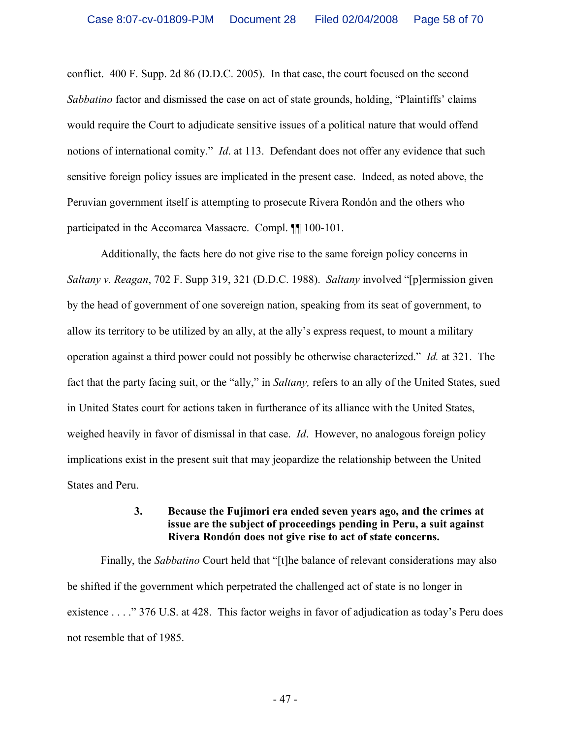conflict. 400 F. Supp. 2d 86 (D.D.C. 2005). In that case, the court focused on the second *Sabbatino* factor and dismissed the case on act of state grounds, holding, "Plaintiffs' claims would require the Court to adjudicate sensitive issues of a political nature that would offend notions of international comity." *Id*. at 113. Defendant does not offer any evidence that such sensitive foreign policy issues are implicated in the present case. Indeed, as noted above, the Peruvian government itself is attempting to prosecute Rivera Rondón and the others who participated in the Accomarca Massacre. Compl. ¶¶ 100-101.

Additionally, the facts here do not give rise to the same foreign policy concerns in *Saltany v. Reagan*, 702 F. Supp 319, 321 (D.D.C. 1988). *Saltany* involved "[p]ermission given by the head of government of one sovereign nation, speaking from its seat of government, to allow its territory to be utilized by an ally, at the ally's express request, to mount a military operation against a third power could not possibly be otherwise characterized." *Id.* at 321. The fact that the party facing suit, or the "ally," in *Saltany,* refers to an ally of the United States, sued in United States court for actions taken in furtherance of its alliance with the United States, weighed heavily in favor of dismissal in that case. *Id*. However, no analogous foreign policy implications exist in the present suit that may jeopardize the relationship between the United States and Peru.

#### 3. Because the Fujimori era ended seven years ago, and the crimes at issue are the subject of proceedings pending in Peru, a suit against Rivera Rondón does not give rise to act of state concerns.

Finally, the *Sabbatino* Court held that "[t]he balance of relevant considerations may also be shifted if the government which perpetrated the challenged act of state is no longer in existence . . . ." 376 U.S. at 428. This factor weighs in favor of adjudication as today's Peru does not resemble that of 1985.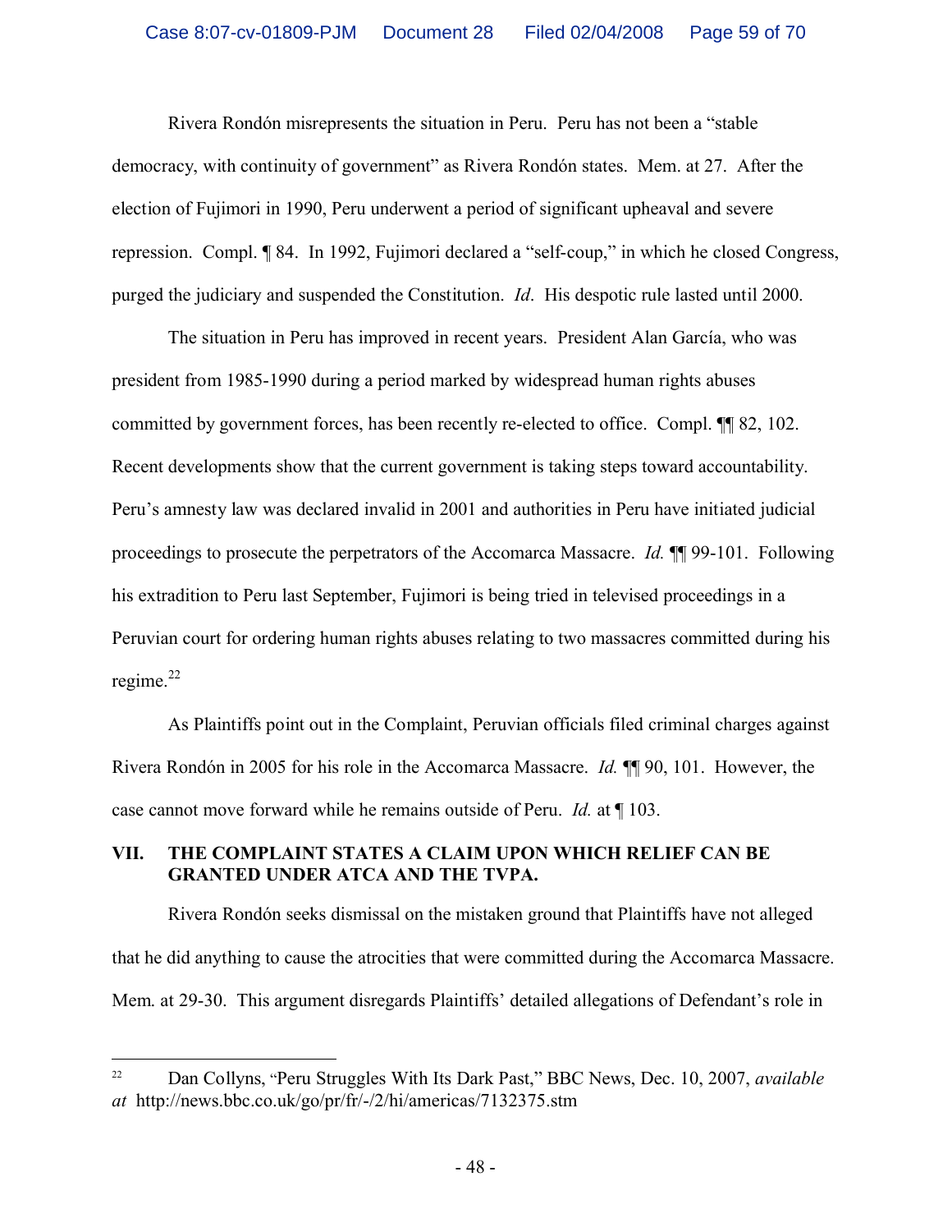Rivera Rondón misrepresents the situation in Peru. Peru has not been a "stable democracy, with continuity of government" as Rivera Rondón states. Mem. at 27. After the election of Fujimori in 1990, Peru underwent a period of significant upheaval and severe repression. Compl. ¶ 84. In 1992, Fujimori declared a "self-coup," in which he closed Congress, purged the judiciary and suspended the Constitution. *Id*. His despotic rule lasted until 2000.

The situation in Peru has improved in recent years. President Alan García, who was president from 1985-1990 during a period marked by widespread human rights abuses committed by government forces, has been recently re-elected to office. Compl. ¶¶ 82, 102. Recent developments show that the current government is taking steps toward accountability. Peru's amnesty law was declared invalid in 2001 and authorities in Peru have initiated judicial proceedings to prosecute the perpetrators of the Accomarca Massacre. *Id.* ¶¶ 99-101. Following his extradition to Peru last September, Fujimori is being tried in televised proceedings in a Peruvian court for ordering human rights abuses relating to two massacres committed during his regime.[22]

As Plaintiffs point out in the Complaint, Peruvian officials filed criminal charges against Rivera Rondón in 2005 for his role in the Accomarca Massacre. *Id.* ¶¶ 90, 101. However, the case cannot move forward while he remains outside of Peru. *Id.* at ¶ 103.

## VII. THE COMPLAINT STATES A CLAIM UPON WHICH RELIEF CAN BE GRANTED UNDER ATCA AND THE TVPA.

Rivera Rondón seeks dismissal on the mistaken ground that Plaintiffs have not alleged that he did anything to cause the atrocities that were committed during the Accomarca Massacre. Mem. at 29-30. This argument disregards Plaintiffs' detailed allegations of Defendant's role in

---

[22] Dan Collyns, "Peru Struggles With Its Dark Past," BBC News, Dec. 10, 2007, *available at* http://news.bbc.co.uk/go/pr/fr/-/2/hi/americas/7132375.stm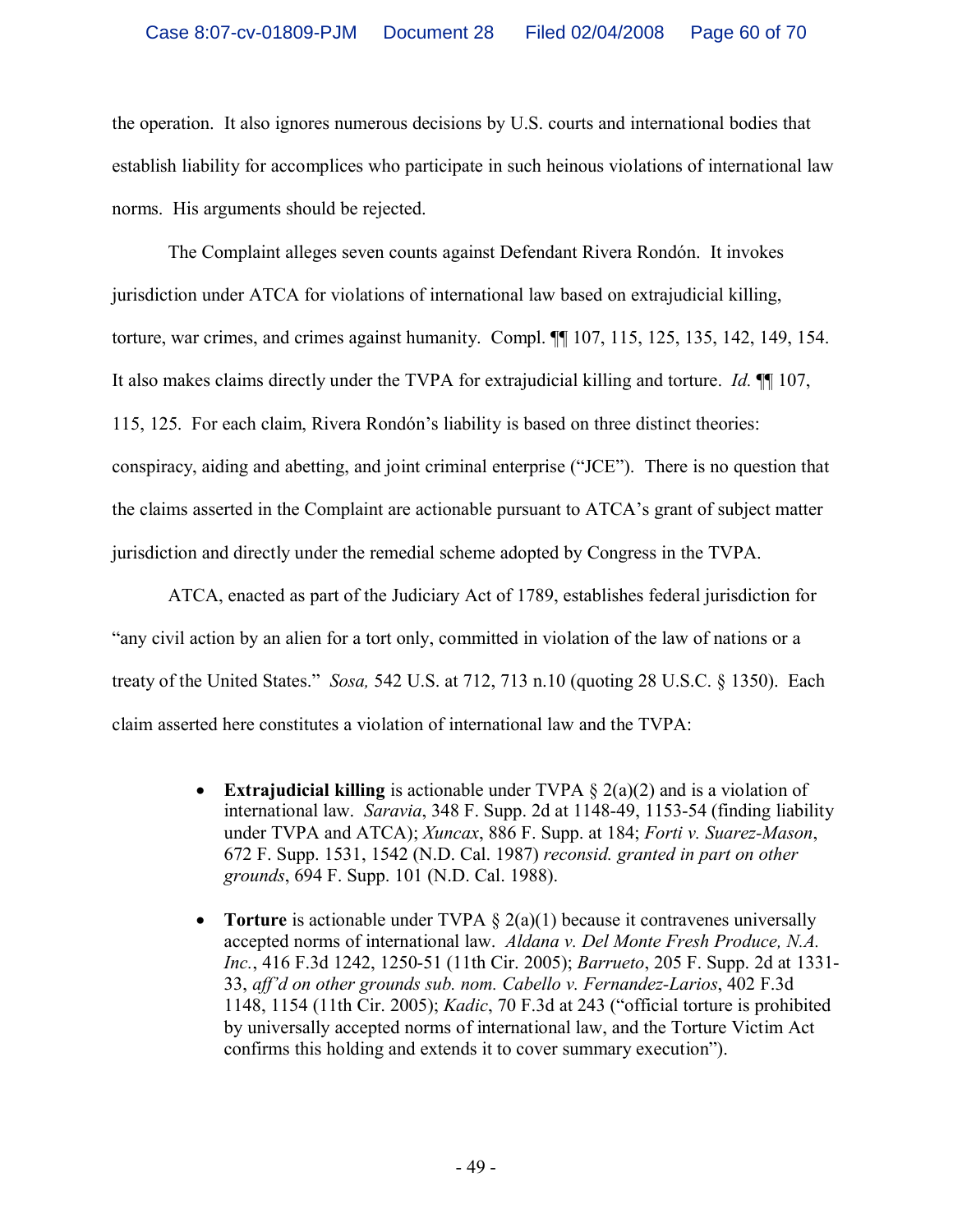the operation. It also ignores numerous decisions by U.S. courts and international bodies that establish liability for accomplices who participate in such heinous violations of international law norms. His arguments should be rejected.

The Complaint alleges seven counts against Defendant Rivera Rondón. It invokes jurisdiction under ATCA for violations of international law based on extrajudicial killing, torture, war crimes, and crimes against humanity. Compl. ¶¶ 107, 115, 125, 135, 142, 149, 154. It also makes claims directly under the TVPA for extrajudicial killing and torture. *Id.* ¶¶ 107, 115, 125. For each claim, Rivera Rondón's liability is based on three distinct theories: conspiracy, aiding and abetting, and joint criminal enterprise ("JCE"). There is no question that the claims asserted in the Complaint are actionable pursuant to ATCA's grant of subject matter jurisdiction and directly under the remedial scheme adopted by Congress in the TVPA.

ATCA, enacted as part of the Judiciary Act of 1789, establishes federal jurisdiction for "any civil action by an alien for a tort only, committed in violation of the law of nations or a treaty of the United States." *Sosa,* 542 U.S. at 712, 713 n.10 (quoting 28 U.S.C. § 1350). Each claim asserted here constitutes a violation of international law and the TVPA:

- **Extrajudicial killing** is actionable under TVPA § 2(a)(2) and is a violation of international law. *Saravia*, 348 F. Supp. 2d at 1148-49, 1153-54 (finding liability under TVPA and ATCA); *Xuncax*, 886 F. Supp. at 184; *Forti v. Suarez-Mason*, 672 F. Supp. 1531, 1542 (N.D. Cal. 1987) *reconsid. granted in part on other grounds*, 694 F. Supp. 101 (N.D. Cal. 1988).

- **Torture** is actionable under TVPA § 2(a)(1) because it contravenes universally accepted norms of international law. *Aldana v. Del Monte Fresh Produce, N.A. Inc.*, 416 F.3d 1242, 1250-51 (11th Cir. 2005); *Barrueto*, 205 F. Supp. 2d at 1331-33, *aff'd on other grounds sub. nom. Cabello v. Fernandez-Larios*, 402 F.3d 1148, 1154 (11th Cir. 2005); *Kadic*, 70 F.3d at 243 ("official torture is prohibited by universally accepted norms of international law, and the Torture Victim Act confirms this holding and extends it to cover summary execution").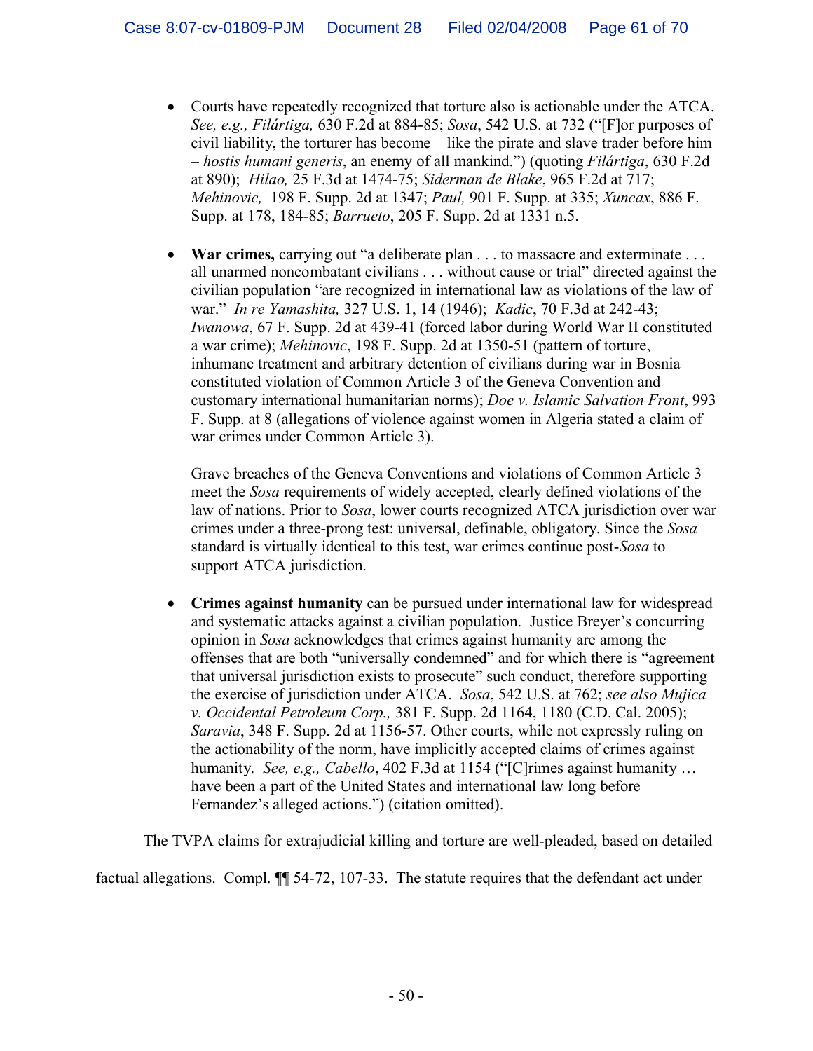- Courts have repeatedly recognized that torture also is actionable under the ATCA. *See, e.g., Filártiga,* 630 F.2d at 884-85; *Sosa*, 542 U.S. at 732 ("[F]or purposes of civil liability, the torturer has become – like the pirate and slave trader before him – *hostis humani generis*, an enemy of all mankind.") (quoting *Filártiga*, 630 F.2d at 890); *Hilao,* 25 F.3d at 1474-75; *Siderman de Blake*, 965 F.2d at 717; *Mehinovic,* 198 F. Supp. 2d at 1347; *Paul,* 901 F. Supp. at 335; *Xuncax*, 886 F. Supp. at 178, 184-85; *Barrueto*, 205 F. Supp. 2d at 1331 n.5.

- **War crimes,** carrying out "a deliberate plan . . . to massacre and exterminate . . . all unarmed noncombatant civilians . . . without cause or trial" directed against the civilian population "are recognized in international law as violations of the law of war." *In re Yamashita,* 327 U.S. 1, 14 (1946); *Kadic*, 70 F.3d at 242-43; *Iwanowa*, 67 F. Supp. 2d at 439-41 (forced labor during World War II constituted a war crime); *Mehinovic*, 198 F. Supp. 2d at 1350-51 (pattern of torture, inhumane treatment and arbitrary detention of civilians during war in Bosnia constituted violation of Common Article 3 of the Geneva Convention and customary international humanitarian norms); *Doe v. Islamic Salvation Front*, 993 F. Supp. at 8 (allegations of violence against women in Algeria stated a claim of war crimes under Common Article 3).

  Grave breaches of the Geneva Conventions and violations of Common Article 3 meet the *Sosa* requirements of widely accepted, clearly defined violations of the law of nations. Prior to *Sosa*, lower courts recognized ATCA jurisdiction over war crimes under a three-prong test: universal, definable, obligatory. Since the *Sosa* standard is virtually identical to this test, war crimes continue post-*Sosa* to support ATCA jurisdiction.

- **Crimes against humanity** can be pursued under international law for widespread and systematic attacks against a civilian population. Justice Breyer's concurring opinion in *Sosa* acknowledges that crimes against humanity are among the offenses that are both "universally condemned" and for which there is "agreement that universal jurisdiction exists to prosecute" such conduct, therefore supporting the exercise of jurisdiction under ATCA. *Sosa*, 542 U.S. at 762; *see also Mujica v. Occidental Petroleum Corp.,* 381 F. Supp. 2d 1164, 1180 (C.D. Cal. 2005); *Saravia*, 348 F. Supp. 2d at 1156-57. Other courts, while not expressly ruling on the actionability of the norm, have implicitly accepted claims of crimes against humanity. *See, e.g., Cabello*, 402 F.3d at 1154 ("[C]rimes against humanity … have been a part of the United States and international law long before Fernandez's alleged actions.") (citation omitted).

The TVPA claims for extrajudicial killing and torture are well-pleaded, based on detailed factual allegations. Compl. ¶¶ 54-72, 107-33. The statute requires that the defendant act under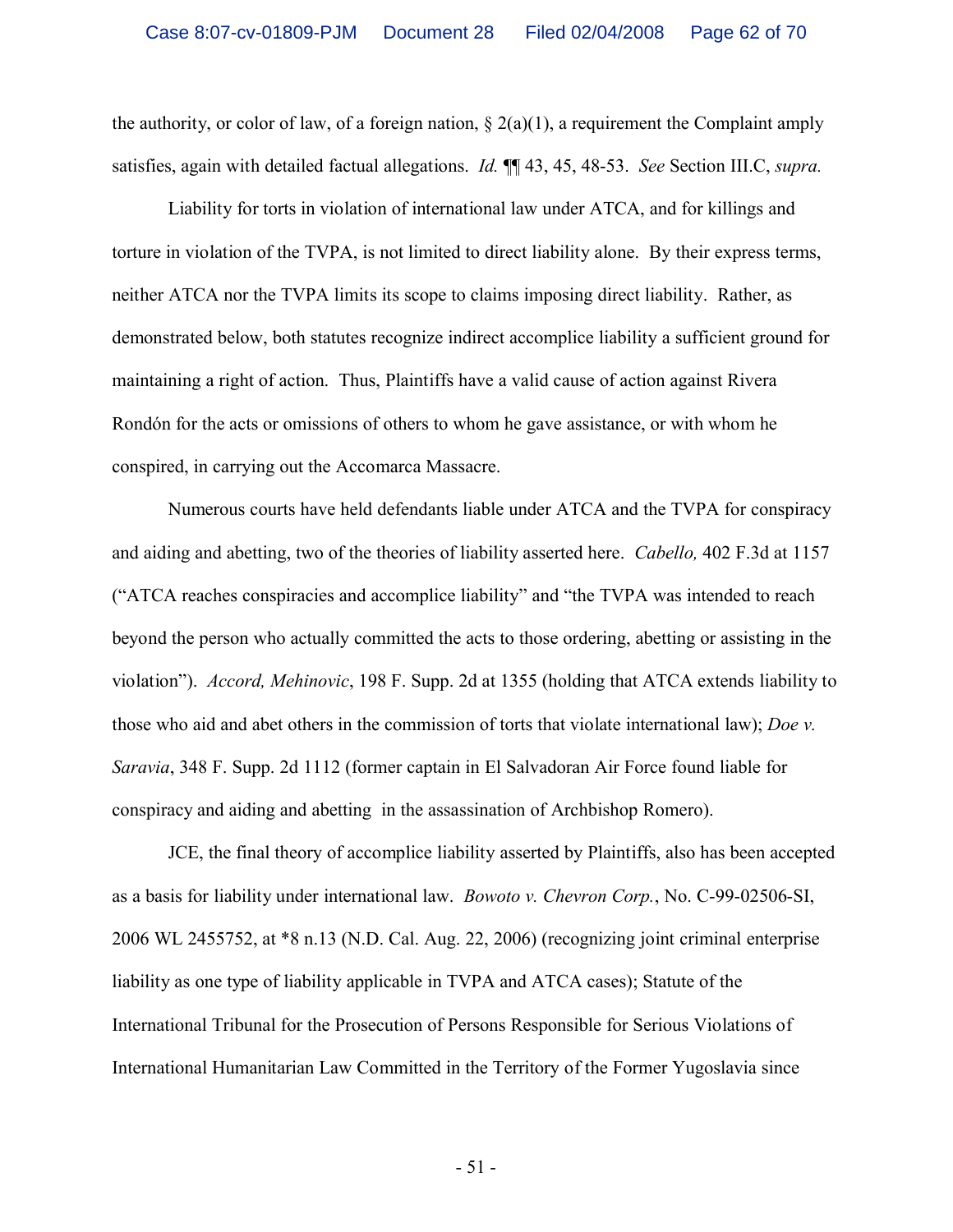the authority, or color of law, of a foreign nation, § 2(a)(1), a requirement the Complaint amply satisfies, again with detailed factual allegations. *Id.* ¶¶ 43, 45, 48-53. *See* Section III.C, *supra.*

Liability for torts in violation of international law under ATCA, and for killings and torture in violation of the TVPA, is not limited to direct liability alone. By their express terms, neither ATCA nor the TVPA limits its scope to claims imposing direct liability. Rather, as demonstrated below, both statutes recognize indirect accomplice liability a sufficient ground for maintaining a right of action. Thus, Plaintiffs have a valid cause of action against Rivera Rondón for the acts or omissions of others to whom he gave assistance, or with whom he conspired, in carrying out the Accomarca Massacre.

Numerous courts have held defendants liable under ATCA and the TVPA for conspiracy and aiding and abetting, two of the theories of liability asserted here. *Cabello,* 402 F.3d at 1157 ("ATCA reaches conspiracies and accomplice liability" and "the TVPA was intended to reach beyond the person who actually committed the acts to those ordering, abetting or assisting in the violation"). *Accord, Mehinovic*, 198 F. Supp. 2d at 1355 (holding that ATCA extends liability to those who aid and abet others in the commission of torts that violate international law); *Doe v. Saravia*, 348 F. Supp. 2d 1112 (former captain in El Salvadoran Air Force found liable for conspiracy and aiding and abetting in the assassination of Archbishop Romero).

JCE, the final theory of accomplice liability asserted by Plaintiffs, also has been accepted as a basis for liability under international law. *Bowoto v. Chevron Corp.*, No. C-99-02506-SI, 2006 WL 2455752, at *8 n.13 (N.D. Cal. Aug. 22, 2006) (recognizing joint criminal enterprise liability as one type of liability applicable in TVPA and ATCA cases); Statute of the International Tribunal for the Prosecution of Persons Responsible for Serious Violations of International Humanitarian Law Committed in the Territory of the Former Yugoslavia since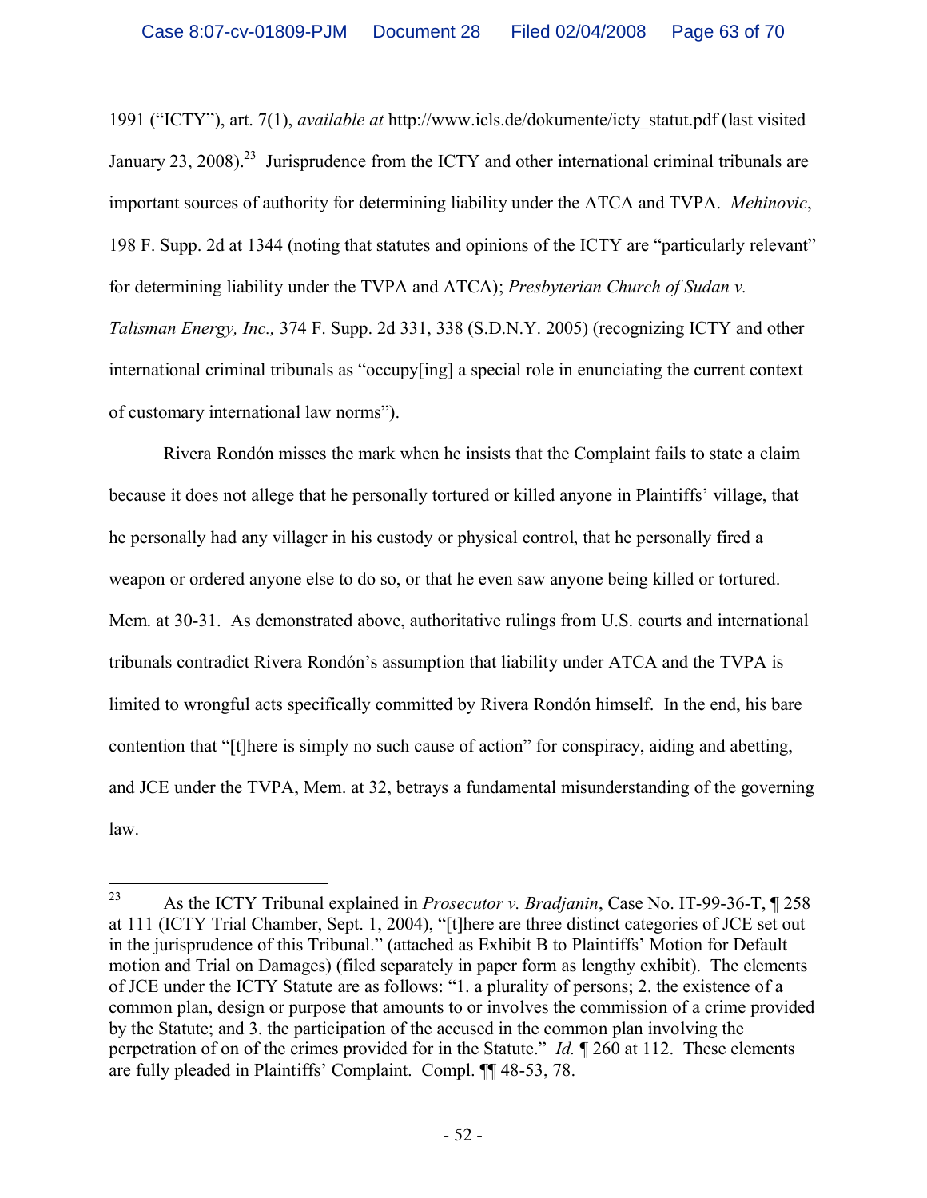1991 ("ICTY"), art. 7(1), *available at* http://www.icls.de/dokumente/icty_statut.pdf (last visited January 23, 2008).[23] Jurisprudence from the ICTY and other international criminal tribunals are important sources of authority for determining liability under the ATCA and TVPA. *Mehinovic*, 198 F. Supp. 2d at 1344 (noting that statutes and opinions of the ICTY are "particularly relevant" for determining liability under the TVPA and ATCA); *Presbyterian Church of Sudan v. Talisman Energy, Inc.,* 374 F. Supp. 2d 331, 338 (S.D.N.Y. 2005) (recognizing ICTY and other international criminal tribunals as "occupy[ing] a special role in enunciating the current context of customary international law norms").

Rivera Rondón misses the mark when he insists that the Complaint fails to state a claim because it does not allege that he personally tortured or killed anyone in Plaintiffs' village, that he personally had any villager in his custody or physical control, that he personally fired a weapon or ordered anyone else to do so, or that he even saw anyone being killed or tortured. Mem. at 30-31. As demonstrated above, authoritative rulings from U.S. courts and international tribunals contradict Rivera Rondón's assumption that liability under ATCA and the TVPA is limited to wrongful acts specifically committed by Rivera Rondón himself. In the end, his bare contention that "[t]here is simply no such cause of action" for conspiracy, aiding and abetting, and JCE under the TVPA, Mem. at 32, betrays a fundamental misunderstanding of the governing law.

---

[23] As the ICTY Tribunal explained in *Prosecutor v. Bradjanin*, Case No. IT-99-36-T, ¶ 258 at 111 (ICTY Trial Chamber, Sept. 1, 2004), "[t]here are three distinct categories of JCE set out in the jurisprudence of this Tribunal." (attached as Exhibit B to Plaintiffs' Motion for Default motion and Trial on Damages) (filed separately in paper form as lengthy exhibit). The elements of JCE under the ICTY Statute are as follows: "1. a plurality of persons; 2. the existence of a common plan, design or purpose that amounts to or involves the commission of a crime provided by the Statute; and 3. the participation of the accused in the common plan involving the perpetration of on of the crimes provided for in the Statute." *Id.* ¶ 260 at 112. These elements are fully pleaded in Plaintiffs' Complaint. Compl. ¶¶ 48-53, 78.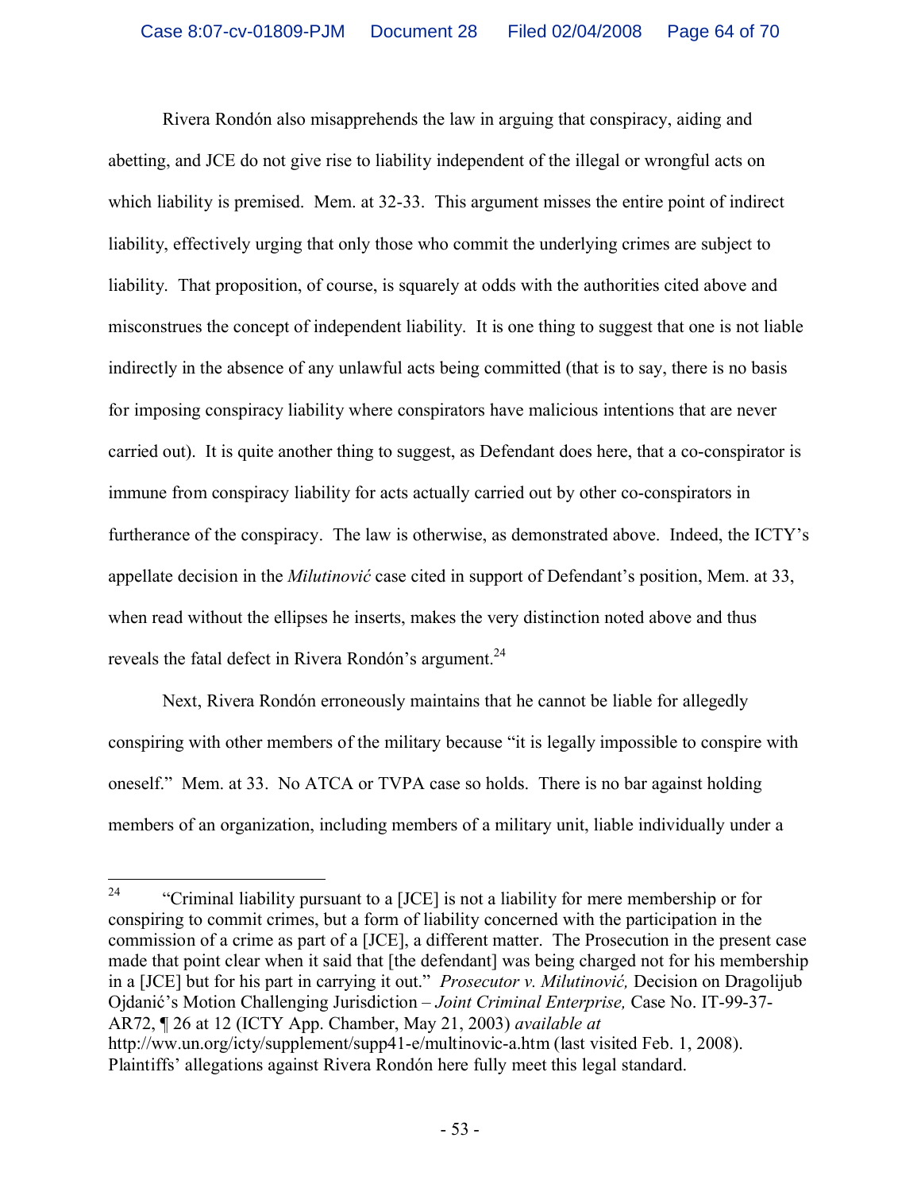Rivera Rondón also misapprehends the law in arguing that conspiracy, aiding and abetting, and JCE do not give rise to liability independent of the illegal or wrongful acts on which liability is premised. Mem. at 32-33. This argument misses the entire point of indirect liability, effectively urging that only those who commit the underlying crimes are subject to liability. That proposition, of course, is squarely at odds with the authorities cited above and misconstrues the concept of independent liability. It is one thing to suggest that one is not liable indirectly in the absence of any unlawful acts being committed (that is to say, there is no basis for imposing conspiracy liability where conspirators have malicious intentions that are never carried out). It is quite another thing to suggest, as Defendant does here, that a co-conspirator is immune from conspiracy liability for acts actually carried out by other co-conspirators in furtherance of the conspiracy. The law is otherwise, as demonstrated above. Indeed, the ICTY's appellate decision in the *Milutinović* case cited in support of Defendant's position, Mem. at 33, when read without the ellipses he inserts, makes the very distinction noted above and thus reveals the fatal defect in Rivera Rondón's argument.[24]

Next, Rivera Rondón erroneously maintains that he cannot be liable for allegedly conspiring with other members of the military because "it is legally impossible to conspire with oneself." Mem. at 33. No ATCA or TVPA case so holds. There is no bar against holding members of an organization, including members of a military unit, liable individually under a

---

[24] "Criminal liability pursuant to a [JCE] is not a liability for mere membership or for conspiring to commit crimes, but a form of liability concerned with the participation in the commission of a crime as part of a [JCE], a different matter. The Prosecution in the present case made that point clear when it said that [the defendant] was being charged not for his membership in a [JCE] but for his part in carrying it out." *Prosecutor v. Milutinović,* Decision on Dragoljub Ojdanić's Motion Challenging Jurisdiction – *Joint Criminal Enterprise,* Case No. IT-99-37-AR72, ¶ 26 at 12 (ICTY App. Chamber, May 21, 2003) *available at* http://ww.un.org/icty/supplement/supp41-e/multinovic-a.htm (last visited Feb. 1, 2008). Plaintiffs' allegations against Rivera Rondón here fully meet this legal standard.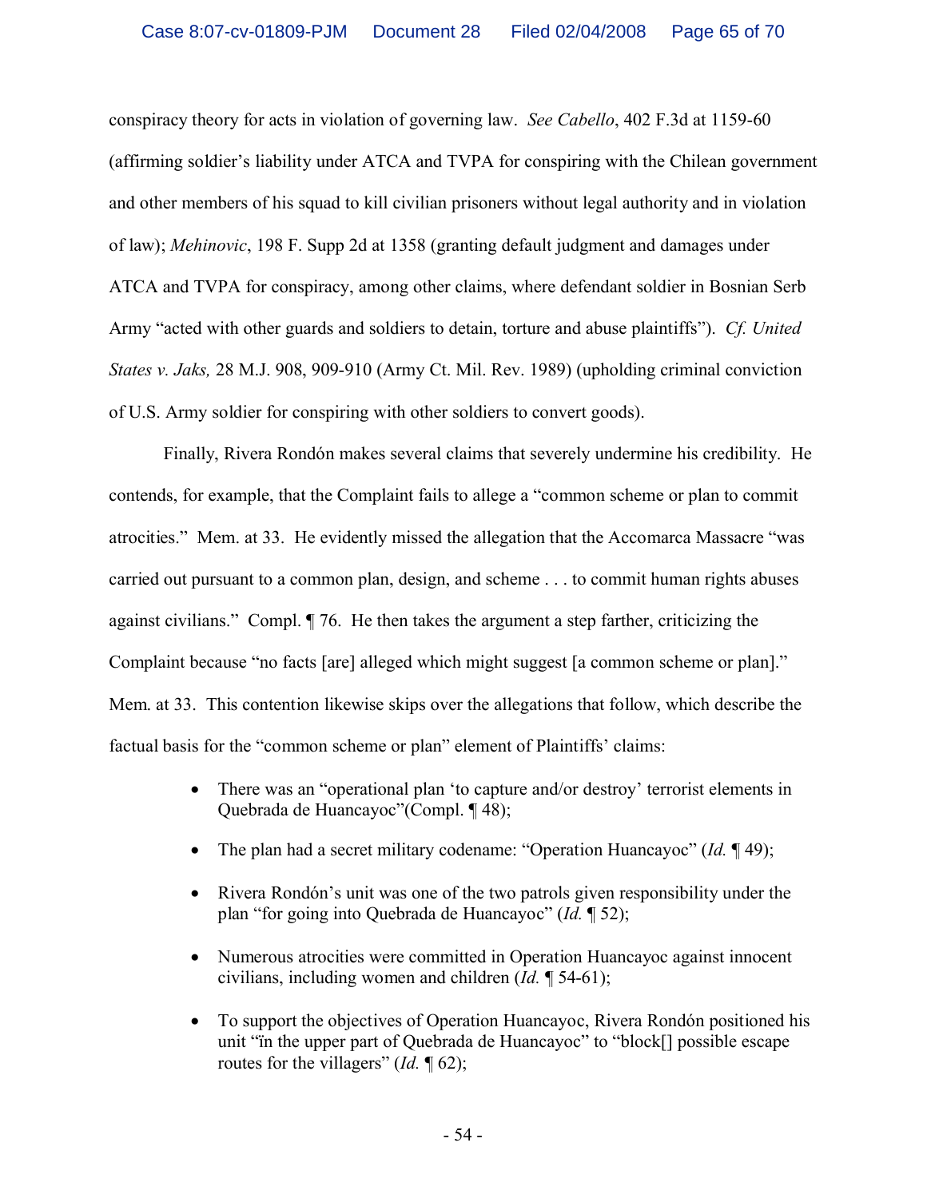conspiracy theory for acts in violation of governing law. *See Cabello*, 402 F.3d at 1159-60 (affirming soldier's liability under ATCA and TVPA for conspiring with the Chilean government and other members of his squad to kill civilian prisoners without legal authority and in violation of law); *Mehinovic*, 198 F. Supp 2d at 1358 (granting default judgment and damages under ATCA and TVPA for conspiracy, among other claims, where defendant soldier in Bosnian Serb Army "acted with other guards and soldiers to detain, torture and abuse plaintiffs"). *Cf. United States v. Jaks,* 28 M.J. 908, 909-910 (Army Ct. Mil. Rev. 1989) (upholding criminal conviction of U.S. Army soldier for conspiring with other soldiers to convert goods).

Finally, Rivera Rondón makes several claims that severely undermine his credibility. He contends, for example, that the Complaint fails to allege a "common scheme or plan to commit atrocities." Mem. at 33. He evidently missed the allegation that the Accomarca Massacre "was carried out pursuant to a common plan, design, and scheme . . . to commit human rights abuses against civilians." Compl. ¶ 76. He then takes the argument a step farther, criticizing the Complaint because "no facts [are] alleged which might suggest [a common scheme or plan]." Mem. at 33. This contention likewise skips over the allegations that follow, which describe the factual basis for the "common scheme or plan" element of Plaintiffs' claims:

- There was an "operational plan 'to capture and/or destroy' terrorist elements in Quebrada de Huancayoc"(Compl. ¶ 48);
- The plan had a secret military codename: "Operation Huancayoc" (*Id.* ¶ 49);
- Rivera Rondón's unit was one of the two patrols given responsibility under the plan "for going into Quebrada de Huancayoc" (*Id.* ¶ 52);
- Numerous atrocities were committed in Operation Huancayoc against innocent civilians, including women and children (*Id.* ¶ 54-61);
- To support the objectives of Operation Huancayoc, Rivera Rondón positioned his unit "ïn the upper part of Quebrada de Huancayoc" to "block[] possible escape routes for the villagers" (*Id.* ¶ 62);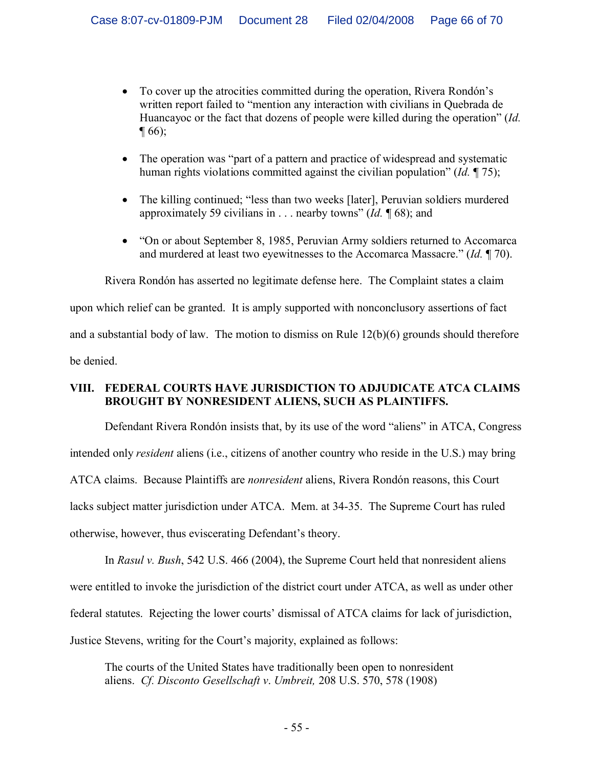- To cover up the atrocities committed during the operation, Rivera Rondón's written report failed to "mention any interaction with civilians in Quebrada de Huancayoc or the fact that dozens of people were killed during the operation" (*Id.* ¶ 66);

- The operation was "part of a pattern and practice of widespread and systematic human rights violations committed against the civilian population" (*Id.* ¶ 75);

- The killing continued; "less than two weeks [later], Peruvian soldiers murdered approximately 59 civilians in . . . nearby towns" (*Id.* ¶ 68); and

- "On or about September 8, 1985, Peruvian Army soldiers returned to Accomarca and murdered at least two eyewitnesses to the Accomarca Massacre." (*Id.* ¶ 70).

Rivera Rondón has asserted no legitimate defense here. The Complaint states a claim upon which relief can be granted. It is amply supported with nonconclusory assertions of fact and a substantial body of law. The motion to dismiss on Rule 12(b)(6) grounds should therefore be denied.

## VIII. FEDERAL COURTS HAVE JURISDICTION TO ADJUDICATE ATCA CLAIMS BROUGHT BY NONRESIDENT ALIENS, SUCH AS PLAINTIFFS.

Defendant Rivera Rondón insists that, by its use of the word "aliens" in ATCA, Congress intended only *resident* aliens (i.e., citizens of another country who reside in the U.S.) may bring ATCA claims. Because Plaintiffs are *nonresident* aliens, Rivera Rondón reasons, this Court lacks subject matter jurisdiction under ATCA. Mem. at 34-35. The Supreme Court has ruled otherwise, however, thus eviscerating Defendant's theory.

In *Rasul v. Bush*, 542 U.S. 466 (2004), the Supreme Court held that nonresident aliens were entitled to invoke the jurisdiction of the district court under ATCA, as well as under other federal statutes. Rejecting the lower courts' dismissal of ATCA claims for lack of jurisdiction, Justice Stevens, writing for the Court's majority, explained as follows:

> The courts of the United States have traditionally been open to nonresident aliens. *Cf. Disconto Gesellschaft v. Umbreit,* 208 U.S. 570, 578 (1908)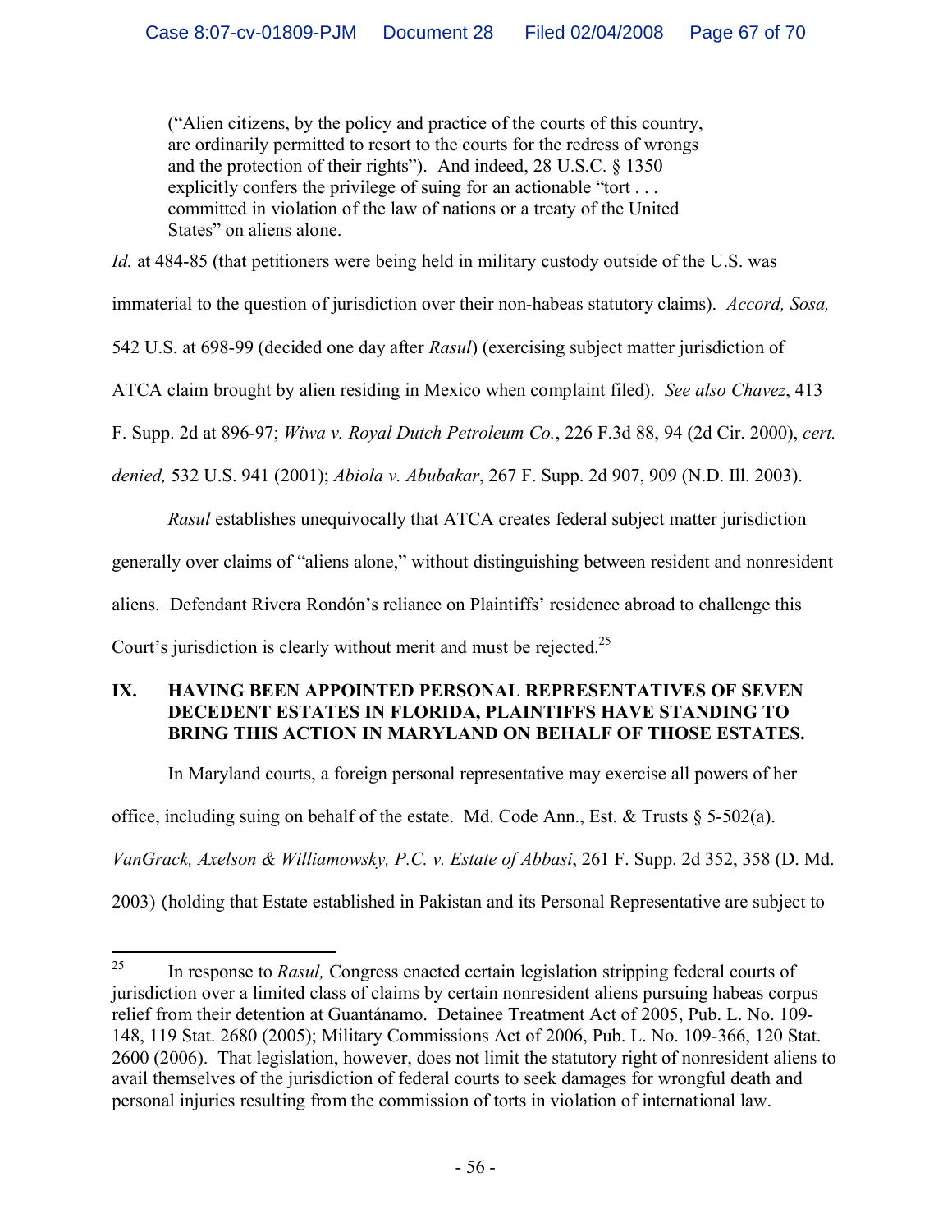> ("Alien citizens, by the policy and practice of the courts of this country, are ordinarily permitted to resort to the courts for the redress of wrongs and the protection of their rights"). And indeed, 28 U.S.C. § 1350 explicitly confers the privilege of suing for an actionable "tort . . . committed in violation of the law of nations or a treaty of the United States" on aliens alone.

*Id.* at 484-85 (that petitioners were being held in military custody outside of the U.S. was immaterial to the question of jurisdiction over their non-habeas statutory claims). *Accord, Sosa,* 542 U.S. at 698-99 (decided one day after *Rasul*) (exercising subject matter jurisdiction of ATCA claim brought by alien residing in Mexico when complaint filed). *See also Chavez*, 413 F. Supp. 2d at 896-97; *Wiwa v. Royal Dutch Petroleum Co.*, 226 F.3d 88, 94 (2d Cir. 2000), *cert. denied,* 532 U.S. 941 (2001); *Abiola v. Abubakar*, 267 F. Supp. 2d 907, 909 (N.D. Ill. 2003).

*Rasul* establishes unequivocally that ATCA creates federal subject matter jurisdiction generally over claims of "aliens alone," without distinguishing between resident and nonresident aliens. Defendant Rivera Rondón's reliance on Plaintiffs' residence abroad to challenge this Court's jurisdiction is clearly without merit and must be rejected.[25]

## IX. HAVING BEEN APPOINTED PERSONAL REPRESENTATIVES OF SEVEN DECEDENT ESTATES IN FLORIDA, PLAINTIFFS HAVE STANDING TO BRING THIS ACTION IN MARYLAND ON BEHALF OF THOSE ESTATES.

In Maryland courts, a foreign personal representative may exercise all powers of her office, including suing on behalf of the estate. Md. Code Ann., Est. & Trusts § 5-502(a). *VanGrack, Axelson & Williamowsky, P.C. v. Estate of Abbasi*, 261 F. Supp. 2d 352, 358 (D. Md. 2003) (holding that Estate established in Pakistan and its Personal Representative are subject to

---

[25] In response to *Rasul,* Congress enacted certain legislation stripping federal courts of jurisdiction over a limited class of claims by certain nonresident aliens pursuing habeas corpus relief from their detention at Guantánamo. Detainee Treatment Act of 2005, Pub. L. No. 109-148, 119 Stat. 2680 (2005); Military Commissions Act of 2006, Pub. L. No. 109-366, 120 Stat. 2600 (2006). That legislation, however, does not limit the statutory right of nonresident aliens to avail themselves of the jurisdiction of federal courts to seek damages for wrongful death and personal injuries resulting from the commission of torts in violation of international law.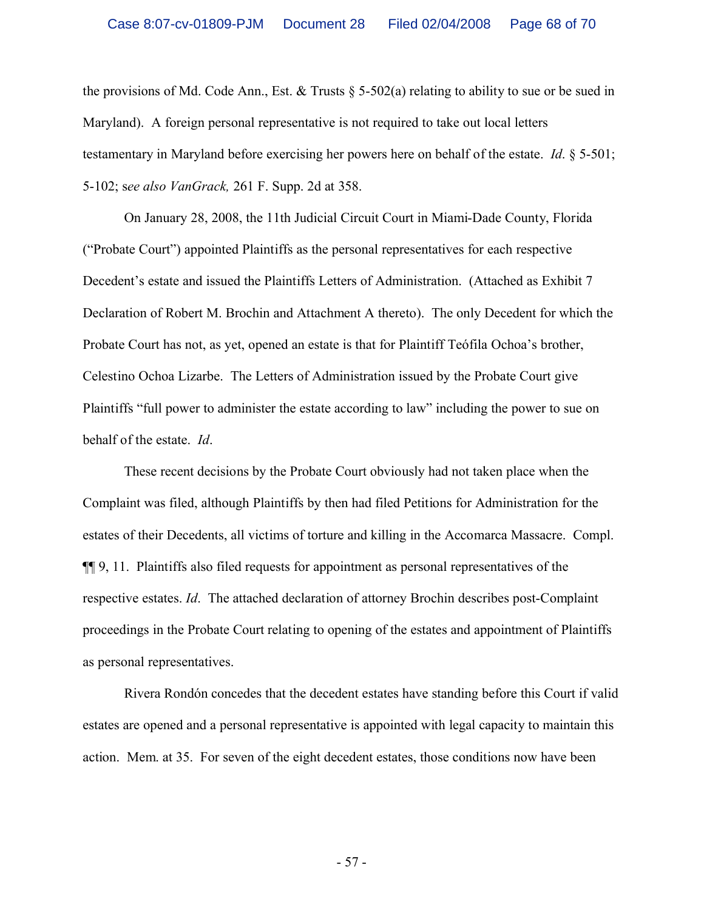the provisions of Md. Code Ann., Est. & Trusts § 5-502(a) relating to ability to sue or be sued in Maryland). A foreign personal representative is not required to take out local letters testamentary in Maryland before exercising her powers here on behalf of the estate. *Id*. § 5-501; 5-102; s*ee also VanGrack,* 261 F. Supp. 2d at 358.

On January 28, 2008, the 11th Judicial Circuit Court in Miami-Dade County, Florida ("Probate Court") appointed Plaintiffs as the personal representatives for each respective Decedent's estate and issued the Plaintiffs Letters of Administration. (Attached as Exhibit 7 Declaration of Robert M. Brochin and Attachment A thereto). The only Decedent for which the Probate Court has not, as yet, opened an estate is that for Plaintiff Teófila Ochoa's brother, Celestino Ochoa Lizarbe. The Letters of Administration issued by the Probate Court give Plaintiffs "full power to administer the estate according to law" including the power to sue on behalf of the estate. *Id*.

These recent decisions by the Probate Court obviously had not taken place when the Complaint was filed, although Plaintiffs by then had filed Petitions for Administration for the estates of their Decedents, all victims of torture and killing in the Accomarca Massacre. Compl. ¶¶ 9, 11. Plaintiffs also filed requests for appointment as personal representatives of the respective estates. *Id*. The attached declaration of attorney Brochin describes post-Complaint proceedings in the Probate Court relating to opening of the estates and appointment of Plaintiffs as personal representatives.

Rivera Rondón concedes that the decedent estates have standing before this Court if valid estates are opened and a personal representative is appointed with legal capacity to maintain this action. Mem. at 35. For seven of the eight decedent estates, those conditions now have been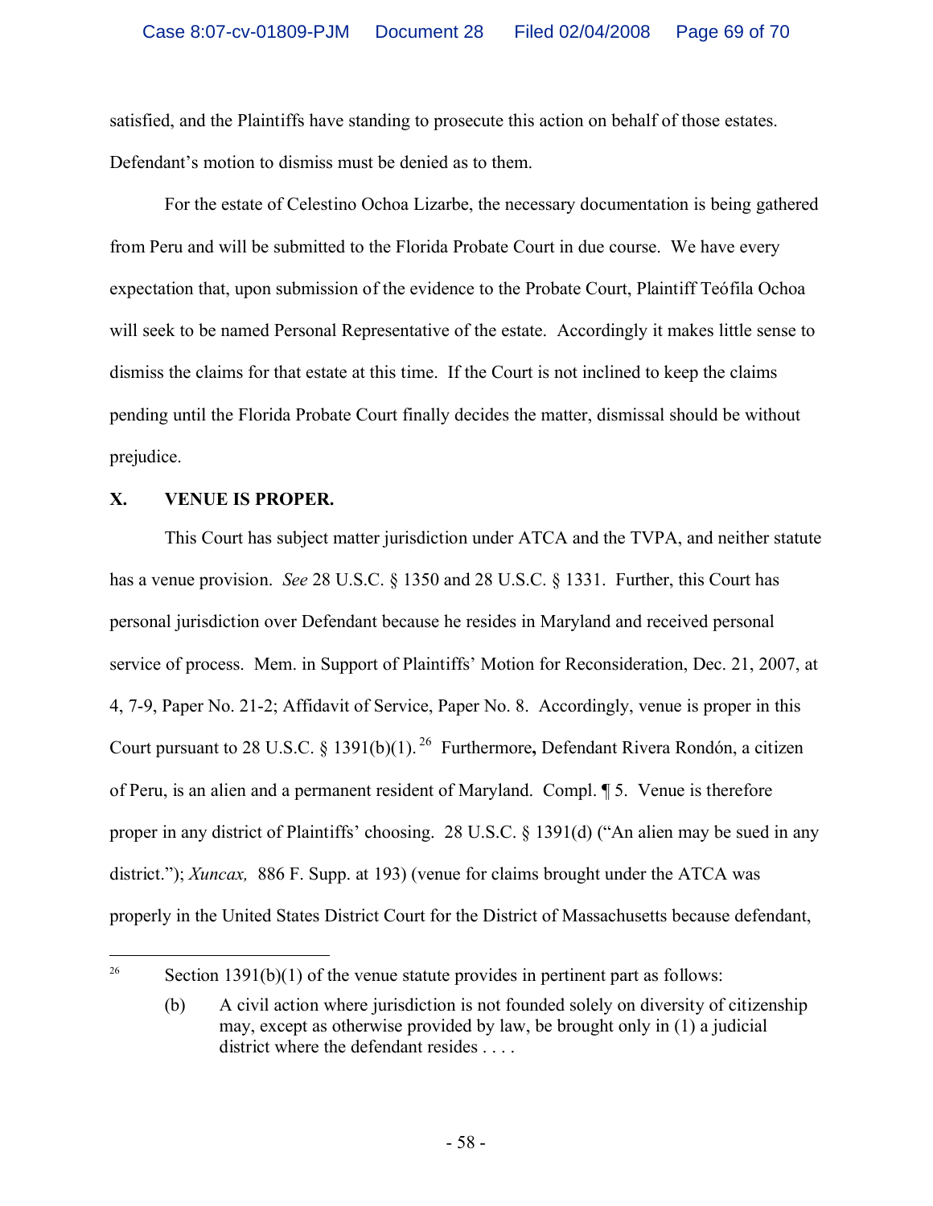satisfied, and the Plaintiffs have standing to prosecute this action on behalf of those estates. Defendant's motion to dismiss must be denied as to them.

For the estate of Celestino Ochoa Lizarbe, the necessary documentation is being gathered from Peru and will be submitted to the Florida Probate Court in due course. We have every expectation that, upon submission of the evidence to the Probate Court, Plaintiff Teófila Ochoa will seek to be named Personal Representative of the estate. Accordingly it makes little sense to dismiss the claims for that estate at this time. If the Court is not inclined to keep the claims pending until the Florida Probate Court finally decides the matter, dismissal should be without prejudice.

## X. VENUE IS PROPER.

This Court has subject matter jurisdiction under ATCA and the TVPA, and neither statute has a venue provision. *See* 28 U.S.C. § 1350 and 28 U.S.C. § 1331. Further, this Court has personal jurisdiction over Defendant because he resides in Maryland and received personal service of process. Mem. in Support of Plaintiffs' Motion for Reconsideration, Dec. 21, 2007, at 4, 7-9, Paper No. 21-2; Affidavit of Service, Paper No. 8. Accordingly, venue is proper in this Court pursuant to 28 U.S.C. § 1391(b)(1).[26] Furthermore**,** Defendant Rivera Rondón, a citizen of Peru, is an alien and a permanent resident of Maryland. Compl. ¶ 5. Venue is therefore proper in any district of Plaintiffs' choosing. 28 U.S.C. § 1391(d) ("An alien may be sued in any district."); *Xuncax,* 886 F. Supp. at 193) (venue for claims brought under the ATCA was properly in the United States District Court for the District of Massachusetts because defendant,

---

[26] Section 1391(b)(1) of the venue statute provides in pertinent part as follows:

> (b) A civil action where jurisdiction is not founded solely on diversity of citizenship may, except as otherwise provided by law, be brought only in (1) a judicial district where the defendant resides . . . .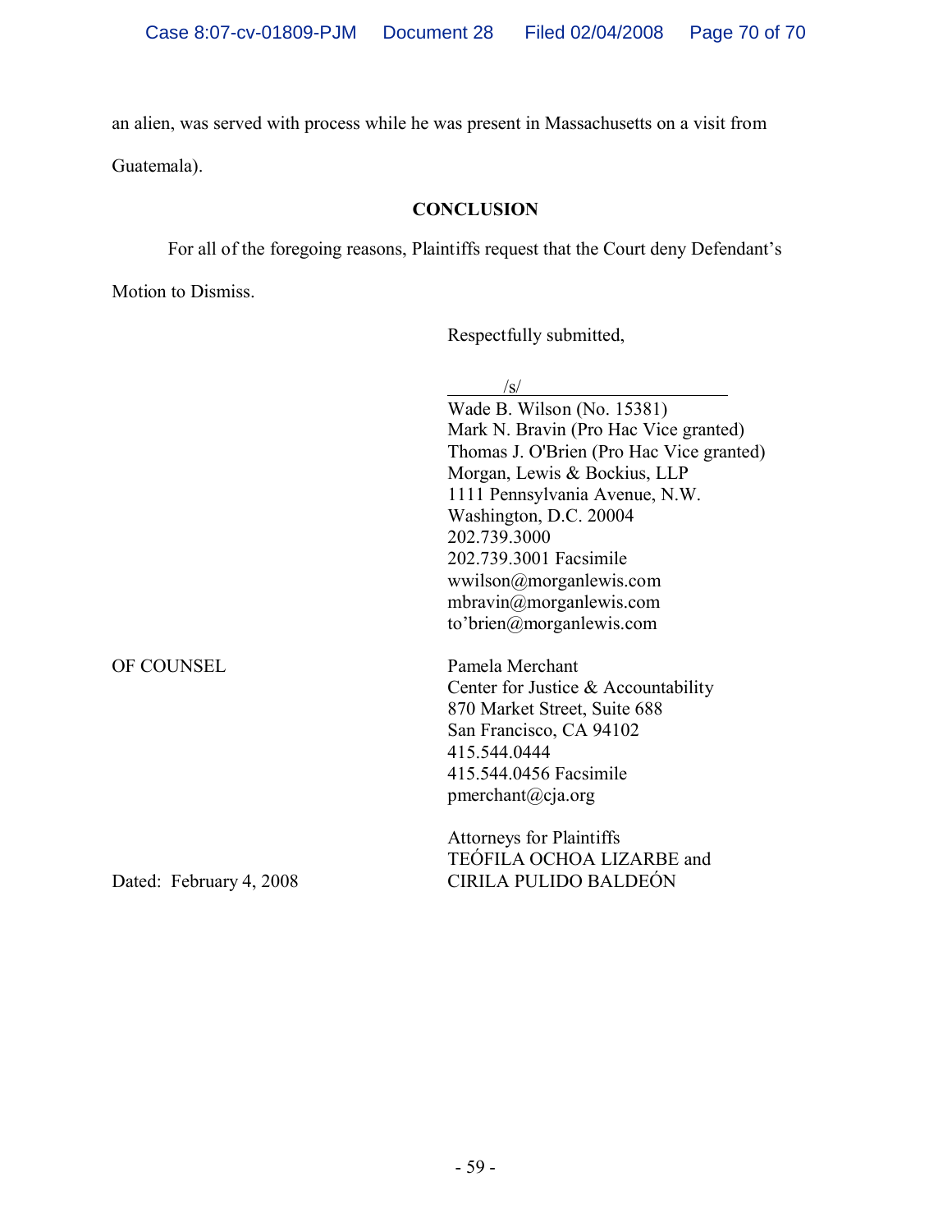an alien, was served with process while he was present in Massachusetts on a visit from Guatemala).

## CONCLUSION

For all of the foregoing reasons, Plaintiffs request that the Court deny Defendant's Motion to Dismiss.

Respectfully submitted,

/s/
Wade B. Wilson (No. 15381)
Mark N. Bravin (Pro Hac Vice granted)
Thomas J. O'Brien (Pro Hac Vice granted)
Morgan, Lewis & Bockius, LLP
1111 Pennsylvania Avenue, N.W.
Washington, D.C. 20004
202.739.3000
202.739.3001 Facsimile
wwilson@morganlewis.com
mbravin@morganlewis.com
to'brien@morganlewis.com

OF COUNSEL

Pamela Merchant
Center for Justice & Accountability
870 Market Street, Suite 688
San Francisco, CA 94102
415.544.0444
415.544.0456 Facsimile
pmerchant@cja.org

Attorneys for Plaintiffs
TEÓFILA OCHOA LIZARBE and
CIRILA PULIDO BALDEÓN

Dated: February 4, 2008